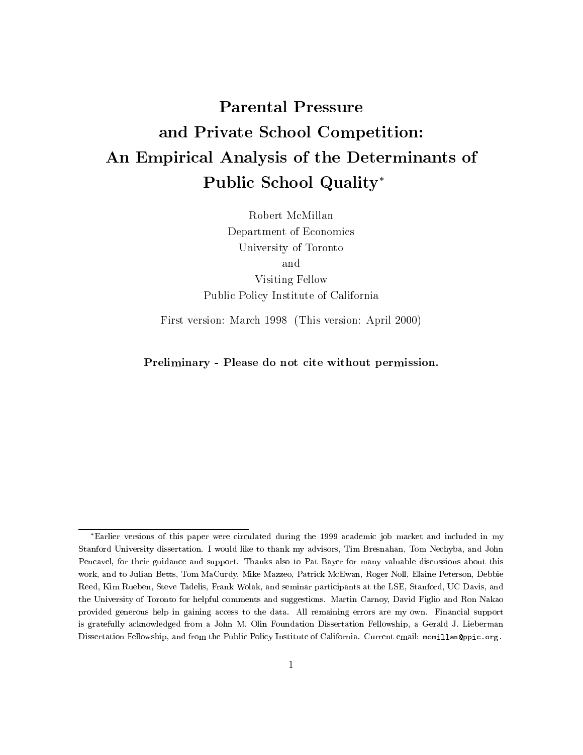# Parental Pressure and Private School Competition: An Empirical Analysis of the Determinants of Public School Quality*

Robert McMillan
Department of Economics
University of Toronto
and
Visiting Fellow
Public Policy Institute of California

First version: March 1998 (This version: April 2000)

**Preliminary - Please do not cite without permission.**

---

*Earlier versions of this paper were circulated during the 1999 academic job market and included in my Stanford University dissertation. I would like to thank my advisors, Tim Bresnahan, Tom Nechyba, and John Pencavel, for their guidance and support. Thanks also to Pat Bayer for many valuable discussions about this work, and to Julian Betts, Tom MaCurdy, Mike Mazzeo, Patrick McEwan, Roger Noll, Elaine Peterson, Debbie Reed, Kim Rueben, Steve Tadelis, Frank Wolak, and seminar participants at the LSE, Stanford, UC Davis, and the University of Toronto for helpful comments and suggestions. Martin Carnoy, David Figlio and Ron Nakao provided generous help in gaining access to the data. All remaining errors are my own. Financial support is gratefully acknowledged from a John M. Olin Foundation Dissertation Fellowship, a Gerald J. Lieberman Dissertation Fellowship, and from the Public Policy Institute of California. Current email: `mcmillan@ppic.org`.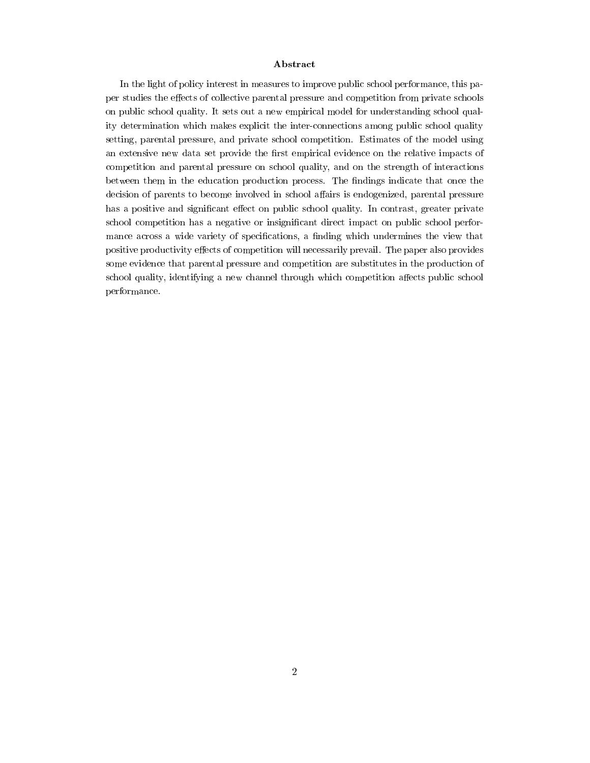## Abstract

In the light of policy interest in measures to improve public school performance, this paper studies the effects of collective parental pressure and competition from private schools on public school quality. It sets out a new empirical model for understanding school quality determination which makes explicit the inter-connections among public school quality setting, parental pressure, and private school competition. Estimates of the model using an extensive new data set provide the first empirical evidence on the relative impacts of competition and parental pressure on school quality, and on the strength of interactions between them in the education production process. The findings indicate that once the decision of parents to become involved in school affairs is endogenized, parental pressure has a positive and significant effect on public school quality. In contrast, greater private school competition has a negative or insignificant direct impact on public school performance across a wide variety of specifications, a finding which undermines the view that positive productivity effects of competition will necessarily prevail. The paper also provides some evidence that parental pressure and competition are substitutes in the production of school quality, identifying a new channel through which competition affects public school performance.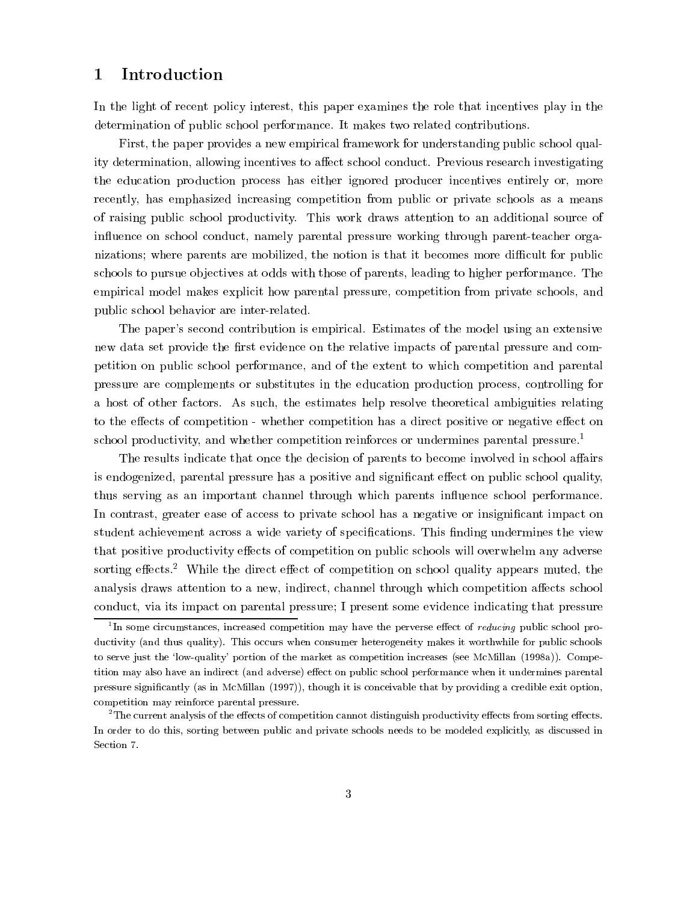# 1 Introduction

In the light of recent policy interest, this paper examines the role that incentives play in the determination of public school performance. It makes two related contributions.

First, the paper provides a new empirical framework for understanding public school quality determination, allowing incentives to affect school conduct. Previous research investigating the education production process has either ignored producer incentives entirely or, more recently, has emphasized increasing competition from public or private schools as a means of raising public school productivity. This work draws attention to an additional source of influence on school conduct, namely parental pressure working through parent-teacher organizations; where parents are mobilized, the notion is that it becomes more difficult for public schools to pursue objectives at odds with those of parents, leading to higher performance. The empirical model makes explicit how parental pressure, competition from private schools, and public school behavior are inter-related.

The paper's second contribution is empirical. Estimates of the model using an extensive new data set provide the first evidence on the relative impacts of parental pressure and competition on public school performance, and of the extent to which competition and parental pressure are complements or substitutes in the education production process, controlling for a host of other factors. As such, the estimates help resolve theoretical ambiguities relating to the effects of competition - whether competition has a direct positive or negative effect on school productivity, and whether competition reinforces or undermines parental pressure.[1]

The results indicate that once the decision of parents to become involved in school affairs is endogenized, parental pressure has a positive and significant effect on public school quality, thus serving as an important channel through which parents influence school performance. In contrast, greater ease of access to private school has a negative or insignificant impact on student achievement across a wide variety of specifications. This finding undermines the view that positive productivity effects of competition on public schools will overwhelm any adverse sorting effects.[2] While the direct effect of competition on school quality appears muted, the analysis draws attention to a new, indirect, channel through which competition affects school conduct, via its impact on parental pressure; I present some evidence indicating that pressure

---

[1] In some circumstances, increased competition may have the perverse effect of *reducing* public school productivity (and thus quality). This occurs when consumer heterogeneity makes it worthwhile for public schools to serve just the 'low-quality' portion of the market as competition increases (see McMillan (1998a)). Competition may also have an indirect (and adverse) effect on public school performance when it undermines parental pressure significantly (as in McMillan (1997)), though it is conceivable that by providing a credible exit option, competition may reinforce parental pressure.

[2] The current analysis of the effects of competition cannot distinguish productivity effects from sorting effects. In order to do this, sorting between public and private schools needs to be modeled explicitly, as discussed in Section 7.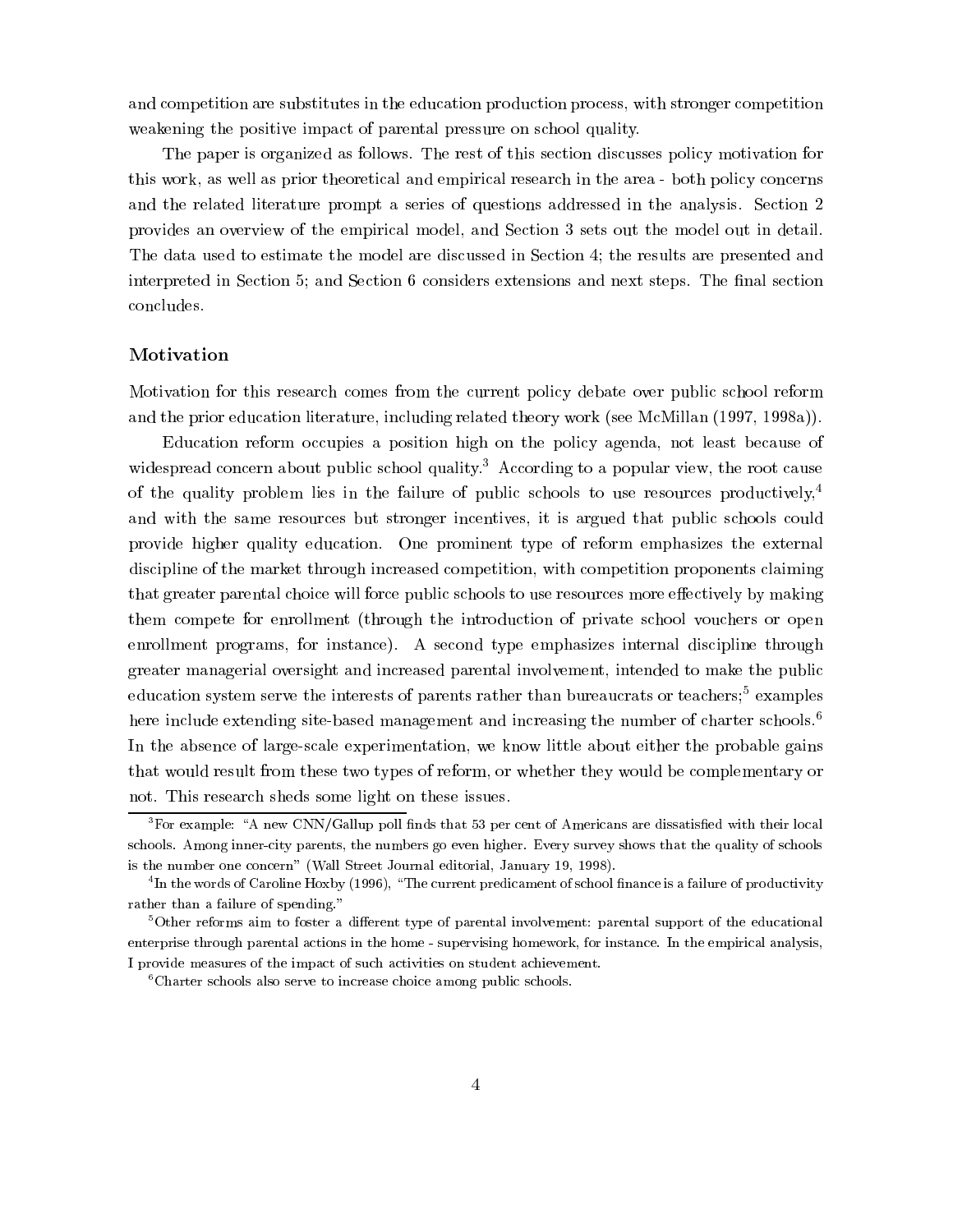and competition are substitutes in the education production process, with stronger competition weakening the positive impact of parental pressure on school quality.

The paper is organized as follows. The rest of this section discusses policy motivation for this work, as well as prior theoretical and empirical research in the area - both policy concerns and the related literature prompt a series of questions addressed in the analysis. Section 2 provides an overview of the empirical model, and Section 3 sets out the model out in detail. The data used to estimate the model are discussed in Section 4; the results are presented and interpreted in Section 5; and Section 6 considers extensions and next steps. The final section concludes.

### Motivation

Motivation for this research comes from the current policy debate over public school reform and the prior education literature, including related theory work (see McMillan (1997, 1998a)).

Education reform occupies a position high on the policy agenda, not least because of widespread concern about public school quality.[3] According to a popular view, the root cause of the quality problem lies in the failure of public schools to use resources productively,[4] and with the same resources but stronger incentives, it is argued that public schools could provide higher quality education. One prominent type of reform emphasizes the external discipline of the market through increased competition, with competition proponents claiming that greater parental choice will force public schools to use resources more effectively by making them compete for enrollment (through the introduction of private school vouchers or open enrollment programs, for instance). A second type emphasizes internal discipline through greater managerial oversight and increased parental involvement, intended to make the public education system serve the interests of parents rather than bureaucrats or teachers;[5] examples here include extending site-based management and increasing the number of charter schools.[6] In the absence of large-scale experimentation, we know little about either the probable gains that would result from these two types of reform, or whether they would be complementary or not. This research sheds some light on these issues.

[3] For example: "A new CNN/Gallup poll finds that 53 per cent of Americans are dissatisfied with their local schools. Among inner-city parents, the numbers go even higher. Every survey shows that the quality of schools is the number one concern" (Wall Street Journal editorial, January 19, 1998).

[4] In the words of Caroline Hoxby (1996), "The current predicament of school finance is a failure of productivity rather than a failure of spending."

[5] Other reforms aim to foster a different type of parental involvement: parental support of the educational enterprise through parental actions in the home - supervising homework, for instance. In the empirical analysis, I provide measures of the impact of such activities on student achievement.

[6] Charter schools also serve to increase choice among public schools.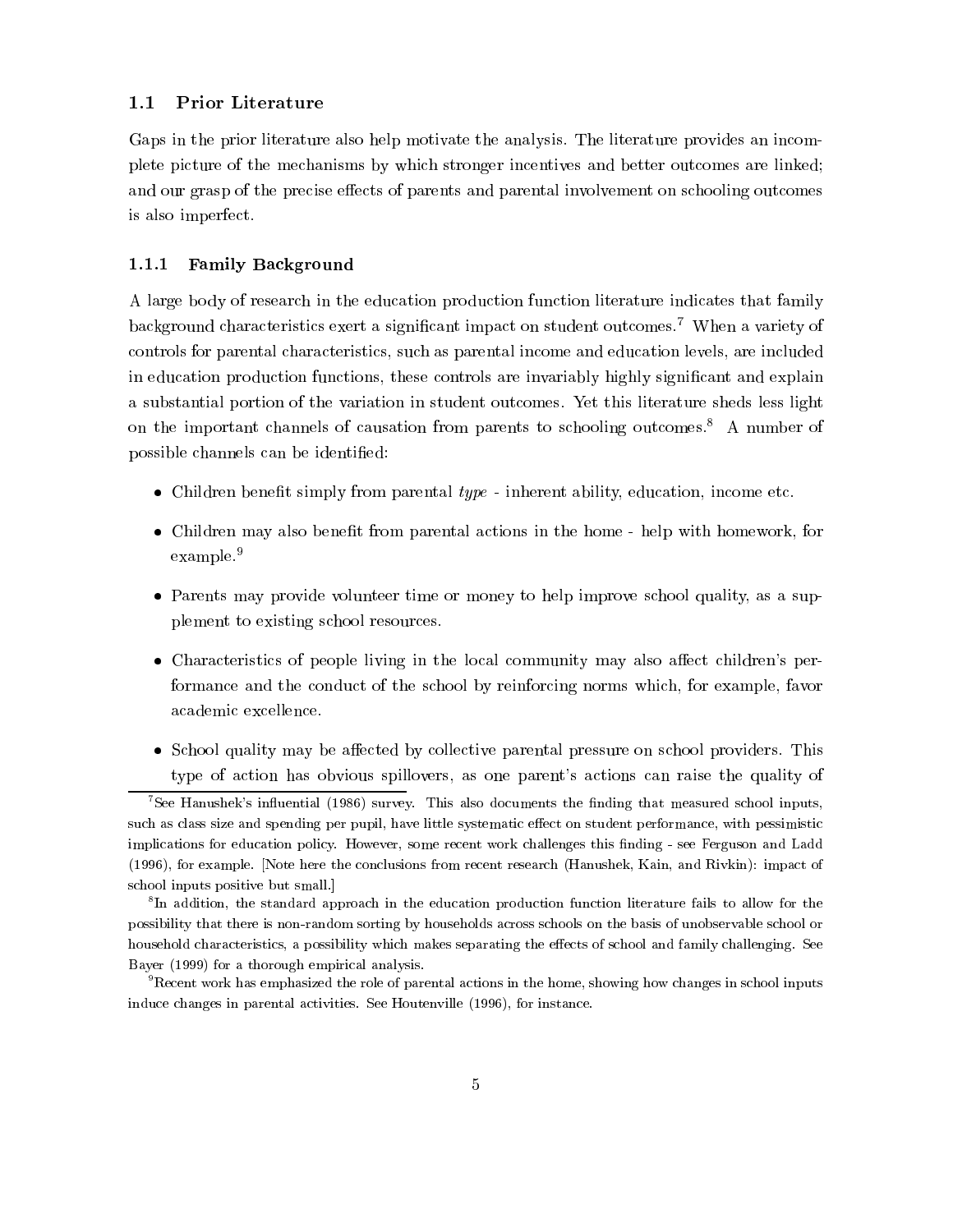### 1.1 Prior Literature

Gaps in the prior literature also help motivate the analysis. The literature provides an incomplete picture of the mechanisms by which stronger incentives and better outcomes are linked; and our grasp of the precise effects of parents and parental involvement on schooling outcomes is also imperfect.

#### 1.1.1 Family Background

A large body of research in the education production function literature indicates that family background characteristics exert a significant impact on student outcomes.[7] When a variety of controls for parental characteristics, such as parental income and education levels, are included in education production functions, these controls are invariably highly significant and explain a substantial portion of the variation in student outcomes. Yet this literature sheds less light on the important channels of causation from parents to schooling outcomes.[8] A number of possible channels can be identified:

- Children benefit simply from parental *type* - inherent ability, education, income etc.
- Children may also benefit from parental actions in the home - help with homework, for example.[9]
- Parents may provide volunteer time or money to help improve school quality, as a supplement to existing school resources.
- Characteristics of people living in the local community may also affect children's performance and the conduct of the school by reinforcing norms which, for example, favor academic excellence.
- School quality may be affected by collective parental pressure on school providers. This type of action has obvious spillovers, as one parent's actions can raise the quality of

[7] See Hanushek's influential (1986) survey. This also documents the finding that measured school inputs, such as class size and spending per pupil, have little systematic effect on student performance, with pessimistic implications for education policy. However, some recent work challenges this finding - see Ferguson and Ladd (1996), for example. [Note here the conclusions from recent research (Hanushek, Kain, and Rivkin): impact of school inputs positive but small.]

[8] In addition, the standard approach in the education production function literature fails to allow for the possibility that there is non-random sorting by households across schools on the basis of unobservable school or household characteristics, a possibility which makes separating the effects of school and family challenging. See Bayer (1999) for a thorough empirical analysis.

[9] Recent work has emphasized the role of parental actions in the home, showing how changes in school inputs induce changes in parental activities. See Houtenville (1996), for instance.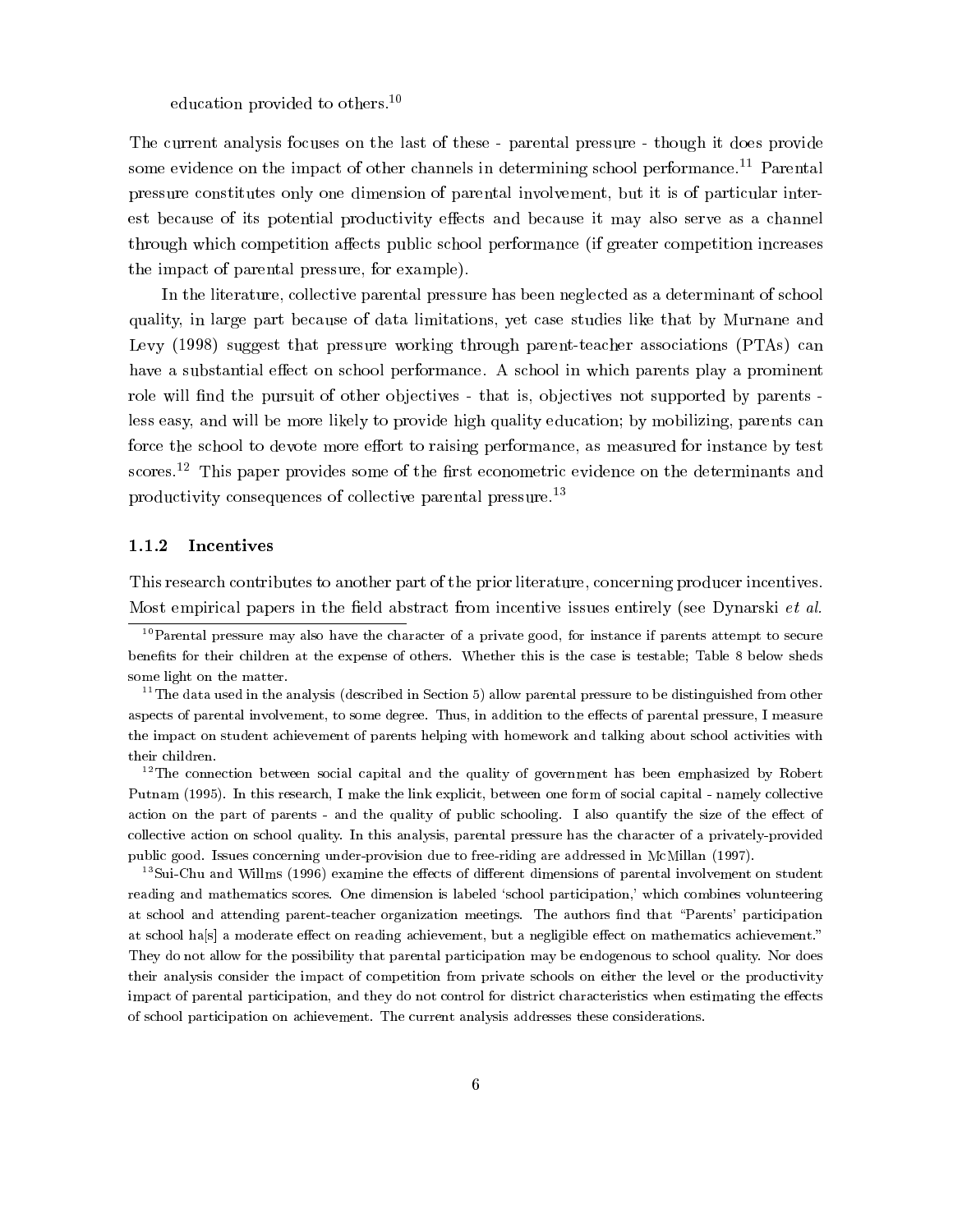education provided to others.[10]

The current analysis focuses on the last of these - parental pressure - though it does provide some evidence on the impact of other channels in determining school performance.[11] Parental pressure constitutes only one dimension of parental involvement, but it is of particular interest because of its potential productivity effects and because it may also serve as a channel through which competition affects public school performance (if greater competition increases the impact of parental pressure, for example).

In the literature, collective parental pressure has been neglected as a determinant of school quality, in large part because of data limitations, yet case studies like that by Murnane and Levy (1998) suggest that pressure working through parent-teacher associations (PTAs) can have a substantial effect on school performance. A school in which parents play a prominent role will find the pursuit of other objectives - that is, objectives not supported by parents - less easy, and will be more likely to provide high quality education; by mobilizing, parents can force the school to devote more effort to raising performance, as measured for instance by test scores.[12] This paper provides some of the first econometric evidence on the determinants and productivity consequences of collective parental pressure.[13]

### 1.1.2 Incentives

This research contributes to another part of the prior literature, concerning producer incentives. Most empirical papers in the field abstract from incentive issues entirely (see Dynarski *et al.*

---

[10] Parental pressure may also have the character of a private good, for instance if parents attempt to secure benefits for their children at the expense of others. Whether this is the case is testable; Table 8 below sheds some light on the matter.

[11] The data used in the analysis (described in Section 5) allow parental pressure to be distinguished from other aspects of parental involvement, to some degree. Thus, in addition to the effects of parental pressure, I measure the impact on student achievement of parents helping with homework and talking about school activities with their children.

[12] The connection between social capital and the quality of government has been emphasized by Robert Putnam (1995). In this research, I make the link explicit, between one form of social capital - namely collective action on the part of parents - and the quality of public schooling. I also quantify the size of the effect of collective action on school quality. In this analysis, parental pressure has the character of a privately-provided public good. Issues concerning under-provision due to free-riding are addressed in McMillan (1997).

[13] Sui-Chu and Willms (1996) examine the effects of different dimensions of parental involvement on student reading and mathematics scores. One dimension is labeled 'school participation,' which combines volunteering at school and attending parent-teacher organization meetings. The authors find that "Parents' participation at school ha[s] a moderate effect on reading achievement, but a negligible effect on mathematics achievement." They do not allow for the possibility that parental participation may be endogenous to school quality. Nor does their analysis consider the impact of competition from private schools on either the level or the productivity impact of parental participation, and they do not control for district characteristics when estimating the effects of school participation on achievement. The current analysis addresses these considerations.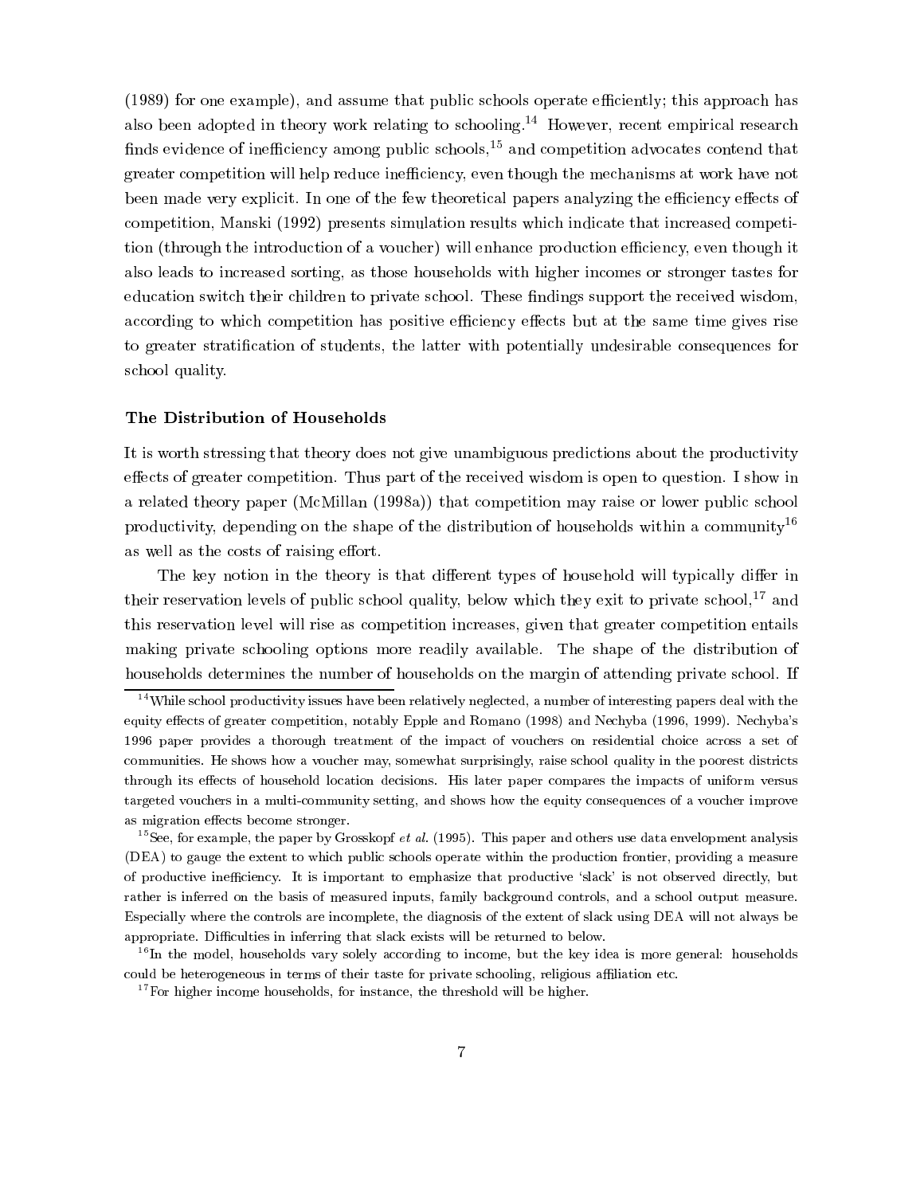(1989) for one example), and assume that public schools operate efficiently; this approach has also been adopted in theory work relating to schooling.[14] However, recent empirical research finds evidence of inefficiency among public schools,[15] and competition advocates contend that greater competition will help reduce inefficiency, even though the mechanisms at work have not been made very explicit. In one of the few theoretical papers analyzing the efficiency effects of competition, Manski (1992) presents simulation results which indicate that increased competition (through the introduction of a voucher) will enhance production efficiency, even though it also leads to increased sorting, as those households with higher incomes or stronger tastes for education switch their children to private school. These findings support the received wisdom, according to which competition has positive efficiency effects but at the same time gives rise to greater stratification of students, the latter with potentially undesirable consequences for school quality.

### The Distribution of Households

It is worth stressing that theory does not give unambiguous predictions about the productivity effects of greater competition. Thus part of the received wisdom is open to question. I show in a related theory paper (McMillan (1998a)) that competition may raise or lower public school productivity, depending on the shape of the distribution of households within a community[16] as well as the costs of raising effort.

The key notion in the theory is that different types of household will typically differ in their reservation levels of public school quality, below which they exit to private school,[17] and this reservation level will rise as competition increases, given that greater competition entails making private schooling options more readily available. The shape of the distribution of households determines the number of households on the margin of attending private school. If

[14] While school productivity issues have been relatively neglected, a number of interesting papers deal with the equity effects of greater competition, notably Epple and Romano (1998) and Nechyba (1996, 1999). Nechyba's 1996 paper provides a thorough treatment of the impact of vouchers on residential choice across a set of communities. He shows how a voucher may, somewhat surprisingly, raise school quality in the poorest districts through its effects of household location decisions. His later paper compares the impacts of uniform versus targeted vouchers in a multi-community setting, and shows how the equity consequences of a voucher improve as migration effects become stronger.

[15] See, for example, the paper by Grosskopf *et al.* (1995). This paper and others use data envelopment analysis (DEA) to gauge the extent to which public schools operate within the production frontier, providing a measure of productive inefficiency. It is important to emphasize that productive 'slack' is not observed directly, but rather is inferred on the basis of measured inputs, family background controls, and a school output measure. Especially where the controls are incomplete, the diagnosis of the extent of slack using DEA will not always be appropriate. Difficulties in inferring that slack exists will be returned to below.

[16] In the model, households vary solely according to income, but the key idea is more general: households could be heterogeneous in terms of their taste for private schooling, religious affiliation etc.

[17] For higher income households, for instance, the threshold will be higher.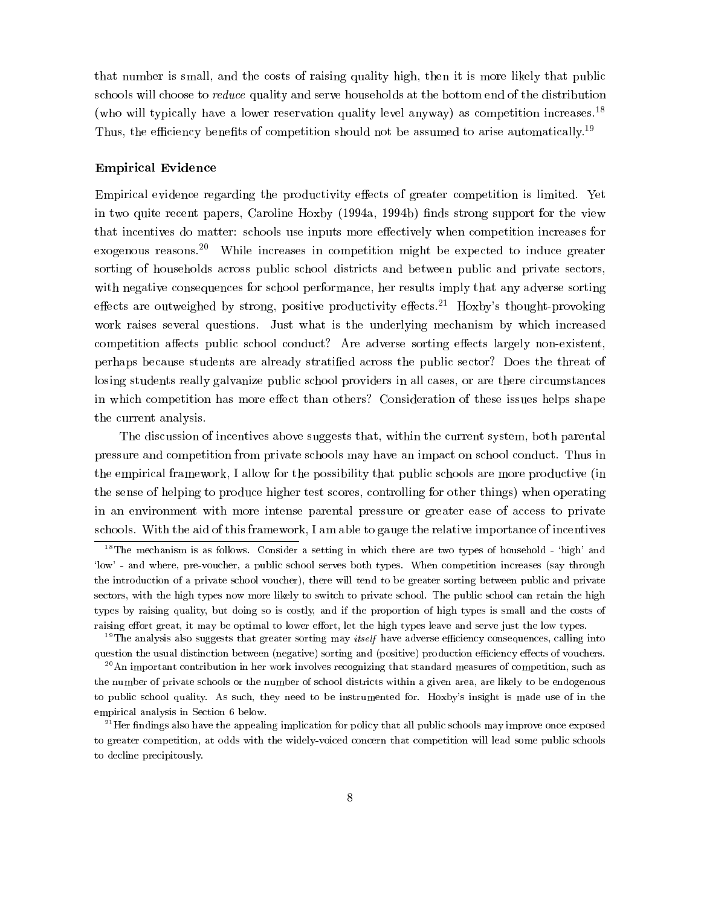that number is small, and the costs of raising quality high, then it is more likely that public schools will choose to *reduce* quality and serve households at the bottom end of the distribution (who will typically have a lower reservation quality level anyway) as competition increases.[18] Thus, the efficiency benefits of competition should not be assumed to arise automatically.[19]

### Empirical Evidence

Empirical evidence regarding the productivity effects of greater competition is limited. Yet in two quite recent papers, Caroline Hoxby (1994a, 1994b) finds strong support for the view that incentives do matter: schools use inputs more effectively when competition increases for exogenous reasons.[20] While increases in competition might be expected to induce greater sorting of households across public school districts and between public and private sectors, with negative consequences for school performance, her results imply that any adverse sorting effects are outweighed by strong, positive productivity effects.[21] Hoxby's thought-provoking work raises several questions. Just what is the underlying mechanism by which increased competition affects public school conduct? Are adverse sorting effects largely non-existent, perhaps because students are already stratified across the public sector? Does the threat of losing students really galvanize public school providers in all cases, or are there circumstances in which competition has more effect than others? Consideration of these issues helps shape the current analysis.

The discussion of incentives above suggests that, within the current system, both parental pressure and competition from private schools may have an impact on school conduct. Thus in the empirical framework, I allow for the possibility that public schools are more productive (in the sense of helping to produce higher test scores, controlling for other things) when operating in an environment with more intense parental pressure or greater ease of access to private schools. With the aid of this framework, I am able to gauge the relative importance of incentives

---

[18] The mechanism is as follows. Consider a setting in which there are two types of household - 'high' and 'low' - and where, pre-voucher, a public school serves both types. When competition increases (say through the introduction of a private school voucher), there will tend to be greater sorting between public and private sectors, with the high types now more likely to switch to private school. The public school can retain the high types by raising quality, but doing so is costly, and if the proportion of high types is small and the costs of raising effort great, it may be optimal to lower effort, let the high types leave and serve just the low types.

[19] The analysis also suggests that greater sorting may *itself* have adverse efficiency consequences, calling into question the usual distinction between (negative) sorting and (positive) production efficiency effects of vouchers.

[20] An important contribution in her work involves recognizing that standard measures of competition, such as the number of private schools or the number of school districts within a given area, are likely to be endogenous to public school quality. As such, they need to be instrumented for. Hoxby's insight is made use of in the empirical analysis in Section 6 below.

[21] Her findings also have the appealing implication for policy that all public schools may improve once exposed to greater competition, at odds with the widely-voiced concern that competition will lead some public schools to decline precipitously.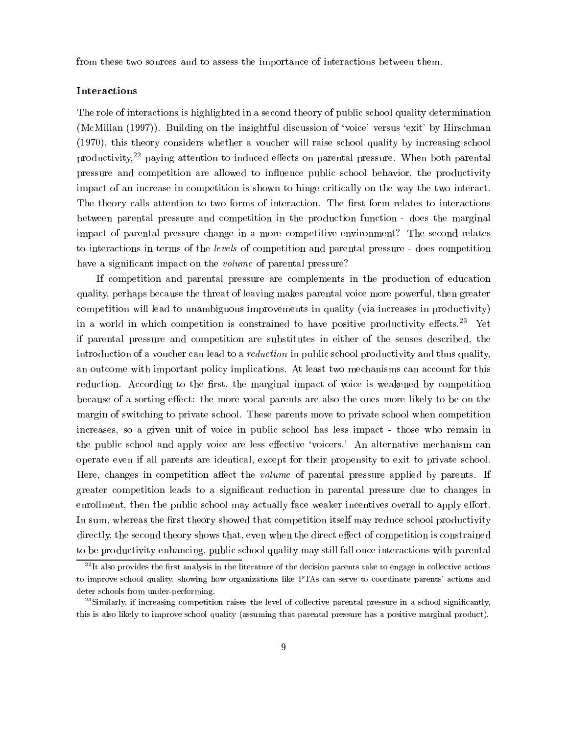from these two sources and to assess the importance of interactions between them.

### Interactions

The role of interactions is highlighted in a second theory of public school quality determination (McMillan (1997)). Building on the insightful discussion of 'voice' versus 'exit' by Hirschman (1970), this theory considers whether a voucher will raise school quality by increasing school productivity,[22] paying attention to induced effects on parental pressure. When both parental pressure and competition are allowed to influence public school behavior, the productivity impact of an increase in competition is shown to hinge critically on the way the two interact. The theory calls attention to two forms of interaction. The first form relates to interactions between parental pressure and competition in the production function - does the marginal impact of parental pressure change in a more competitive environment? The second relates to interactions in terms of the *levels* of competition and parental pressure - does competition have a significant impact on the *volume* of parental pressure?

If competition and parental pressure are complements in the production of education quality, perhaps because the threat of leaving makes parental voice more powerful, then greater competition will lead to unambiguous improvements in quality (via increases in productivity) in a world in which competition is constrained to have positive productivity effects.[23] Yet if parental pressure and competition are substitutes in either of the senses described, the introduction of a voucher can lead to a *reduction* in public school productivity and thus quality, an outcome with important policy implications. At least two mechanisms can account for this reduction. According to the first, the marginal impact of voice is weakened by competition because of a sorting effect: the more vocal parents are also the ones more likely to be on the margin of switching to private school. These parents move to private school when competition increases, so a given unit of voice in public school has less impact - those who remain in the public school and apply voice are less effective 'voicers.' An alternative mechanism can operate even if all parents are identical, except for their propensity to exit to private school. Here, changes in competition affect the *volume* of parental pressure applied by parents. If greater competition leads to a significant reduction in parental pressure due to changes in enrollment, then the public school may actually face weaker incentives overall to apply effort. In sum, whereas the first theory showed that competition itself may reduce school productivity directly, the second theory shows that, even when the direct effect of competition is constrained to be productivity-enhancing, public school quality may still fall once interactions with parental

---

[22] It also provides the first analysis in the literature of the decision parents take to engage in collective actions to improve school quality, showing how organizations like PTAs can serve to coordinate parents' actions and deter schools from under-performing.

[23] Similarly, if increasing competition raises the level of collective parental pressure in a school significantly, this is also likely to improve school quality (assuming that parental pressure has a positive marginal product).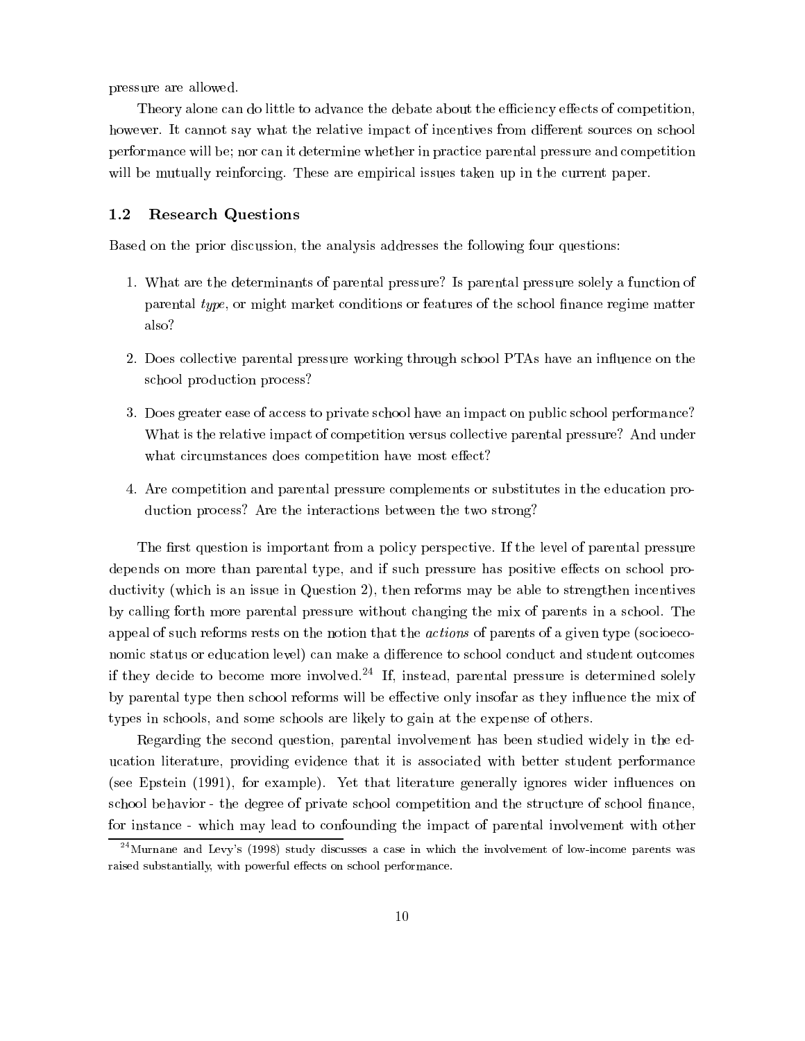pressure are allowed.

Theory alone can do little to advance the debate about the efficiency effects of competition, however. It cannot say what the relative impact of incentives from different sources on school performance will be; nor can it determine whether in practice parental pressure and competition will be mutually reinforcing. These are empirical issues taken up in the current paper.

### 1.2 Research Questions

Based on the prior discussion, the analysis addresses the following four questions:

1. What are the determinants of parental pressure? Is parental pressure solely a function of parental *type*, or might market conditions or features of the school finance regime matter also?

2. Does collective parental pressure working through school PTAs have an influence on the school production process?

3. Does greater ease of access to private school have an impact on public school performance? What is the relative impact of competition versus collective parental pressure? And under what circumstances does competition have most effect?

4. Are competition and parental pressure complements or substitutes in the education production process? Are the interactions between the two strong?

The first question is important from a policy perspective. If the level of parental pressure depends on more than parental type, and if such pressure has positive effects on school productivity (which is an issue in Question 2), then reforms may be able to strengthen incentives by calling forth more parental pressure without changing the mix of parents in a school. The appeal of such reforms rests on the notion that the *actions* of parents of a given type (socioeconomic status or education level) can make a difference to school conduct and student outcomes if they decide to become more involved.[24] If, instead, parental pressure is determined solely by parental type then school reforms will be effective only insofar as they influence the mix of types in schools, and some schools are likely to gain at the expense of others.

Regarding the second question, parental involvement has been studied widely in the education literature, providing evidence that it is associated with better student performance (see Epstein (1991), for example). Yet that literature generally ignores wider influences on school behavior - the degree of private school competition and the structure of school finance, for instance - which may lead to confounding the impact of parental involvement with other

[24] Murnane and Levy's (1998) study discusses a case in which the involvement of low-income parents was raised substantially, with powerful effects on school performance.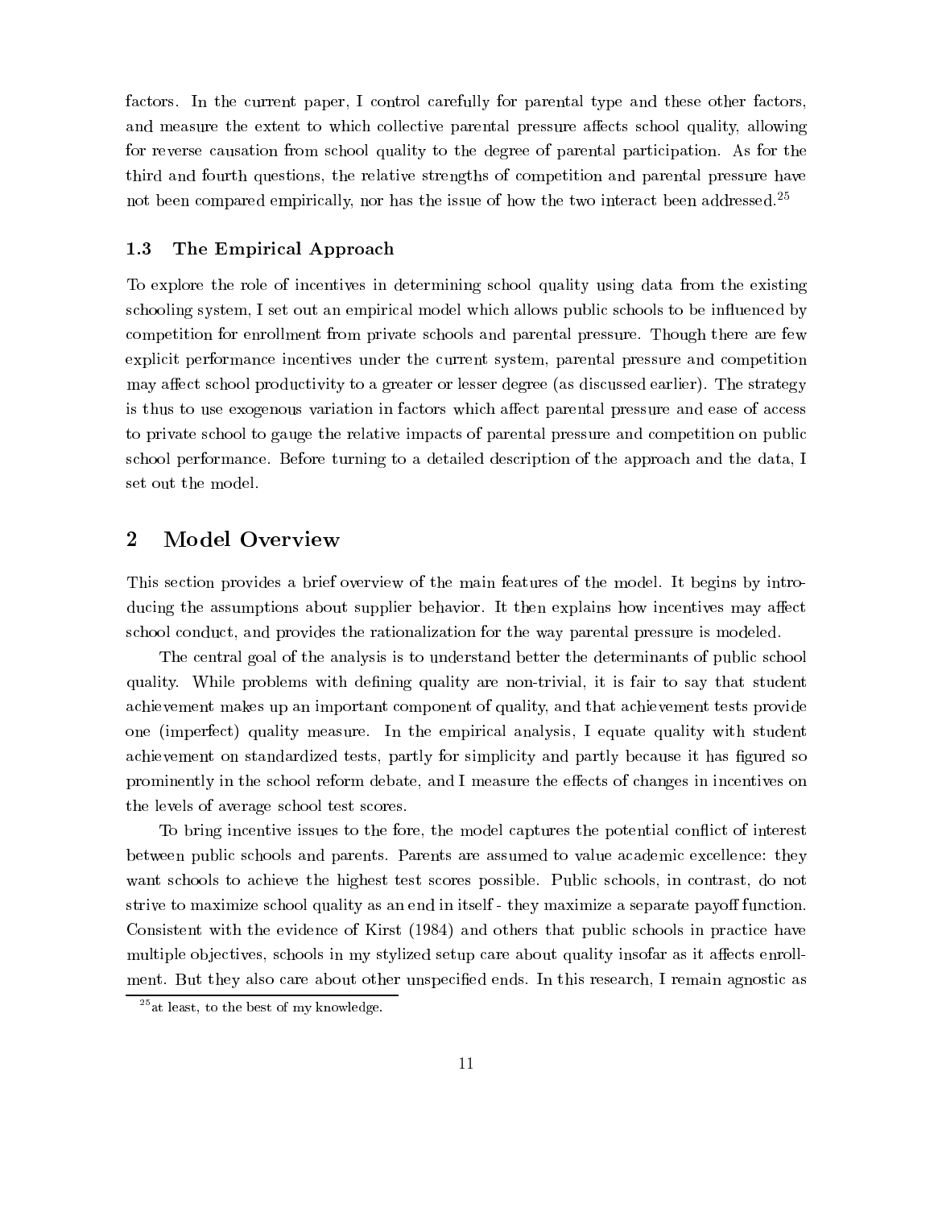factors. In the current paper, I control carefully for parental type and these other factors, and measure the extent to which collective parental pressure affects school quality, allowing for reverse causation from school quality to the degree of parental participation. As for the third and fourth questions, the relative strengths of competition and parental pressure have not been compared empirically, nor has the issue of how the two interact been addressed.[25]

### 1.3 The Empirical Approach

To explore the role of incentives in determining school quality using data from the existing schooling system, I set out an empirical model which allows public schools to be influenced by competition for enrollment from private schools and parental pressure. Though there are few explicit performance incentives under the current system, parental pressure and competition may affect school productivity to a greater or lesser degree (as discussed earlier). The strategy is thus to use exogenous variation in factors which affect parental pressure and ease of access to private school to gauge the relative impacts of parental pressure and competition on public school performance. Before turning to a detailed description of the approach and the data, I set out the model.

## 2 Model Overview

This section provides a brief overview of the main features of the model. It begins by introducing the assumptions about supplier behavior. It then explains how incentives may affect school conduct, and provides the rationalization for the way parental pressure is modeled.

The central goal of the analysis is to understand better the determinants of public school quality. While problems with defining quality are non-trivial, it is fair to say that student achievement makes up an important component of quality, and that achievement tests provide one (imperfect) quality measure. In the empirical analysis, I equate quality with student achievement on standardized tests, partly for simplicity and partly because it has figured so prominently in the school reform debate, and I measure the effects of changes in incentives on the levels of average school test scores.

To bring incentive issues to the fore, the model captures the potential conflict of interest between public schools and parents. Parents are assumed to value academic excellence: they want schools to achieve the highest test scores possible. Public schools, in contrast, do not strive to maximize school quality as an end in itself - they maximize a separate payoff function. Consistent with the evidence of Kirst (1984) and others that public schools in practice have multiple objectives, schools in my stylized setup care about quality insofar as it affects enrollment. But they also care about other unspecified ends. In this research, I remain agnostic as

[25] at least, to the best of my knowledge.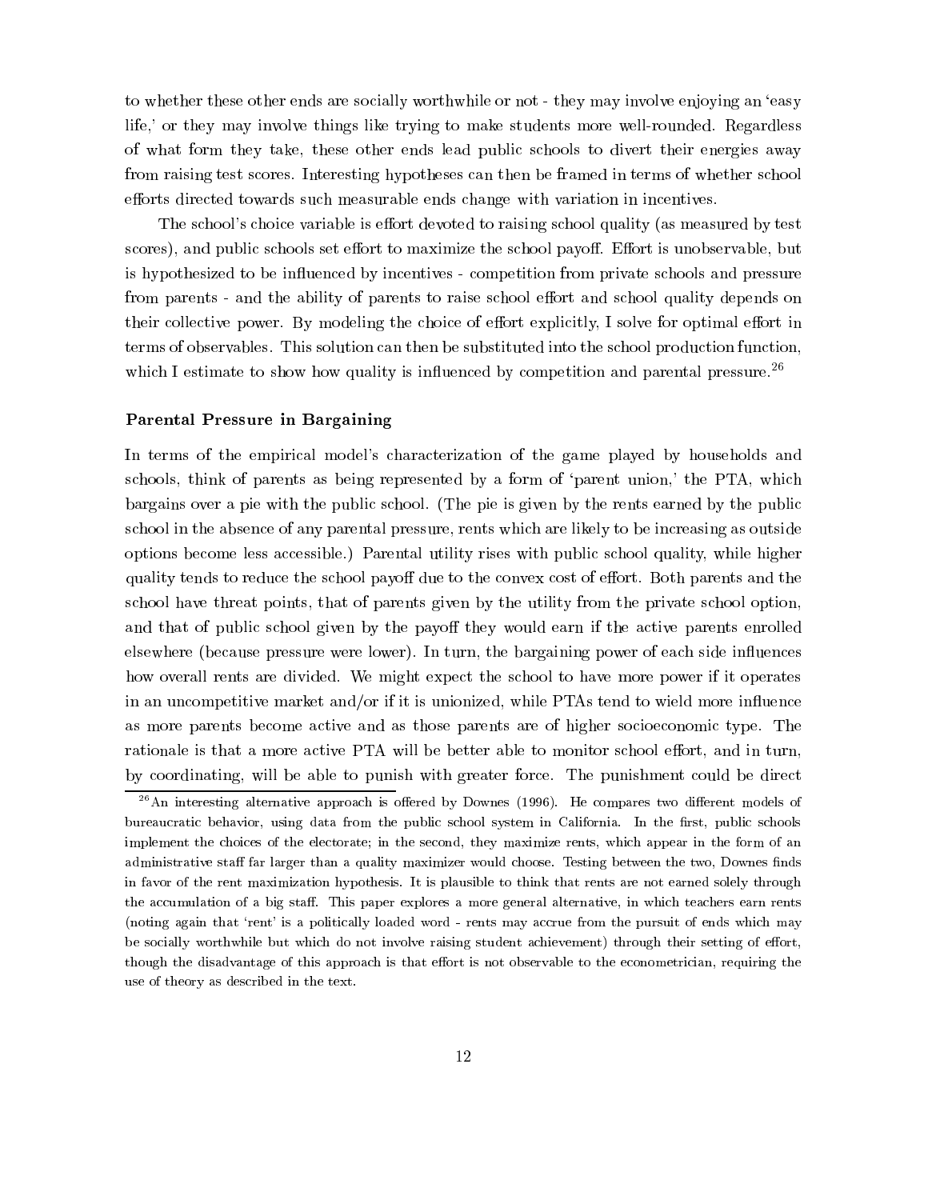to whether these other ends are socially worthwhile or not - they may involve enjoying an 'easy life,' or they may involve things like trying to make students more well-rounded. Regardless of what form they take, these other ends lead public schools to divert their energies away from raising test scores. Interesting hypotheses can then be framed in terms of whether school efforts directed towards such measurable ends change with variation in incentives.

The school's choice variable is effort devoted to raising school quality (as measured by test scores), and public schools set effort to maximize the school payoff. Effort is unobservable, but is hypothesized to be influenced by incentives - competition from private schools and pressure from parents - and the ability of parents to raise school effort and school quality depends on their collective power. By modeling the choice of effort explicitly, I solve for optimal effort in terms of observables. This solution can then be substituted into the school production function, which I estimate to show how quality is influenced by competition and parental pressure.[26]

### Parental Pressure in Bargaining

In terms of the empirical model's characterization of the game played by households and schools, think of parents as being represented by a form of 'parent union,' the PTA, which bargains over a pie with the public school. (The pie is given by the rents earned by the public school in the absence of any parental pressure, rents which are likely to be increasing as outside options become less accessible.) Parental utility rises with public school quality, while higher quality tends to reduce the school payoff due to the convex cost of effort. Both parents and the school have threat points, that of parents given by the utility from the private school option, and that of public school given by the payoff they would earn if the active parents enrolled elsewhere (because pressure were lower). In turn, the bargaining power of each side influences how overall rents are divided. We might expect the school to have more power if it operates in an uncompetitive market and/or if it is unionized, while PTAs tend to wield more influence as more parents become active and as those parents are of higher socioeconomic type. The rationale is that a more active PTA will be better able to monitor school effort, and in turn, by coordinating, will be able to punish with greater force. The punishment could be direct

[26] An interesting alternative approach is offered by Downes (1996). He compares two different models of bureaucratic behavior, using data from the public school system in California. In the first, public schools implement the choices of the electorate; in the second, they maximize rents, which appear in the form of an administrative staff far larger than a quality maximizer would choose. Testing between the two, Downes finds in favor of the rent maximization hypothesis. It is plausible to think that rents are not earned solely through the accumulation of a big staff. This paper explores a more general alternative, in which teachers earn rents (noting again that 'rent' is a politically loaded word - rents may accrue from the pursuit of ends which may be socially worthwhile but which do not involve raising student achievement) through their setting of effort, though the disadvantage of this approach is that effort is not observable to the econometrician, requiring the use of theory as described in the text.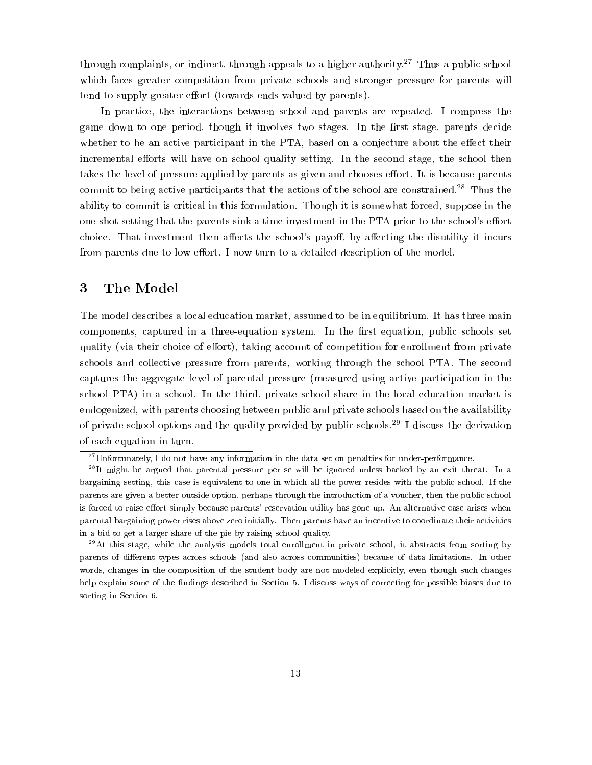through complaints, or indirect, through appeals to a higher authority.[27] Thus a public school which faces greater competition from private schools and stronger pressure for parents will tend to supply greater effort (towards ends valued by parents).

In practice, the interactions between school and parents are repeated. I compress the game down to one period, though it involves two stages. In the first stage, parents decide whether to be an active participant in the PTA, based on a conjecture about the effect their incremental efforts will have on school quality setting. In the second stage, the school then takes the level of pressure applied by parents as given and chooses effort. It is because parents commit to being active participants that the actions of the school are constrained.[28] Thus the ability to commit is critical in this formulation. Though it is somewhat forced, suppose in the one-shot setting that the parents sink a time investment in the PTA prior to the school's effort choice. That investment then affects the school's payoff, by affecting the disutility it incurs from parents due to low effort. I now turn to a detailed description of the model.

# 3 The Model

The model describes a local education market, assumed to be in equilibrium. It has three main components, captured in a three-equation system. In the first equation, public schools set quality (via their choice of effort), taking account of competition for enrollment from private schools and collective pressure from parents, working through the school PTA. The second captures the aggregate level of parental pressure (measured using active participation in the school PTA) in a school. In the third, private school share in the local education market is endogenized, with parents choosing between public and private schools based on the availability of private school options and the quality provided by public schools.[29] I discuss the derivation of each equation in turn.

---

[27] Unfortunately, I do not have any information in the data set on penalties for under-performance.

[28] It might be argued that parental pressure per se will be ignored unless backed by an exit threat. In a bargaining setting, this case is equivalent to one in which all the power resides with the public school. If the parents are given a better outside option, perhaps through the introduction of a voucher, then the public school is forced to raise effort simply because parents' reservation utility has gone up. An alternative case arises when parental bargaining power rises above zero initially. Then parents have an incentive to coordinate their activities in a bid to get a larger share of the pie by raising school quality.

[29] At this stage, while the analysis models total enrollment in private school, it abstracts from sorting by parents of different types across schools (and also across communities) because of data limitations. In other words, changes in the composition of the student body are not modeled explicitly, even though such changes help explain some of the findings described in Section 5. I discuss ways of correcting for possible biases due to sorting in Section 6.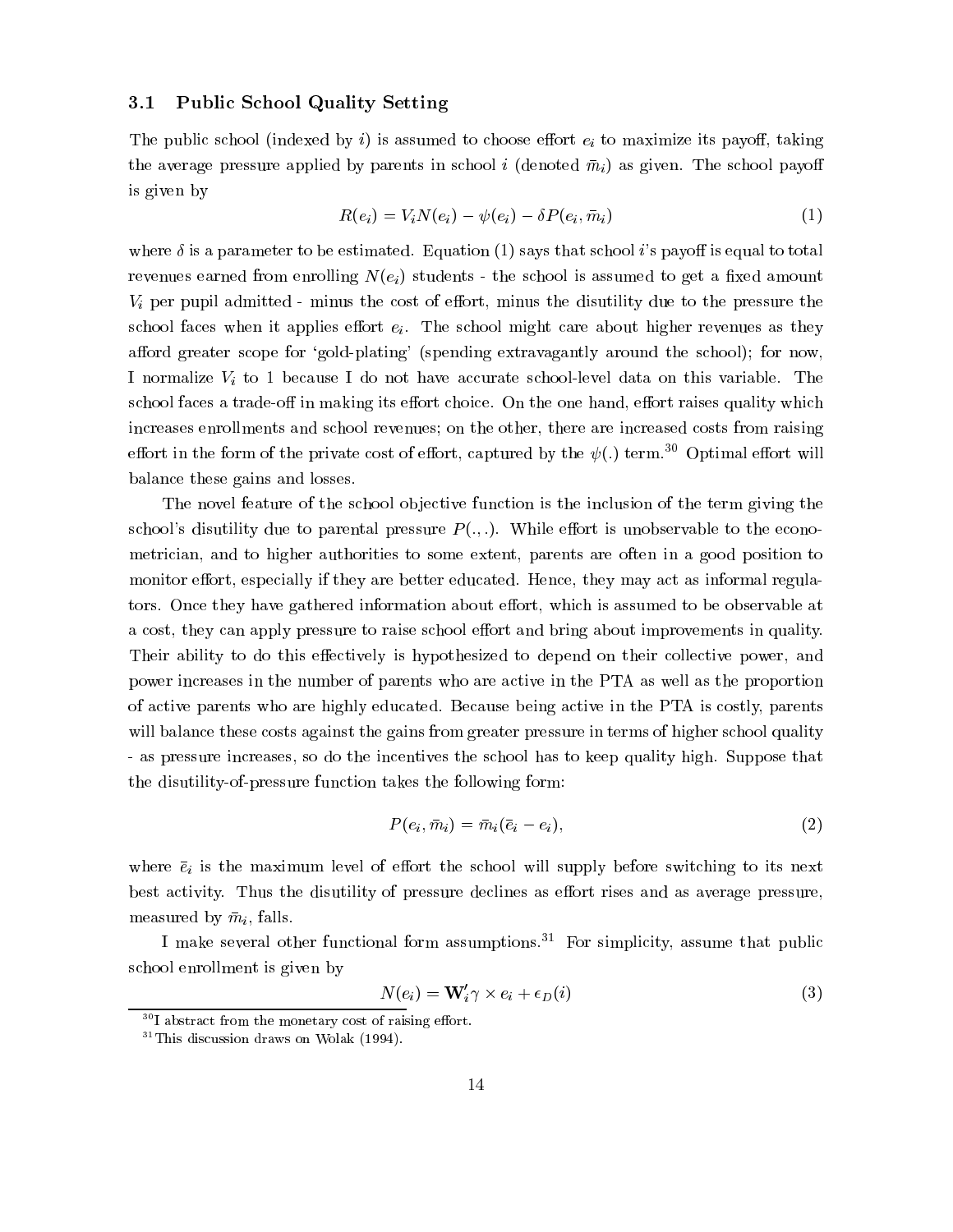### 3.1 Public School Quality Setting

The public school (indexed by $i$) is assumed to choose effort $e_i$ to maximize its payoff, taking the average pressure applied by parents in school $i$ (denoted $\bar{m}_i$) as given. The school payoff is given by

$$R(e_i) = V_i N(e_i) - \psi(e_i) - \delta P(e_i, \bar{m}_i) \tag{1}$$

where $\delta$ is a parameter to be estimated. Equation (1) says that school $i$'s payoff is equal to total revenues earned from enrolling $N(e_i)$ students - the school is assumed to get a fixed amount $V_i$ per pupil admitted - minus the cost of effort, minus the disutility due to the pressure the school faces when it applies effort $e_i$. The school might care about higher revenues as they afford greater scope for 'gold-plating' (spending extravagantly around the school); for now, I normalize $V_i$ to 1 because I do not have accurate school-level data on this variable. The school faces a trade-off in making its effort choice. On the one hand, effort raises quality which increases enrollments and school revenues; on the other, there are increased costs from raising effort in the form of the private cost of effort, captured by the $\psi(.)$ term.[30] Optimal effort will balance these gains and losses.

The novel feature of the school objective function is the inclusion of the term giving the school's disutility due to parental pressure $P(.,.)$. While effort is unobservable to the econometrician, and to higher authorities to some extent, parents are often in a good position to monitor effort, especially if they are better educated. Hence, they may act as informal regulators. Once they have gathered information about effort, which is assumed to be observable at a cost, they can apply pressure to raise school effort and bring about improvements in quality. Their ability to do this effectively is hypothesized to depend on their collective power, and power increases in the number of parents who are active in the PTA as well as the proportion of active parents who are highly educated. Because being active in the PTA is costly, parents will balance these costs against the gains from greater pressure in terms of higher school quality - as pressure increases, so do the incentives the school has to keep quality high. Suppose that the disutility-of-pressure function takes the following form:

$$P(e_i, \bar{m}_i) = \bar{m}_i(\bar{e}_i - e_i), \tag{2}$$

where $\bar{e}_i$ is the maximum level of effort the school will supply before switching to its next best activity. Thus the disutility of pressure declines as effort rises and as average pressure, measured by $\bar{m}_i$, falls.

I make several other functional form assumptions.[31] For simplicity, assume that public school enrollment is given by

$$N(e_i) = \mathbf{W}_i'\gamma \times e_i + \epsilon_D(i) \tag{3}$$

[30] I abstract from the monetary cost of raising effort.

[31] This discussion draws on Wolak (1994).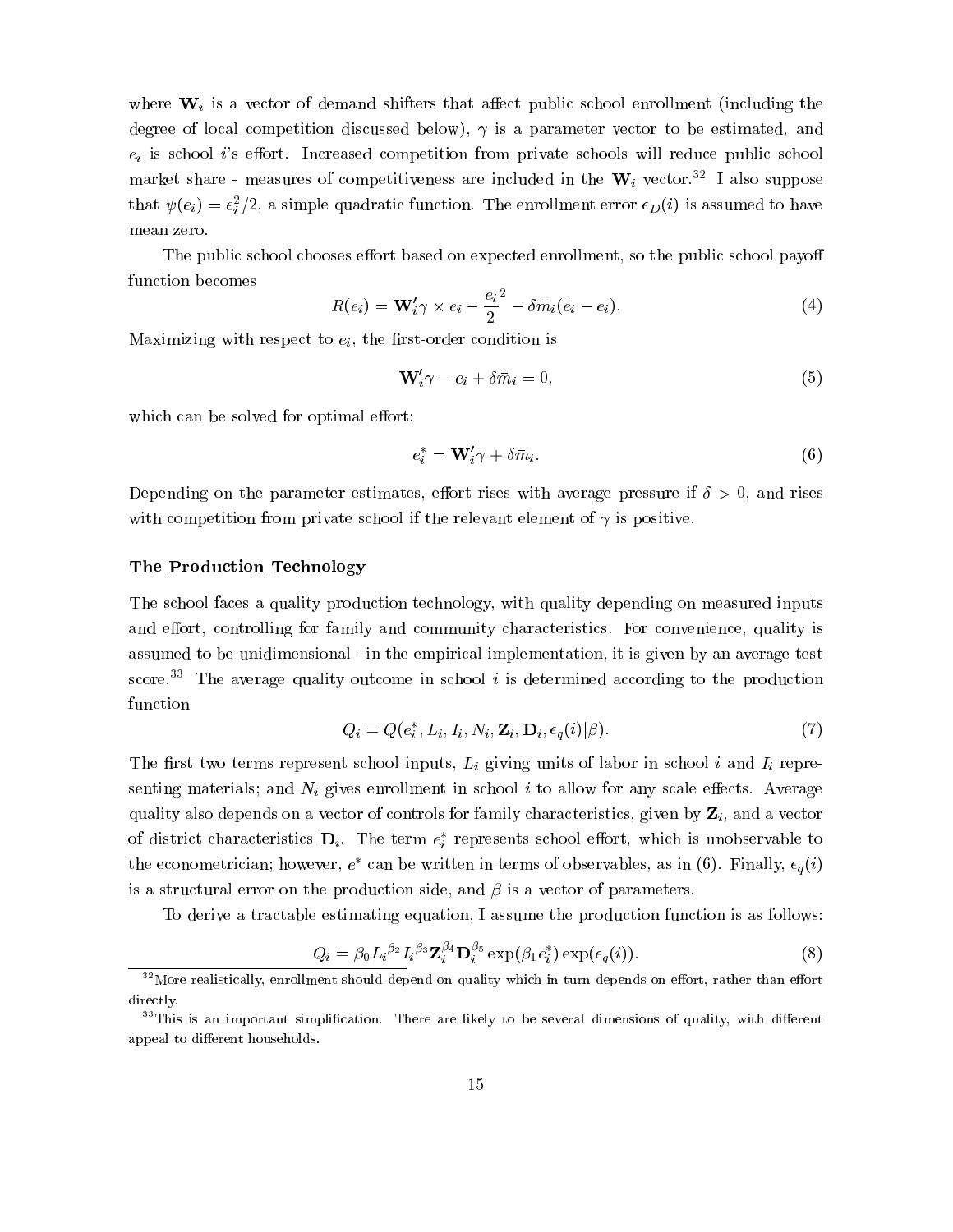where $\mathbf{W}_i$ is a vector of demand shifters that affect public school enrollment (including the degree of local competition discussed below), $\gamma$ is a parameter vector to be estimated, and $e_i$ is school $i$'s effort. Increased competition from private schools will reduce public school market share - measures of competitiveness are included in the $\mathbf{W}_i$ vector.[32] I also suppose that $\psi(e_i) = e_i^2/2$, a simple quadratic function. The enrollment error $\epsilon_D(i)$ is assumed to have mean zero.

The public school chooses effort based on expected enrollment, so the public school payoff function becomes

$$R(e_i) = \mathbf{W}_i'\gamma \times e_i - \frac{{e_i}^2}{2} - \delta \bar{m}_i(\bar{e}_i - e_i). \tag{4}$$

Maximizing with respect to $e_i$, the first-order condition is

$$\mathbf{W}_i'\gamma - e_i + \delta \bar{m}_i = 0, \tag{5}$$

which can be solved for optimal effort:

$$e_i^* = \mathbf{W}_i'\gamma + \delta \bar{m}_i. \tag{6}$$

Depending on the parameter estimates, effort rises with average pressure if $\delta > 0$, and rises with competition from private school if the relevant element of $\gamma$ is positive.

### The Production Technology

The school faces a quality production technology, with quality depending on measured inputs and effort, controlling for family and community characteristics. For convenience, quality is assumed to be unidimensional - in the empirical implementation, it is given by an average test score.[33] The average quality outcome in school $i$ is determined according to the production function

$$Q_i = Q(e_i^*, L_i, I_i, N_i, \mathbf{Z}_i, \mathbf{D}_i, \epsilon_q(i)|\beta). \tag{7}$$

The first two terms represent school inputs, $L_i$ giving units of labor in school $i$ and $I_i$ representing materials; and $N_i$ gives enrollment in school $i$ to allow for any scale effects. Average quality also depends on a vector of controls for family characteristics, given by $\mathbf{Z}_i$, and a vector of district characteristics $\mathbf{D}_i$. The term $e_i^*$ represents school effort, which is unobservable to the econometrician; however, $e^*$ can be written in terms of observables, as in (6). Finally, $\epsilon_q(i)$ is a structural error on the production side, and $\beta$ is a vector of parameters.

To derive a tractable estimating equation, I assume the production function is as follows:

$$Q_i = \beta_0 {L_i}^{\beta_2} {I_i}^{\beta_3} \mathbf{Z}_i^{\beta_4} \mathbf{D}_i^{\beta_5} \exp(\beta_1 e_i^*) \exp(\epsilon_q(i)). \tag{8}$$

[32] More realistically, enrollment should depend on quality which in turn depends on effort, rather than effort directly.

[33] This is an important simplification. There are likely to be several dimensions of quality, with different appeal to different households.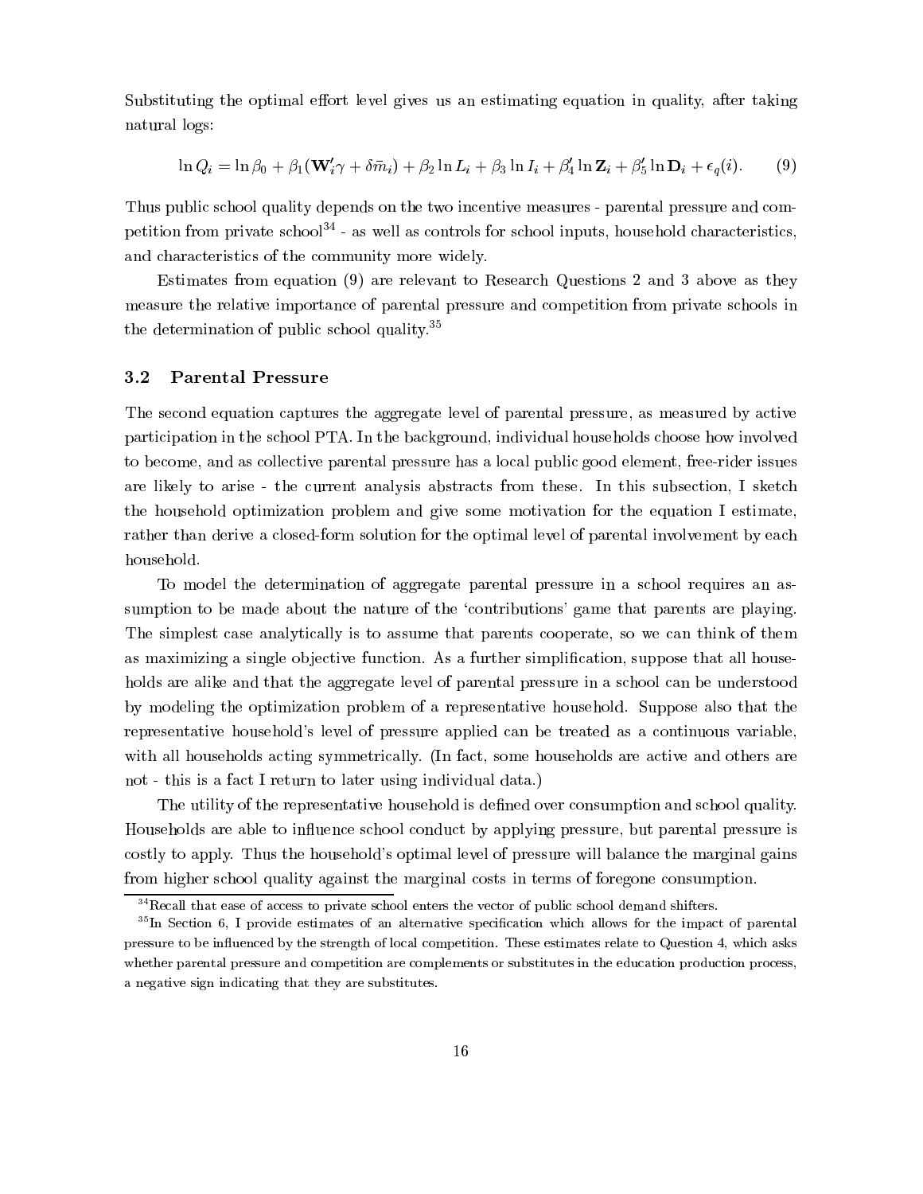Substituting the optimal effort level gives us an estimating equation in quality, after taking natural logs:

$$\ln Q_i = \ln \beta_0 + \beta_1(\mathbf{W}_i'\gamma + \delta \bar{m}_i) + \beta_2 \ln L_i + \beta_3 \ln I_i + \beta_4' \ln \mathbf{Z}_i + \beta_5' \ln \mathbf{D}_i + \epsilon_q(i). \tag{9}$$

Thus public school quality depends on the two incentive measures - parental pressure and competition from private school[34] - as well as controls for school inputs, household characteristics, and characteristics of the community more widely.

Estimates from equation (9) are relevant to Research Questions 2 and 3 above as they measure the relative importance of parental pressure and competition from private schools in the determination of public school quality.[35]

### 3.2 Parental Pressure

The second equation captures the aggregate level of parental pressure, as measured by active participation in the school PTA. In the background, individual households choose how involved to become, and as collective parental pressure has a local public good element, free-rider issues are likely to arise - the current analysis abstracts from these. In this subsection, I sketch the household optimization problem and give some motivation for the equation I estimate, rather than derive a closed-form solution for the optimal level of parental involvement by each household.

To model the determination of aggregate parental pressure in a school requires an assumption to be made about the nature of the 'contributions' game that parents are playing. The simplest case analytically is to assume that parents cooperate, so we can think of them as maximizing a single objective function. As a further simplification, suppose that all households are alike and that the aggregate level of parental pressure in a school can be understood by modeling the optimization problem of a representative household. Suppose also that the representative household's level of pressure applied can be treated as a continuous variable, with all households acting symmetrically. (In fact, some households are active and others are not - this is a fact I return to later using individual data.)

The utility of the representative household is defined over consumption and school quality. Households are able to influence school conduct by applying pressure, but parental pressure is costly to apply. Thus the household's optimal level of pressure will balance the marginal gains from higher school quality against the marginal costs in terms of foregone consumption.

[34] Recall that ease of access to private school enters the vector of public school demand shifters.

[35] In Section 6, I provide estimates of an alternative specification which allows for the impact of parental pressure to be influenced by the strength of local competition. These estimates relate to Question 4, which asks whether parental pressure and competition are complements or substitutes in the education production process, a negative sign indicating that they are substitutes.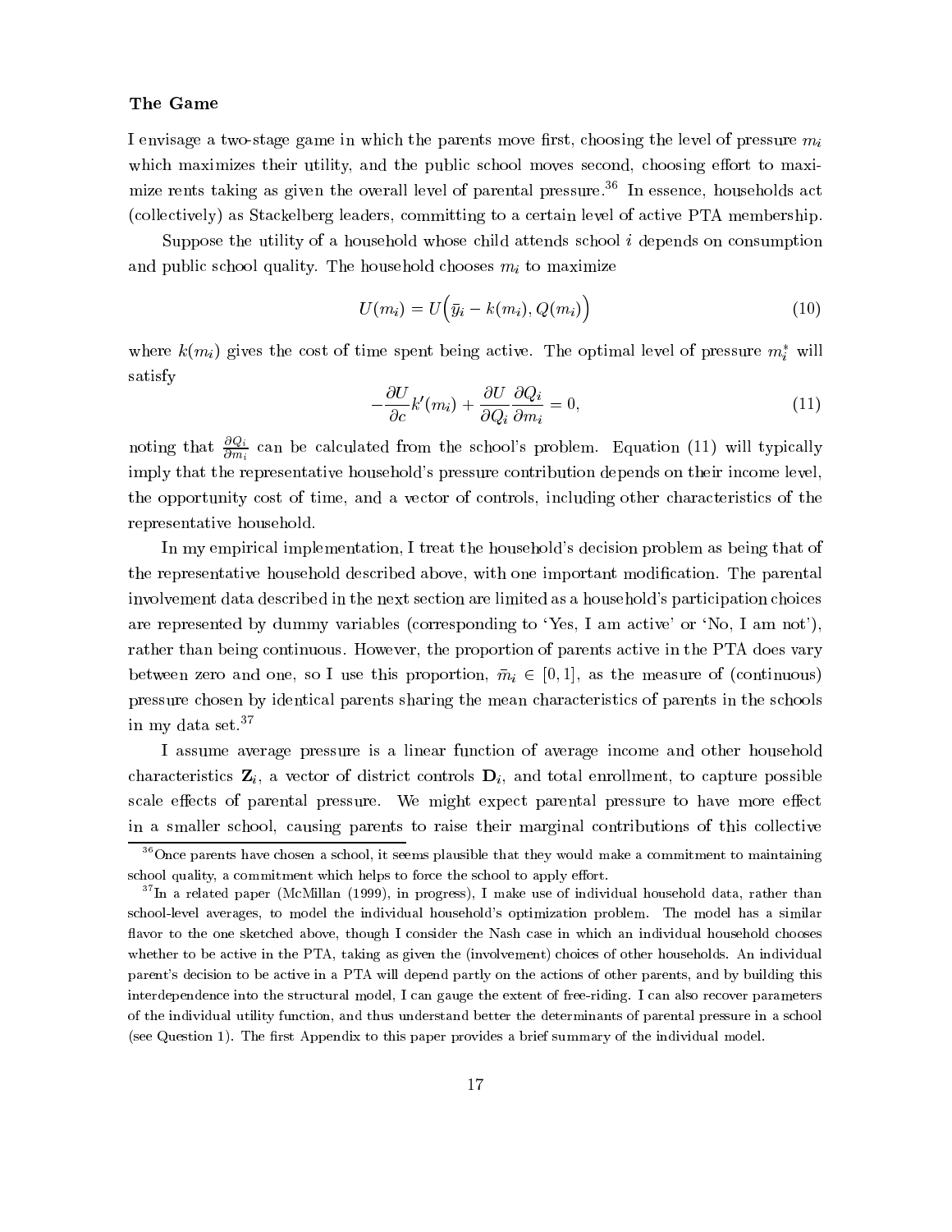**The Game**

I envisage a two-stage game in which the parents move first, choosing the level of pressure $m_i$ which maximizes their utility, and the public school moves second, choosing effort to maximize rents taking as given the overall level of parental pressure.[36] In essence, households act (collectively) as Stackelberg leaders, committing to a certain level of active PTA membership.

Suppose the utility of a household whose child attends school $i$ depends on consumption and public school quality. The household chooses $m_i$ to maximize

$$U(m_i) = U\Big(\bar{y}_i - k(m_i), Q(m_i)\Big) \tag{10}$$

where $k(m_i)$ gives the cost of time spent being active. The optimal level of pressure $m_i^*$ will satisfy

$$-\frac{\partial U}{\partial c}k'(m_i) + \frac{\partial U}{\partial Q_i}\frac{\partial Q_i}{\partial m_i} = 0, \tag{11}$$

noting that $\frac{\partial Q_i}{\partial m_i}$ can be calculated from the school's problem. Equation (11) will typically imply that the representative household's pressure contribution depends on their income level, the opportunity cost of time, and a vector of controls, including other characteristics of the representative household.

In my empirical implementation, I treat the household's decision problem as being that of the representative household described above, with one important modification. The parental involvement data described in the next section are limited as a household's participation choices are represented by dummy variables (corresponding to 'Yes, I am active' or 'No, I am not'), rather than being continuous. However, the proportion of parents active in the PTA does vary between zero and one, so I use this proportion, $\bar{m}_i \in [0, 1]$, as the measure of (continuous) pressure chosen by identical parents sharing the mean characteristics of parents in the schools in my data set.[37]

I assume average pressure is a linear function of average income and other household characteristics $\mathbf{Z}_i$, a vector of district controls $\mathbf{D}_i$, and total enrollment, to capture possible scale effects of parental pressure. We might expect parental pressure to have more effect in a smaller school, causing parents to raise their marginal contributions of this collective

---

[36] Once parents have chosen a school, it seems plausible that they would make a commitment to maintaining school quality, a commitment which helps to force the school to apply effort.

[37] In a related paper (McMillan (1999), in progress), I make use of individual household data, rather than school-level averages, to model the individual household's optimization problem. The model has a similar flavor to the one sketched above, though I consider the Nash case in which an individual household chooses whether to be active in the PTA, taking as given the (involvement) choices of other households. An individual parent's decision to be active in a PTA will depend partly on the actions of other parents, and by building this interdependence into the structural model, I can gauge the extent of free-riding. I can also recover parameters of the individual utility function, and thus understand better the determinants of parental pressure in a school (see Question 1). The first Appendix to this paper provides a brief summary of the individual model.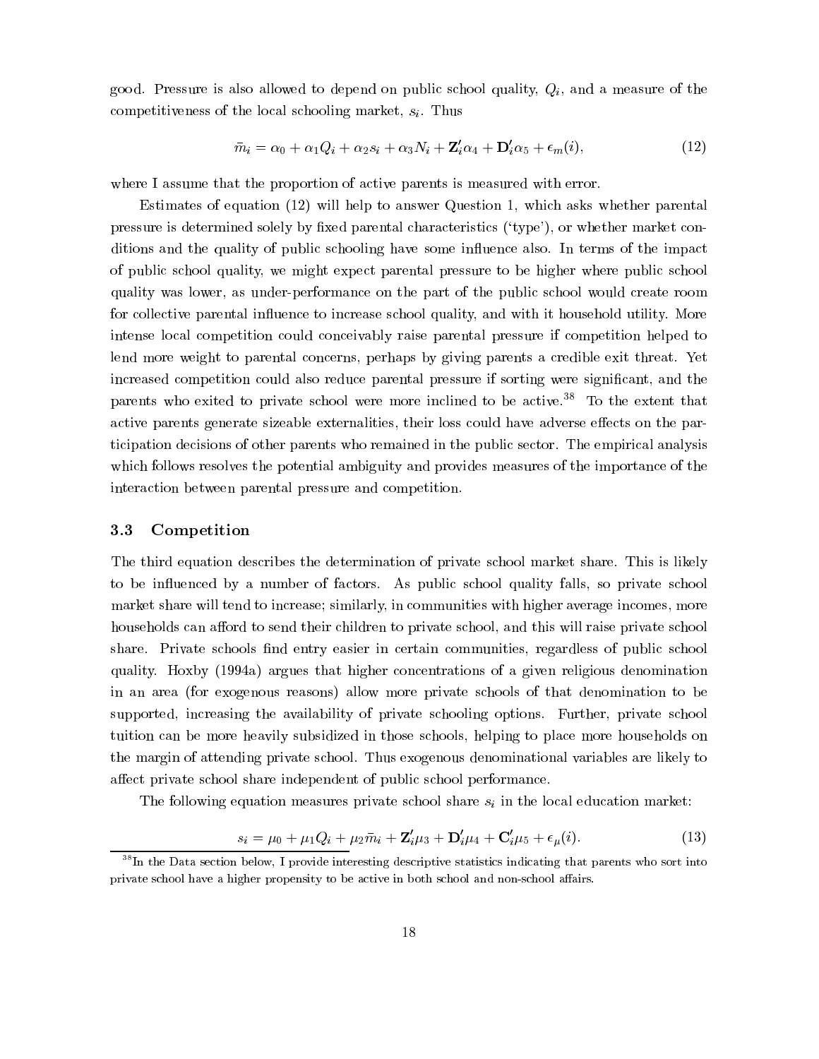good. Pressure is also allowed to depend on public school quality, $Q_i$, and a measure of the competitiveness of the local schooling market, $s_i$. Thus

$$\bar{m}_i = \alpha_0 + \alpha_1 Q_i + \alpha_2 s_i + \alpha_3 N_i + \mathbf{Z}_i' \alpha_4 + \mathbf{D}_i' \alpha_5 + \epsilon_m(i), \tag{12}$$

where I assume that the proportion of active parents is measured with error.

Estimates of equation (12) will help to answer Question 1, which asks whether parental pressure is determined solely by fixed parental characteristics ('type'), or whether market conditions and the quality of public schooling have some influence also. In terms of the impact of public school quality, we might expect parental pressure to be higher where public school quality was lower, as under-performance on the part of the public school would create room for collective parental influence to increase school quality, and with it household utility. More intense local competition could conceivably raise parental pressure if competition helped to lend more weight to parental concerns, perhaps by giving parents a credible exit threat. Yet increased competition could also reduce parental pressure if sorting were significant, and the parents who exited to private school were more inclined to be active.[38] To the extent that active parents generate sizeable externalities, their loss could have adverse effects on the participation decisions of other parents who remained in the public sector. The empirical analysis which follows resolves the potential ambiguity and provides measures of the importance of the interaction between parental pressure and competition.

### 3.3 Competition

The third equation describes the determination of private school market share. This is likely to be influenced by a number of factors. As public school quality falls, so private school market share will tend to increase; similarly, in communities with higher average incomes, more households can afford to send their children to private school, and this will raise private school share. Private schools find entry easier in certain communities, regardless of public school quality. Hoxby (1994a) argues that higher concentrations of a given religious denomination in an area (for exogenous reasons) allow more private schools of that denomination to be supported, increasing the availability of private schooling options. Further, private school tuition can be more heavily subsidized in those schools, helping to place more households on the margin of attending private school. Thus exogenous denominational variables are likely to affect private school share independent of public school performance.

The following equation measures private school share $s_i$ in the local education market:

$$s_i = \mu_0 + \mu_1 Q_i + \mu_2 \bar{m}_i + \mathbf{Z}_i' \mu_3 + \mathbf{D}_i' \mu_4 + \mathbf{C}_i' \mu_5 + \epsilon_\mu(i). \tag{13}$$

[38] In the Data section below, I provide interesting descriptive statistics indicating that parents who sort into private school have a higher propensity to be active in both school and non-school affairs.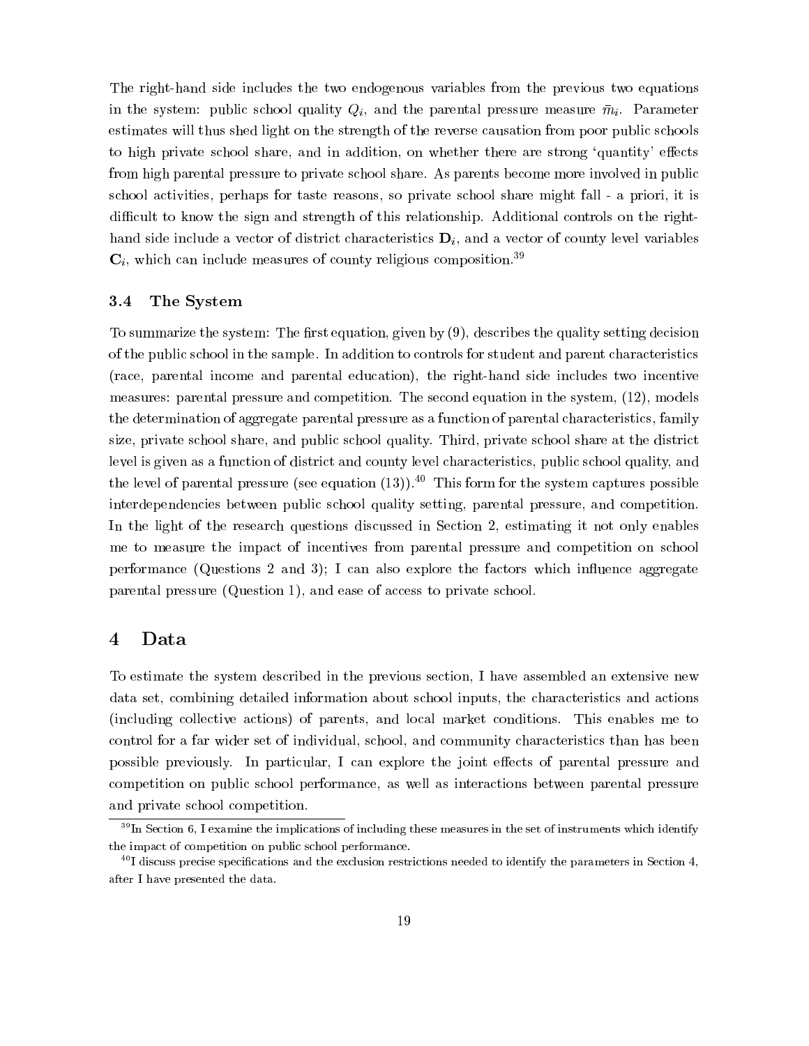The right-hand side includes the two endogenous variables from the previous two equations in the system: public school quality $Q_i$, and the parental pressure measure $\bar{m}_i$. Parameter estimates will thus shed light on the strength of the reverse causation from poor public schools to high private school share, and in addition, on whether there are strong 'quantity' effects from high parental pressure to private school share. As parents become more involved in public school activities, perhaps for taste reasons, so private school share might fall - a priori, it is difficult to know the sign and strength of this relationship. Additional controls on the right-hand side include a vector of district characteristics $\mathbf{D}_i$, and a vector of county level variables $\mathbf{C}_i$, which can include measures of county religious composition.[39]

### 3.4 The System

To summarize the system: The first equation, given by (9), describes the quality setting decision of the public school in the sample. In addition to controls for student and parent characteristics (race, parental income and parental education), the right-hand side includes two incentive measures: parental pressure and competition. The second equation in the system, (12), models the determination of aggregate parental pressure as a function of parental characteristics, family size, private school share, and public school quality. Third, private school share at the district level is given as a function of district and county level characteristics, public school quality, and the level of parental pressure (see equation (13)).[40] This form for the system captures possible interdependencies between public school quality setting, parental pressure, and competition. In the light of the research questions discussed in Section 2, estimating it not only enables me to measure the impact of incentives from parental pressure and competition on school performance (Questions 2 and 3); I can also explore the factors which influence aggregate parental pressure (Question 1), and ease of access to private school.

## 4 Data

To estimate the system described in the previous section, I have assembled an extensive new data set, combining detailed information about school inputs, the characteristics and actions (including collective actions) of parents, and local market conditions. This enables me to control for a far wider set of individual, school, and community characteristics than has been possible previously. In particular, I can explore the joint effects of parental pressure and competition on public school performance, as well as interactions between parental pressure and private school competition.

[39] In Section 6, I examine the implications of including these measures in the set of instruments which identify the impact of competition on public school performance.

[40] I discuss precise specifications and the exclusion restrictions needed to identify the parameters in Section 4, after I have presented the data.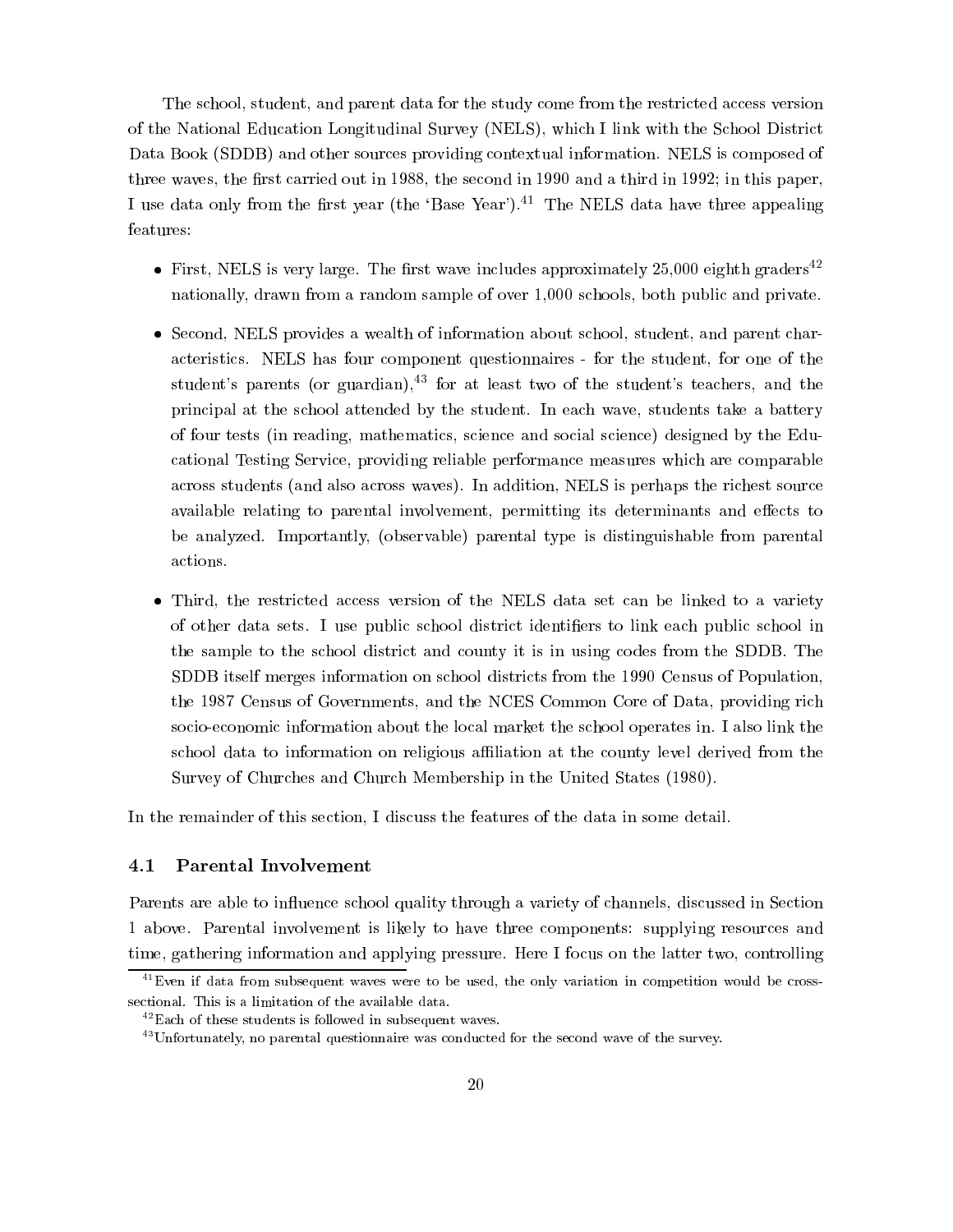The school, student, and parent data for the study come from the restricted access version of the National Education Longitudinal Survey (NELS), which I link with the School District Data Book (SDDB) and other sources providing contextual information. NELS is composed of three waves, the first carried out in 1988, the second in 1990 and a third in 1992; in this paper, I use data only from the first year (the 'Base Year').[41] The NELS data have three appealing features:

- First, NELS is very large. The first wave includes approximately 25,000 eighth graders[42] nationally, drawn from a random sample of over 1,000 schools, both public and private.
- Second, NELS provides a wealth of information about school, student, and parent characteristics. NELS has four component questionnaires - for the student, for one of the student's parents (or guardian),[43] for at least two of the student's teachers, and the principal at the school attended by the student. In each wave, students take a battery of four tests (in reading, mathematics, science and social science) designed by the Educational Testing Service, providing reliable performance measures which are comparable across students (and also across waves). In addition, NELS is perhaps the richest source available relating to parental involvement, permitting its determinants and effects to be analyzed. Importantly, (observable) parental type is distinguishable from parental actions.
- Third, the restricted access version of the NELS data set can be linked to a variety of other data sets. I use public school district identifiers to link each public school in the sample to the school district and county it is in using codes from the SDDB. The SDDB itself merges information on school districts from the 1990 Census of Population, the 1987 Census of Governments, and the NCES Common Core of Data, providing rich socio-economic information about the local market the school operates in. I also link the school data to information on religious affiliation at the county level derived from the Survey of Churches and Church Membership in the United States (1980).

In the remainder of this section, I discuss the features of the data in some detail.

## 4.1 Parental Involvement

Parents are able to influence school quality through a variety of channels, discussed in Section 1 above. Parental involvement is likely to have three components: supplying resources and time, gathering information and applying pressure. Here I focus on the latter two, controlling

[41] Even if data from subsequent waves were to be used, the only variation in competition would be cross-sectional. This is a limitation of the available data.

[42] Each of these students is followed in subsequent waves.

[43] Unfortunately, no parental questionnaire was conducted for the second wave of the survey.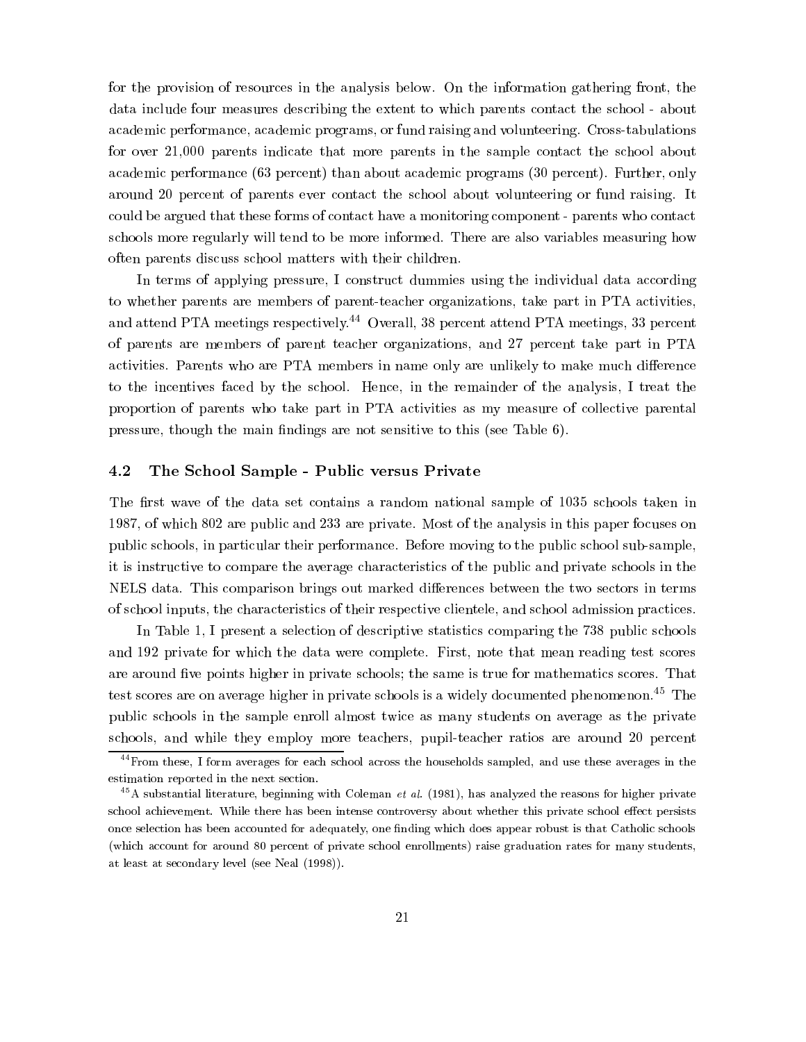for the provision of resources in the analysis below. On the information gathering front, the data include four measures describing the extent to which parents contact the school - about academic performance, academic programs, or fund raising and volunteering. Cross-tabulations for over 21,000 parents indicate that more parents in the sample contact the school about academic performance (63 percent) than about academic programs (30 percent). Further, only around 20 percent of parents ever contact the school about volunteering or fund raising. It could be argued that these forms of contact have a monitoring component - parents who contact schools more regularly will tend to be more informed. There are also variables measuring how often parents discuss school matters with their children.

In terms of applying pressure, I construct dummies using the individual data according to whether parents are members of parent-teacher organizations, take part in PTA activities, and attend PTA meetings respectively.[44] Overall, 38 percent attend PTA meetings, 33 percent of parents are members of parent teacher organizations, and 27 percent take part in PTA activities. Parents who are PTA members in name only are unlikely to make much difference to the incentives faced by the school. Hence, in the remainder of the analysis, I treat the proportion of parents who take part in PTA activities as my measure of collective parental pressure, though the main findings are not sensitive to this (see Table 6).

### 4.2 The School Sample - Public versus Private

The first wave of the data set contains a random national sample of 1035 schools taken in 1987, of which 802 are public and 233 are private. Most of the analysis in this paper focuses on public schools, in particular their performance. Before moving to the public school sub-sample, it is instructive to compare the average characteristics of the public and private schools in the NELS data. This comparison brings out marked differences between the two sectors in terms of school inputs, the characteristics of their respective clientele, and school admission practices.

In Table 1, I present a selection of descriptive statistics comparing the 738 public schools and 192 private for which the data were complete. First, note that mean reading test scores are around five points higher in private schools; the same is true for mathematics scores. That test scores are on average higher in private schools is a widely documented phenomenon.[45] The public schools in the sample enroll almost twice as many students on average as the private schools, and while they employ more teachers, pupil-teacher ratios are around 20 percent

[44] From these, I form averages for each school across the households sampled, and use these averages in the estimation reported in the next section.

[45] A substantial literature, beginning with Coleman *et al.* (1981), has analyzed the reasons for higher private school achievement. While there has been intense controversy about whether this private school effect persists once selection has been accounted for adequately, one finding which does appear robust is that Catholic schools (which account for around 80 percent of private school enrollments) raise graduation rates for many students, at least at secondary level (see Neal (1998)).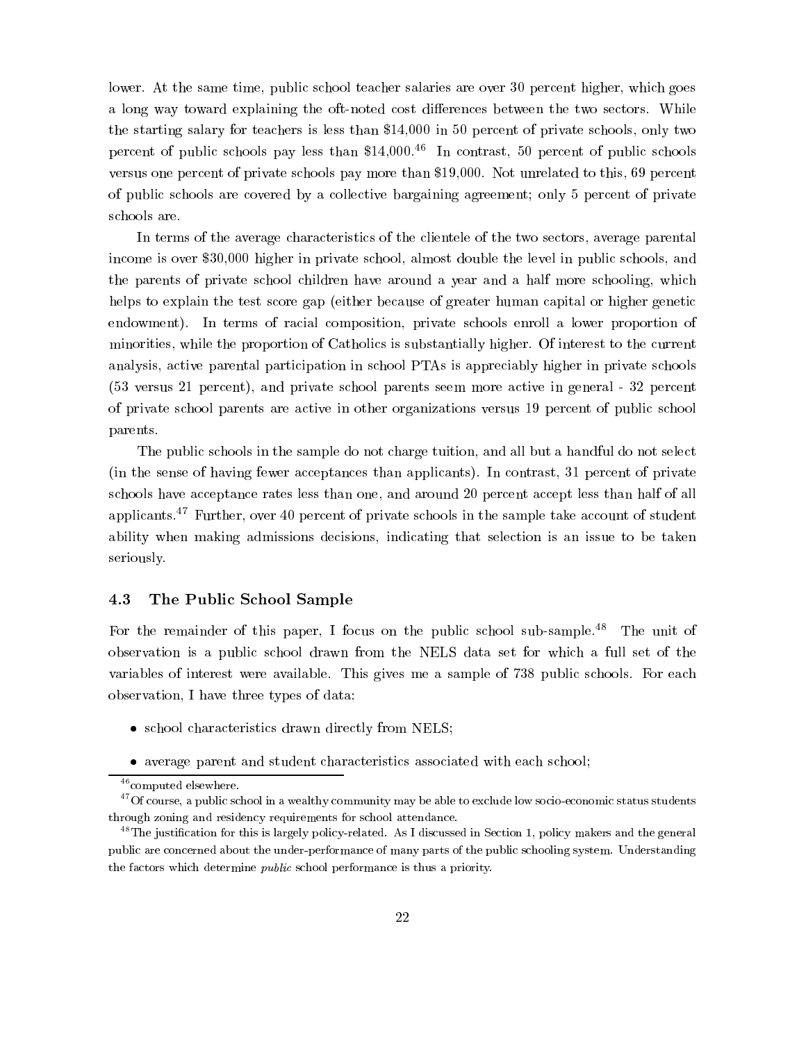lower. At the same time, public school teacher salaries are over 30 percent higher, which goes a long way toward explaining the oft-noted cost differences between the two sectors. While the starting salary for teachers is less than $14,000 in 50 percent of private schools, only two percent of public schools pay less than $14,000.[46] In contrast, 50 percent of public schools versus one percent of private schools pay more than $19,000. Not unrelated to this, 69 percent of public schools are covered by a collective bargaining agreement; only 5 percent of private schools are.

In terms of the average characteristics of the clientele of the two sectors, average parental income is over $30,000 higher in private school, almost double the level in public schools, and the parents of private school children have around a year and a half more schooling, which helps to explain the test score gap (either because of greater human capital or higher genetic endowment). In terms of racial composition, private schools enroll a lower proportion of minorities, while the proportion of Catholics is substantially higher. Of interest to the current analysis, active parental participation in school PTAs is appreciably higher in private schools (53 versus 21 percent), and private school parents seem more active in general - 32 percent of private school parents are active in other organizations versus 19 percent of public school parents.

The public schools in the sample do not charge tuition, and all but a handful do not select (in the sense of having fewer acceptances than applicants). In contrast, 31 percent of private schools have acceptance rates less than one, and around 20 percent accept less than half of all applicants.[47] Further, over 40 percent of private schools in the sample take account of student ability when making admissions decisions, indicating that selection is an issue to be taken seriously.

## 4.3 The Public School Sample

For the remainder of this paper, I focus on the public school sub-sample.[48] The unit of observation is a public school drawn from the NELS data set for which a full set of the variables of interest were available. This gives me a sample of 738 public schools. For each observation, I have three types of data:

- school characteristics drawn directly from NELS;
- average parent and student characteristics associated with each school;

[46] computed elsewhere.

[47] Of course, a public school in a wealthy community may be able to exclude low socio-economic status students through zoning and residency requirements for school attendance.

[48] The justification for this is largely policy-related. As I discussed in Section 1, policy makers and the general public are concerned about the under-performance of many parts of the public schooling system. Understanding the factors which determine *public* school performance is thus a priority.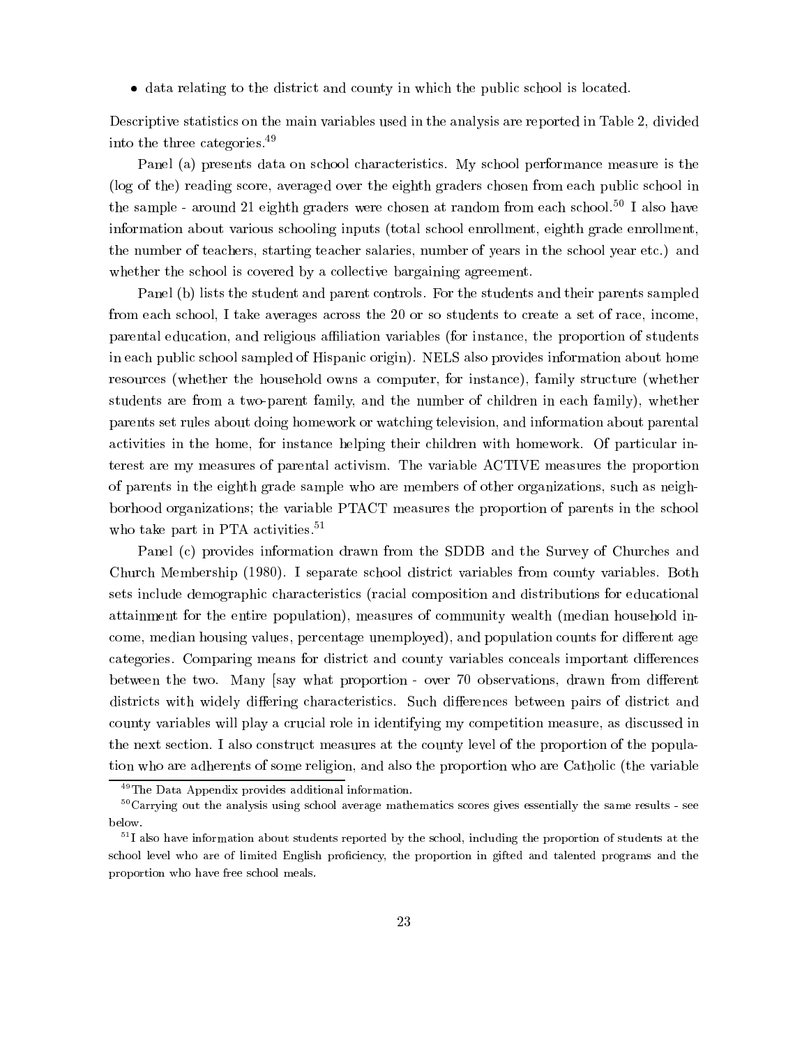- data relating to the district and county in which the public school is located.

Descriptive statistics on the main variables used in the analysis are reported in Table 2, divided into the three categories.[49]

Panel (a) presents data on school characteristics. My school performance measure is the (log of the) reading score, averaged over the eighth graders chosen from each public school in the sample - around 21 eighth graders were chosen at random from each school.[50] I also have information about various schooling inputs (total school enrollment, eighth grade enrollment, the number of teachers, starting teacher salaries, number of years in the school year etc.) and whether the school is covered by a collective bargaining agreement.

Panel (b) lists the student and parent controls. For the students and their parents sampled from each school, I take averages across the 20 or so students to create a set of race, income, parental education, and religious affiliation variables (for instance, the proportion of students in each public school sampled of Hispanic origin). NELS also provides information about home resources (whether the household owns a computer, for instance), family structure (whether students are from a two-parent family, and the number of children in each family), whether parents set rules about doing homework or watching television, and information about parental activities in the home, for instance helping their children with homework. Of particular interest are my measures of parental activism. The variable ACTIVE measures the proportion of parents in the eighth grade sample who are members of other organizations, such as neighborhood organizations; the variable PTACT measures the proportion of parents in the school who take part in PTA activities.[51]

Panel (c) provides information drawn from the SDDB and the Survey of Churches and Church Membership (1980). I separate school district variables from county variables. Both sets include demographic characteristics (racial composition and distributions for educational attainment for the entire population), measures of community wealth (median household income, median housing values, percentage unemployed), and population counts for different age categories. Comparing means for district and county variables conceals important differences between the two. Many [say what proportion - over 70 observations, drawn from different districts with widely differing characteristics. Such differences between pairs of district and county variables will play a crucial role in identifying my competition measure, as discussed in the next section. I also construct measures at the county level of the proportion of the population who are adherents of some religion, and also the proportion who are Catholic (the variable

---

[49] The Data Appendix provides additional information.

[50] Carrying out the analysis using school average mathematics scores gives essentially the same results - see below.

[51] I also have information about students reported by the school, including the proportion of students at the school level who are of limited English proficiency, the proportion in gifted and talented programs and the proportion who have free school meals.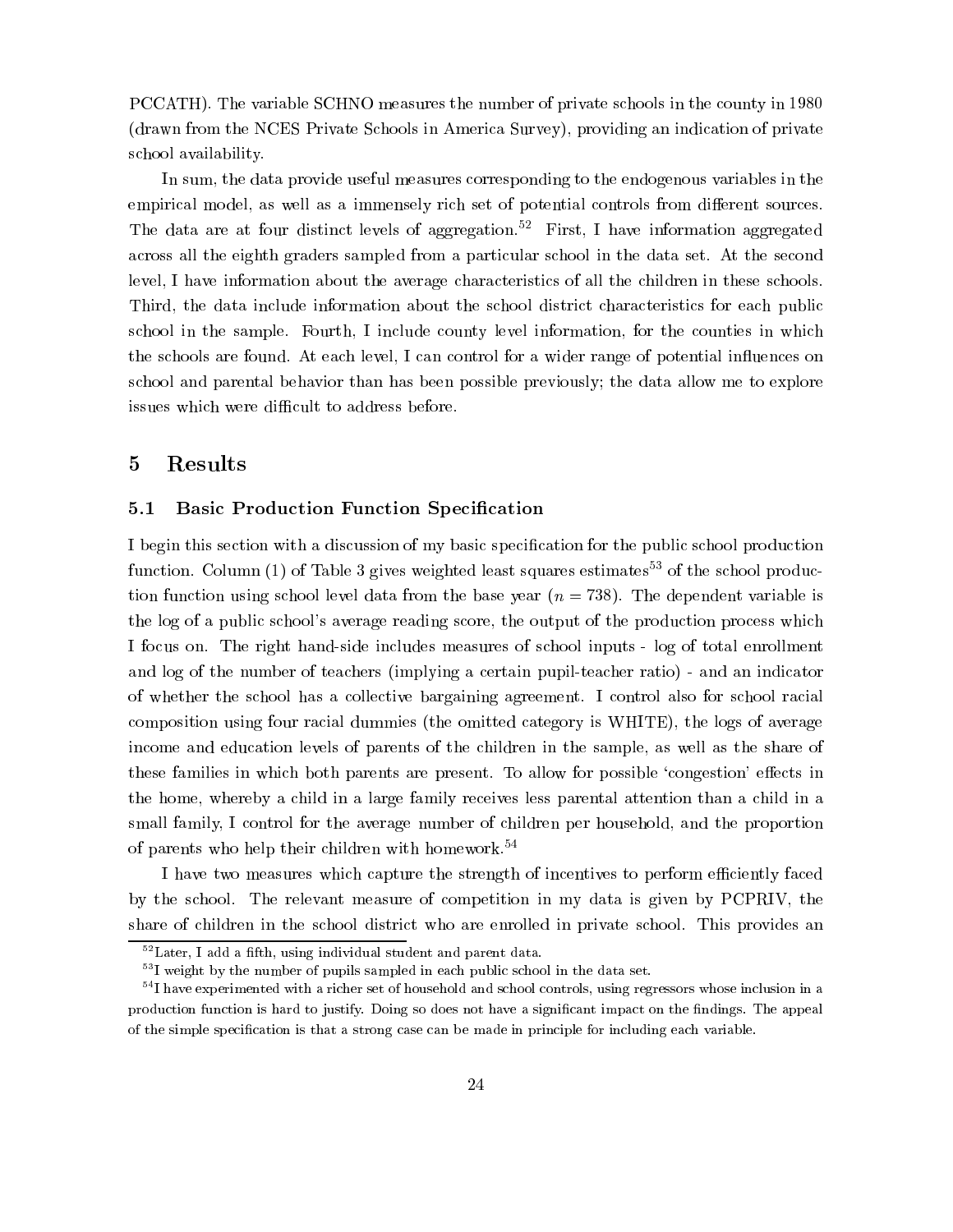PCCATH). The variable SCHNO measures the number of private schools in the county in 1980 (drawn from the NCES Private Schools in America Survey), providing an indication of private school availability.

In sum, the data provide useful measures corresponding to the endogenous variables in the empirical model, as well as a immensely rich set of potential controls from different sources. The data are at four distinct levels of aggregation.[52] First, I have information aggregated across all the eighth graders sampled from a particular school in the data set. At the second level, I have information about the average characteristics of all the children in these schools. Third, the data include information about the school district characteristics for each public school in the sample. Fourth, I include county level information, for the counties in which the schools are found. At each level, I can control for a wider range of potential influences on school and parental behavior than has been possible previously; the data allow me to explore issues which were difficult to address before.

# 5 Results

## 5.1 Basic Production Function Specification

I begin this section with a discussion of my basic specification for the public school production function. Column (1) of Table 3 gives weighted least squares estimates[53] of the school production function using school level data from the base year ($n = 738$). The dependent variable is the log of a public school's average reading score, the output of the production process which I focus on. The right hand-side includes measures of school inputs - log of total enrollment and log of the number of teachers (implying a certain pupil-teacher ratio) - and an indicator of whether the school has a collective bargaining agreement. I control also for school racial composition using four racial dummies (the omitted category is WHITE), the logs of average income and education levels of parents of the children in the sample, as well as the share of these families in which both parents are present. To allow for possible 'congestion' effects in the home, whereby a child in a large family receives less parental attention than a child in a small family, I control for the average number of children per household, and the proportion of parents who help their children with homework.[54]

I have two measures which capture the strength of incentives to perform efficiently faced by the school. The relevant measure of competition in my data is given by PCPRIV, the share of children in the school district who are enrolled in private school. This provides an

[52] Later, I add a fifth, using individual student and parent data.

[53] I weight by the number of pupils sampled in each public school in the data set.

[54] I have experimented with a richer set of household and school controls, using regressors whose inclusion in a production function is hard to justify. Doing so does not have a significant impact on the findings. The appeal of the simple specification is that a strong case can be made in principle for including each variable.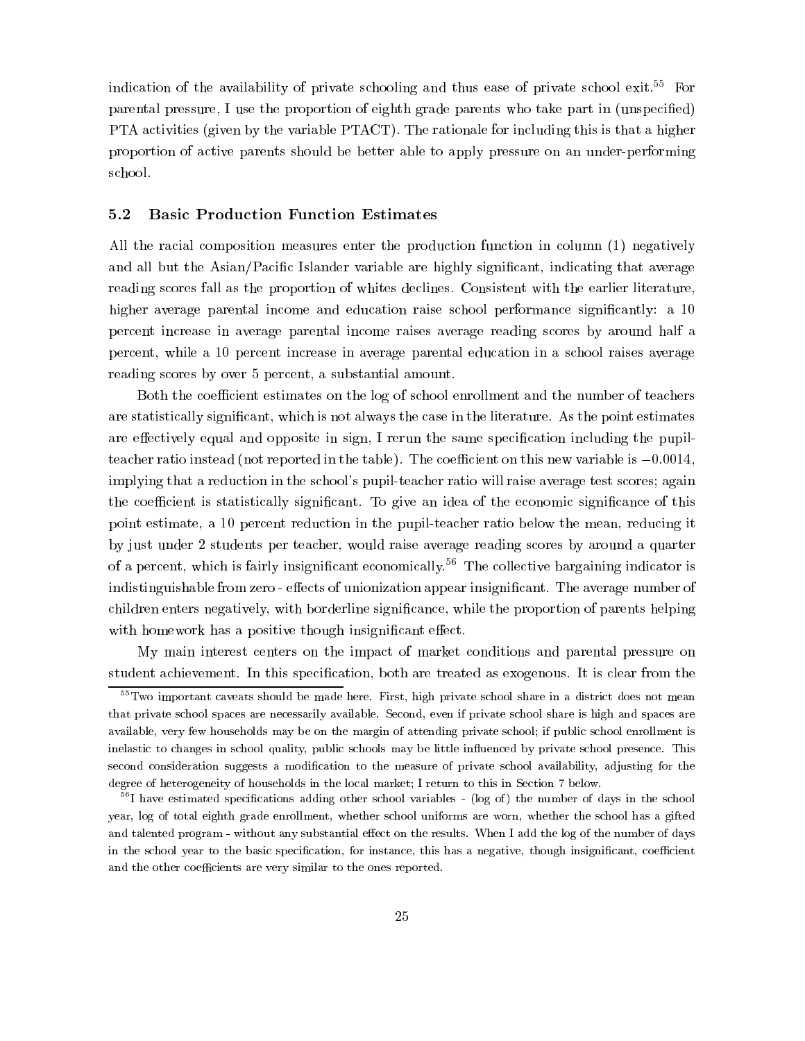indication of the availability of private schooling and thus ease of private school exit.[55] For parental pressure, I use the proportion of eighth grade parents who take part in (unspecified) PTA activities (given by the variable PTACT). The rationale for including this is that a higher proportion of active parents should be better able to apply pressure on an under-performing school.

### 5.2 Basic Production Function Estimates

All the racial composition measures enter the production function in column (1) negatively and all but the Asian/Pacific Islander variable are highly significant, indicating that average reading scores fall as the proportion of whites declines. Consistent with the earlier literature, higher average parental income and education raise school performance significantly: a 10 percent increase in average parental income raises average reading scores by around half a percent, while a 10 percent increase in average parental education in a school raises average reading scores by over 5 percent, a substantial amount.

Both the coefficient estimates on the log of school enrollment and the number of teachers are statistically significant, which is not always the case in the literature. As the point estimates are effectively equal and opposite in sign, I rerun the same specification including the pupil-teacher ratio instead (not reported in the table). The coefficient on this new variable is $-0.0014$, implying that a reduction in the school's pupil-teacher ratio will raise average test scores; again the coefficient is statistically significant. To give an idea of the economic significance of this point estimate, a 10 percent reduction in the pupil-teacher ratio below the mean, reducing it by just under 2 students per teacher, would raise average reading scores by around a quarter of a percent, which is fairly insignificant economically.[56] The collective bargaining indicator is indistinguishable from zero - effects of unionization appear insignificant. The average number of children enters negatively, with borderline significance, while the proportion of parents helping with homework has a positive though insignificant effect.

My main interest centers on the impact of market conditions and parental pressure on student achievement. In this specification, both are treated as exogenous. It is clear from the

---

[55] Two important caveats should be made here. First, high private school share in a district does not mean that private school spaces are necessarily available. Second, even if private school share is high and spaces are available, very few households may be on the margin of attending private school; if public school enrollment is inelastic to changes in school quality, public schools may be little influenced by private school presence. This second consideration suggests a modification to the measure of private school availability, adjusting for the degree of heterogeneity of households in the local market; I return to this in Section 7 below.

[56] I have estimated specifications adding other school variables - (log of) the number of days in the school year, log of total eighth grade enrollment, whether school uniforms are worn, whether the school has a gifted and talented program - without any substantial effect on the results. When I add the log of the number of days in the school year to the basic specification, for instance, this has a negative, though insignificant, coefficient and the other coefficients are very similar to the ones reported.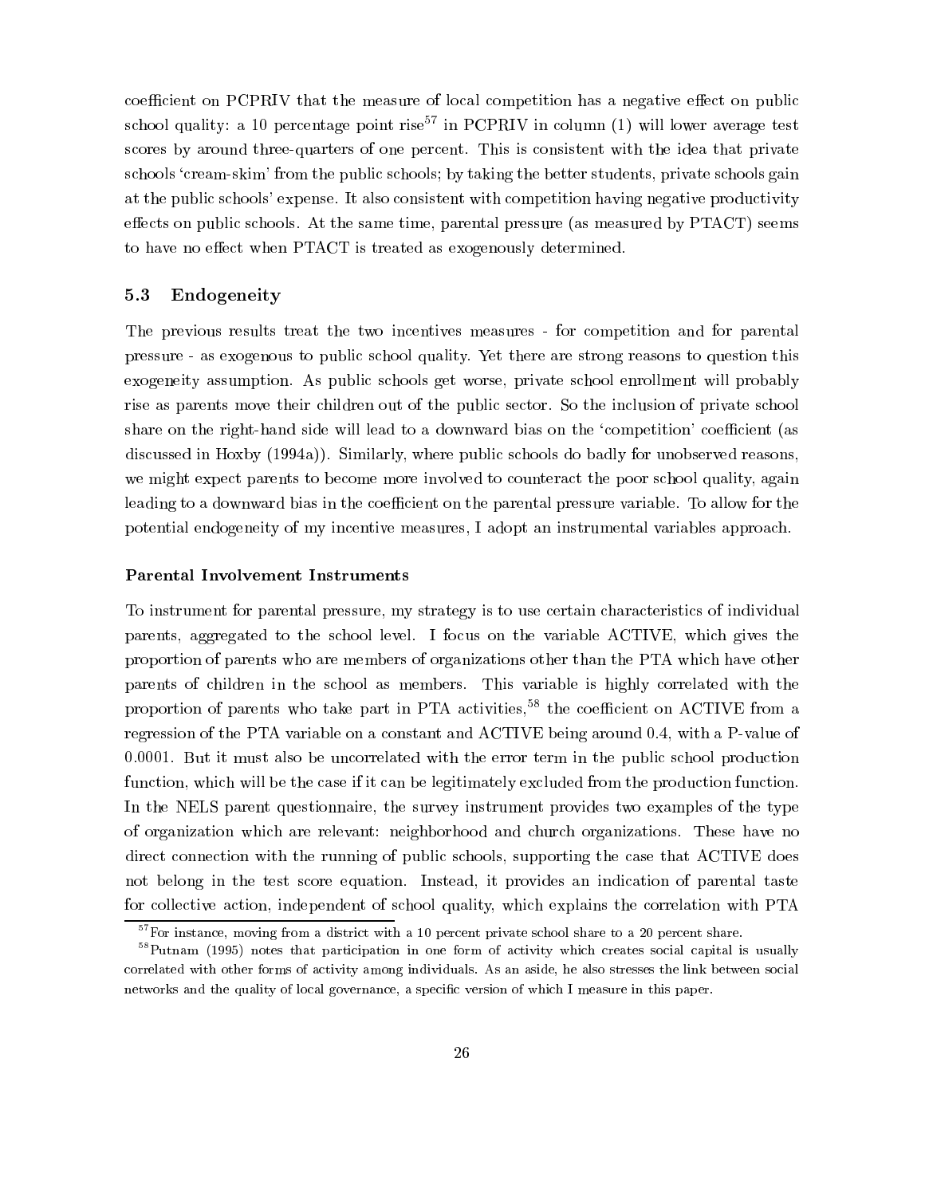coefficient on PCPRIV that the measure of local competition has a negative effect on public school quality: a 10 percentage point rise[57] in PCPRIV in column (1) will lower average test scores by around three-quarters of one percent. This is consistent with the idea that private schools 'cream-skim' from the public schools; by taking the better students, private schools gain at the public schools' expense. It also consistent with competition having negative productivity effects on public schools. At the same time, parental pressure (as measured by PTACT) seems to have no effect when PTACT is treated as exogenously determined.

### 5.3 Endogeneity

The previous results treat the two incentives measures - for competition and for parental pressure - as exogenous to public school quality. Yet there are strong reasons to question this exogeneity assumption. As public schools get worse, private school enrollment will probably rise as parents move their children out of the public sector. So the inclusion of private school share on the right-hand side will lead to a downward bias on the 'competition' coefficient (as discussed in Hoxby (1994a)). Similarly, where public schools do badly for unobserved reasons, we might expect parents to become more involved to counteract the poor school quality, again leading to a downward bias in the coefficient on the parental pressure variable. To allow for the potential endogeneity of my incentive measures, I adopt an instrumental variables approach.

#### Parental Involvement Instruments

To instrument for parental pressure, my strategy is to use certain characteristics of individual parents, aggregated to the school level. I focus on the variable ACTIVE, which gives the proportion of parents who are members of organizations other than the PTA which have other parents of children in the school as members. This variable is highly correlated with the proportion of parents who take part in PTA activities,[58] the coefficient on ACTIVE from a regression of the PTA variable on a constant and ACTIVE being around 0.4, with a P-value of 0.0001. But it must also be uncorrelated with the error term in the public school production function, which will be the case if it can be legitimately excluded from the production function. In the NELS parent questionnaire, the survey instrument provides two examples of the type of organization which are relevant: neighborhood and church organizations. These have no direct connection with the running of public schools, supporting the case that ACTIVE does not belong in the test score equation. Instead, it provides an indication of parental taste for collective action, independent of school quality, which explains the correlation with PTA

[57] For instance, moving from a district with a 10 percent private school share to a 20 percent share.

[58] Putnam (1995) notes that participation in one form of activity which creates social capital is usually correlated with other forms of activity among individuals. As an aside, he also stresses the link between social networks and the quality of local governance, a specific version of which I measure in this paper.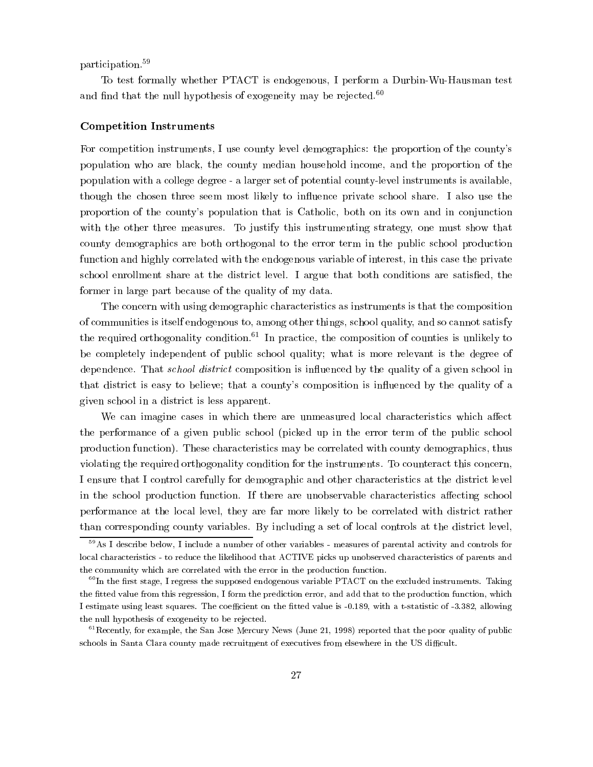participation.[59]

To test formally whether PTACT is endogenous, I perform a Durbin-Wu-Hausman test and find that the null hypothesis of exogeneity may be rejected.[60]

### Competition Instruments

For competition instruments, I use county level demographics: the proportion of the county's population who are black, the county median household income, and the proportion of the population with a college degree - a larger set of potential county-level instruments is available, though the chosen three seem most likely to influence private school share. I also use the proportion of the county's population that is Catholic, both on its own and in conjunction with the other three measures. To justify this instrumenting strategy, one must show that county demographics are both orthogonal to the error term in the public school production function and highly correlated with the endogenous variable of interest, in this case the private school enrollment share at the district level. I argue that both conditions are satisfied, the former in large part because of the quality of my data.

The concern with using demographic characteristics as instruments is that the composition of communities is itself endogenous to, among other things, school quality, and so cannot satisfy the required orthogonality condition.[61] In practice, the composition of counties is unlikely to be completely independent of public school quality; what is more relevant is the degree of dependence. That *school district* composition is influenced by the quality of a given school in that district is easy to believe; that a county's composition is influenced by the quality of a given school in a district is less apparent.

We can imagine cases in which there are unmeasured local characteristics which affect the performance of a given public school (picked up in the error term of the public school production function). These characteristics may be correlated with county demographics, thus violating the required orthogonality condition for the instruments. To counteract this concern, I ensure that I control carefully for demographic and other characteristics at the district level in the school production function. If there are unobservable characteristics affecting school performance at the local level, they are far more likely to be correlated with district rather than corresponding county variables. By including a set of local controls at the district level,

---

[59] As I describe below, I include a number of other variables - measures of parental activity and controls for local characteristics - to reduce the likelihood that ACTIVE picks up unobserved characteristics of parents and the community which are correlated with the error in the production function.

[60] In the first stage, I regress the supposed endogenous variable PTACT on the excluded instruments. Taking the fitted value from this regression, I form the prediction error, and add that to the production function, which I estimate using least squares. The coefficient on the fitted value is -0.189, with a t-statistic of -3.382, allowing the null hypothesis of exogeneity to be rejected.

[61] Recently, for example, the San Jose Mercury News (June 21, 1998) reported that the poor quality of public schools in Santa Clara county made recruitment of executives from elsewhere in the US difficult.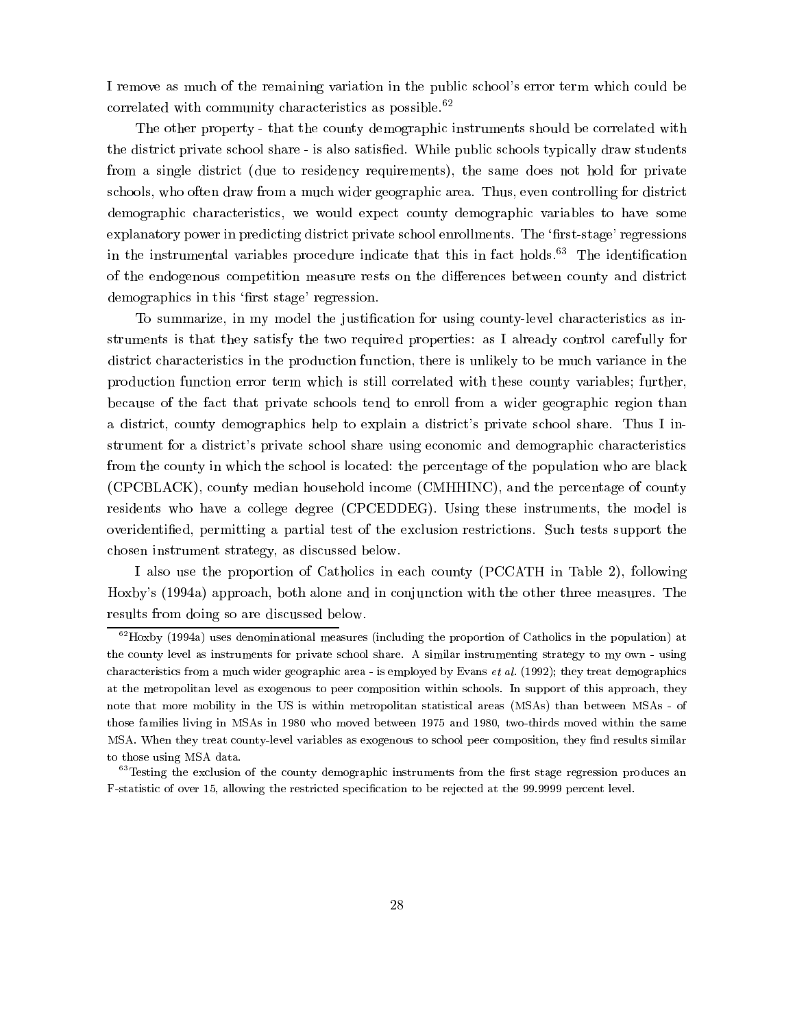I remove as much of the remaining variation in the public school's error term which could be correlated with community characteristics as possible.[62]

The other property - that the county demographic instruments should be correlated with the district private school share - is also satisfied. While public schools typically draw students from a single district (due to residency requirements), the same does not hold for private schools, who often draw from a much wider geographic area. Thus, even controlling for district demographic characteristics, we would expect county demographic variables to have some explanatory power in predicting district private school enrollments. The 'first-stage' regressions in the instrumental variables procedure indicate that this in fact holds.[63] The identification of the endogenous competition measure rests on the differences between county and district demographics in this 'first stage' regression.

To summarize, in my model the justification for using county-level characteristics as instruments is that they satisfy the two required properties: as I already control carefully for district characteristics in the production function, there is unlikely to be much variance in the production function error term which is still correlated with these county variables; further, because of the fact that private schools tend to enroll from a wider geographic region than a district, county demographics help to explain a district's private school share. Thus I instrument for a district's private school share using economic and demographic characteristics from the county in which the school is located: the percentage of the population who are black (CPCBLACK), county median household income (CMHHINC), and the percentage of county residents who have a college degree (CPCEDDEG). Using these instruments, the model is overidentified, permitting a partial test of the exclusion restrictions. Such tests support the chosen instrument strategy, as discussed below.

I also use the proportion of Catholics in each county (PCCATH in Table 2), following Hoxby's (1994a) approach, both alone and in conjunction with the other three measures. The results from doing so are discussed below.

---

[62] Hoxby (1994a) uses denominational measures (including the proportion of Catholics in the population) at the county level as instruments for private school share. A similar instrumenting strategy to my own - using characteristics from a much wider geographic area - is employed by Evans *et al.* (1992); they treat demographics at the metropolitan level as exogenous to peer composition within schools. In support of this approach, they note that more mobility in the US is within metropolitan statistical areas (MSAs) than between MSAs - of those families living in MSAs in 1980 who moved between 1975 and 1980, two-thirds moved within the same MSA. When they treat county-level variables as exogenous to school peer composition, they find results similar to those using MSA data.

[63] Testing the exclusion of the county demographic instruments from the first stage regression produces an F-statistic of over 15, allowing the restricted specification to be rejected at the 99.9999 percent level.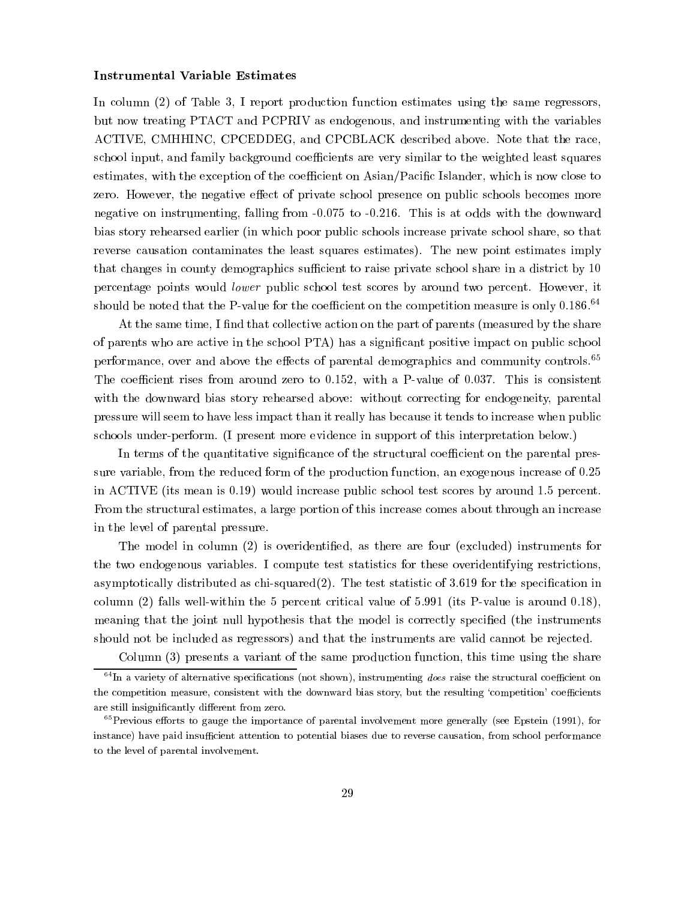**Instrumental Variable Estimates**

In column (2) of Table 3, I report production function estimates using the same regressors, but now treating PTACT and PCPRIV as endogenous, and instrumenting with the variables ACTIVE, CMHHINC, CPCEDDEG, and CPCBLACK described above. Note that the race, school input, and family background coefficients are very similar to the weighted least squares estimates, with the exception of the coefficient on Asian/Pacific Islander, which is now close to zero. However, the negative effect of private school presence on public schools becomes more negative on instrumenting, falling from -0.075 to -0.216. This is at odds with the downward bias story rehearsed earlier (in which poor public schools increase private school share, so that reverse causation contaminates the least squares estimates). The new point estimates imply that changes in county demographics sufficient to raise private school share in a district by 10 percentage points would *lower* public school test scores by around two percent. However, it should be noted that the P-value for the coefficient on the competition measure is only 0.186.[64]

At the same time, I find that collective action on the part of parents (measured by the share of parents who are active in the school PTA) has a significant positive impact on public school performance, over and above the effects of parental demographics and community controls.[65] The coefficient rises from around zero to 0.152, with a P-value of 0.037. This is consistent with the downward bias story rehearsed above: without correcting for endogeneity, parental pressure will seem to have less impact than it really has because it tends to increase when public schools under-perform. (I present more evidence in support of this interpretation below.)

In terms of the quantitative significance of the structural coefficient on the parental pressure variable, from the reduced form of the production function, an exogenous increase of 0.25 in ACTIVE (its mean is 0.19) would increase public school test scores by around 1.5 percent. From the structural estimates, a large portion of this increase comes about through an increase in the level of parental pressure.

The model in column (2) is overidentified, as there are four (excluded) instruments for the two endogenous variables. I compute test statistics for these overidentifying restrictions, asymptotically distributed as chi-squared(2). The test statistic of 3.619 for the specification in column (2) falls well-within the 5 percent critical value of 5.991 (its P-value is around 0.18), meaning that the joint null hypothesis that the model is correctly specified (the instruments should not be included as regressors) and that the instruments are valid cannot be rejected.

Column (3) presents a variant of the same production function, this time using the share

[64] In a variety of alternative specifications (not shown), instrumenting *does* raise the structural coefficient on the competition measure, consistent with the downward bias story, but the resulting 'competition' coefficients are still insignificantly different from zero.

[65] Previous efforts to gauge the importance of parental involvement more generally (see Epstein (1991), for instance) have paid insufficient attention to potential biases due to reverse causation, from school performance to the level of parental involvement.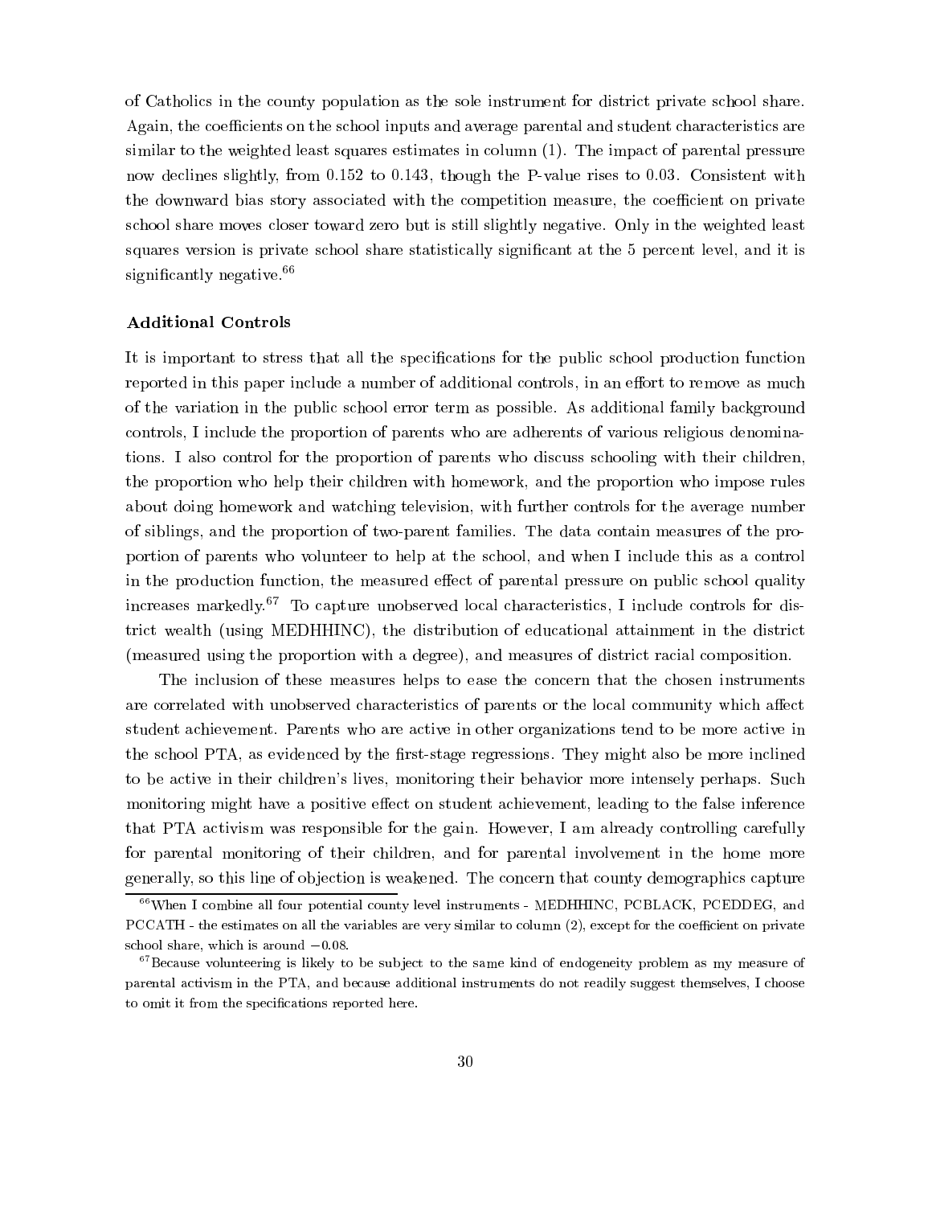of Catholics in the county population as the sole instrument for district private school share. Again, the coefficients on the school inputs and average parental and student characteristics are similar to the weighted least squares estimates in column (1). The impact of parental pressure now declines slightly, from 0.152 to 0.143, though the P-value rises to 0.03. Consistent with the downward bias story associated with the competition measure, the coefficient on private school share moves closer toward zero but is still slightly negative. Only in the weighted least squares version is private school share statistically significant at the 5 percent level, and it is significantly negative.[66]

### Additional Controls

It is important to stress that all the specifications for the public school production function reported in this paper include a number of additional controls, in an effort to remove as much of the variation in the public school error term as possible. As additional family background controls, I include the proportion of parents who are adherents of various religious denominations. I also control for the proportion of parents who discuss schooling with their children, the proportion who help their children with homework, and the proportion who impose rules about doing homework and watching television, with further controls for the average number of siblings, and the proportion of two-parent families. The data contain measures of the proportion of parents who volunteer to help at the school, and when I include this as a control in the production function, the measured effect of parental pressure on public school quality increases markedly.[67] To capture unobserved local characteristics, I include controls for district wealth (using MEDHHINC), the distribution of educational attainment in the district (measured using the proportion with a degree), and measures of district racial composition.

The inclusion of these measures helps to ease the concern that the chosen instruments are correlated with unobserved characteristics of parents or the local community which affect student achievement. Parents who are active in other organizations tend to be more active in the school PTA, as evidenced by the first-stage regressions. They might also be more inclined to be active in their children's lives, monitoring their behavior more intensely perhaps. Such monitoring might have a positive effect on student achievement, leading to the false inference that PTA activism was responsible for the gain. However, I am already controlling carefully for parental monitoring of their children, and for parental involvement in the home more generally, so this line of objection is weakened. The concern that county demographics capture

[66] When I combine all four potential county level instruments - MEDHHINC, PCBLACK, PCEDDEG, and PCCATH - the estimates on all the variables are very similar to column (2), except for the coefficient on private school share, which is around $-0.08$.

[67] Because volunteering is likely to be subject to the same kind of endogeneity problem as my measure of parental activism in the PTA, and because additional instruments do not readily suggest themselves, I choose to omit it from the specifications reported here.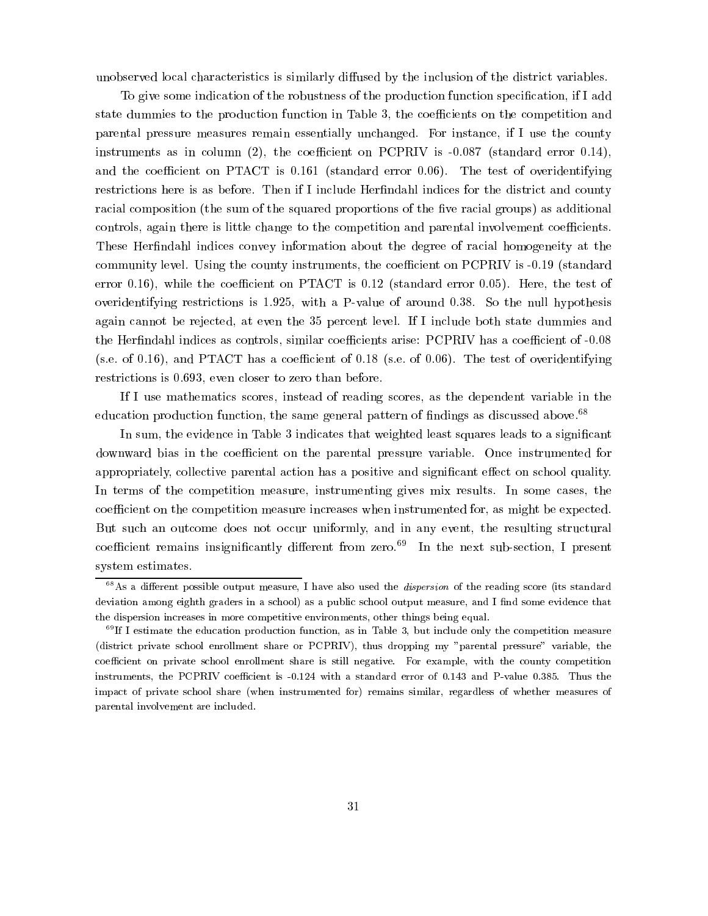unobserved local characteristics is similarly diffused by the inclusion of the district variables.

To give some indication of the robustness of the production function specification, if I add state dummies to the production function in Table 3, the coefficients on the competition and parental pressure measures remain essentially unchanged. For instance, if I use the county instruments as in column (2), the coefficient on PCPRIV is -0.087 (standard error 0.14), and the coefficient on PTACT is 0.161 (standard error 0.06). The test of overidentifying restrictions here is as before. Then if I include Herfindahl indices for the district and county racial composition (the sum of the squared proportions of the five racial groups) as additional controls, again there is little change to the competition and parental involvement coefficients. These Herfindahl indices convey information about the degree of racial homogeneity at the community level. Using the county instruments, the coefficient on PCPRIV is -0.19 (standard error 0.16), while the coefficient on PTACT is 0.12 (standard error 0.05). Here, the test of overidentifying restrictions is 1.925, with a P-value of around 0.38. So the null hypothesis again cannot be rejected, at even the 35 percent level. If I include both state dummies and the Herfindahl indices as controls, similar coefficients arise: PCPRIV has a coefficient of -0.08 (s.e. of 0.16), and PTACT has a coefficient of 0.18 (s.e. of 0.06). The test of overidentifying restrictions is 0.693, even closer to zero than before.

If I use mathematics scores, instead of reading scores, as the dependent variable in the education production function, the same general pattern of findings as discussed above.[68]

In sum, the evidence in Table 3 indicates that weighted least squares leads to a significant downward bias in the coefficient on the parental pressure variable. Once instrumented for appropriately, collective parental action has a positive and significant effect on school quality. In terms of the competition measure, instrumenting gives mix results. In some cases, the coefficient on the competition measure increases when instrumented for, as might be expected. But such an outcome does not occur uniformly, and in any event, the resulting structural coefficient remains insignificantly different from zero.[69] In the next sub-section, I present system estimates.

---

[68] As a different possible output measure, I have also used the *dispersion* of the reading score (its standard deviation among eighth graders in a school) as a public school output measure, and I find some evidence that the dispersion increases in more competitive environments, other things being equal.

[69] If I estimate the education production function, as in Table 3, but include only the competition measure (district private school enrollment share or PCPRIV), thus dropping my "parental pressure" variable, the coefficient on private school enrollment share is still negative. For example, with the county competition instruments, the PCPRIV coefficient is -0.124 with a standard error of 0.143 and P-value 0.385. Thus the impact of private school share (when instrumented for) remains similar, regardless of whether measures of parental involvement are included.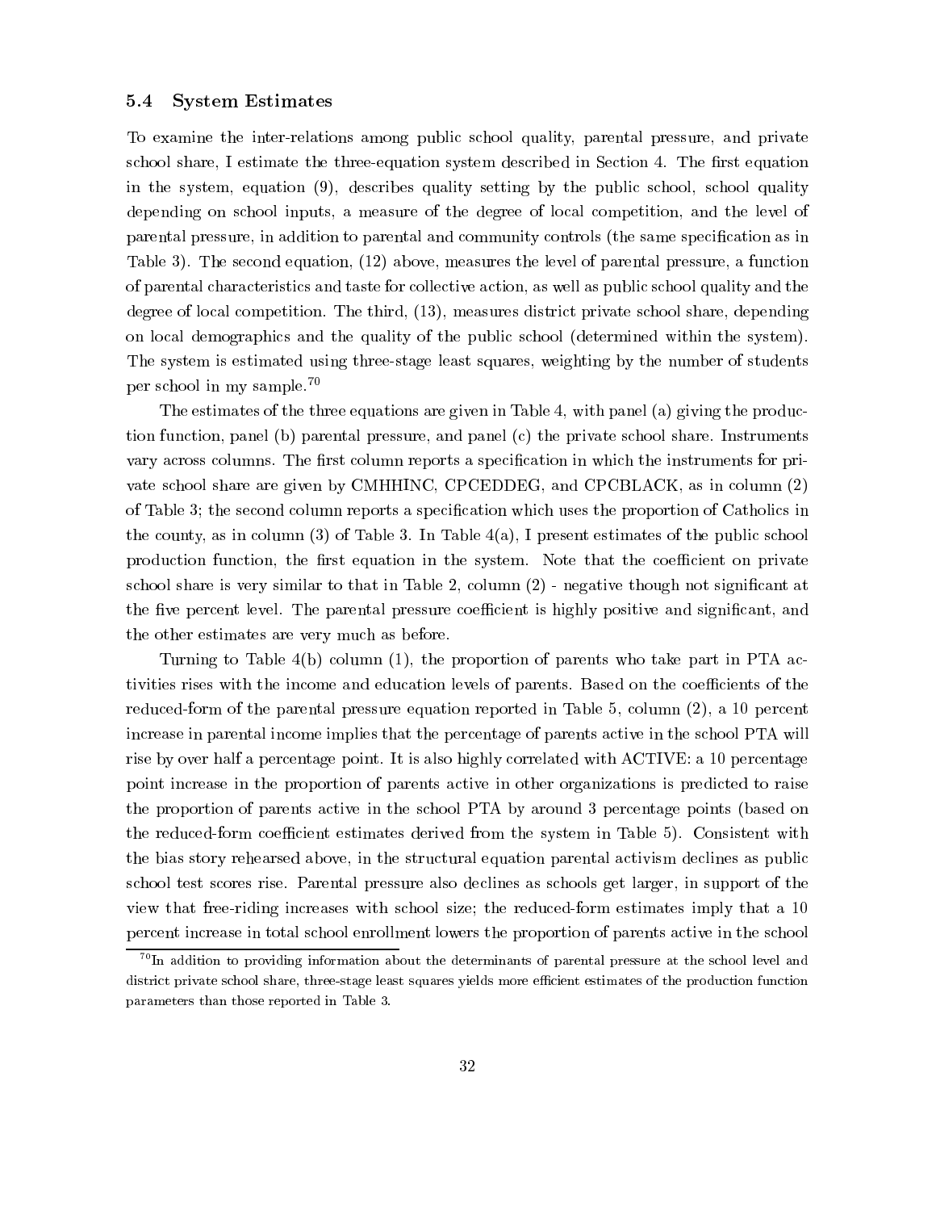### 5.4 System Estimates

To examine the inter-relations among public school quality, parental pressure, and private school share, I estimate the three-equation system described in Section 4. The first equation in the system, equation (9), describes quality setting by the public school, school quality depending on school inputs, a measure of the degree of local competition, and the level of parental pressure, in addition to parental and community controls (the same specification as in Table 3). The second equation, (12) above, measures the level of parental pressure, a function of parental characteristics and taste for collective action, as well as public school quality and the degree of local competition. The third, (13), measures district private school share, depending on local demographics and the quality of the public school (determined within the system). The system is estimated using three-stage least squares, weighting by the number of students per school in my sample.[70]

The estimates of the three equations are given in Table 4, with panel (a) giving the production function, panel (b) parental pressure, and panel (c) the private school share. Instruments vary across columns. The first column reports a specification in which the instruments for private school share are given by CMHHINC, CPCEDDEG, and CPCBLACK, as in column (2) of Table 3; the second column reports a specification which uses the proportion of Catholics in the county, as in column (3) of Table 3. In Table 4(a), I present estimates of the public school production function, the first equation in the system. Note that the coefficient on private school share is very similar to that in Table 2, column (2) - negative though not significant at the five percent level. The parental pressure coefficient is highly positive and significant, and the other estimates are very much as before.

Turning to Table 4(b) column (1), the proportion of parents who take part in PTA activities rises with the income and education levels of parents. Based on the coefficients of the reduced-form of the parental pressure equation reported in Table 5, column (2), a 10 percent increase in parental income implies that the percentage of parents active in the school PTA will rise by over half a percentage point. It is also highly correlated with ACTIVE: a 10 percentage point increase in the proportion of parents active in other organizations is predicted to raise the proportion of parents active in the school PTA by around 3 percentage points (based on the reduced-form coefficient estimates derived from the system in Table 5). Consistent with the bias story rehearsed above, in the structural equation parental activism declines as public school test scores rise. Parental pressure also declines as schools get larger, in support of the view that free-riding increases with school size; the reduced-form estimates imply that a 10 percent increase in total school enrollment lowers the proportion of parents active in the school

[70] In addition to providing information about the determinants of parental pressure at the school level and district private school share, three-stage least squares yields more efficient estimates of the production function parameters than those reported in Table 3.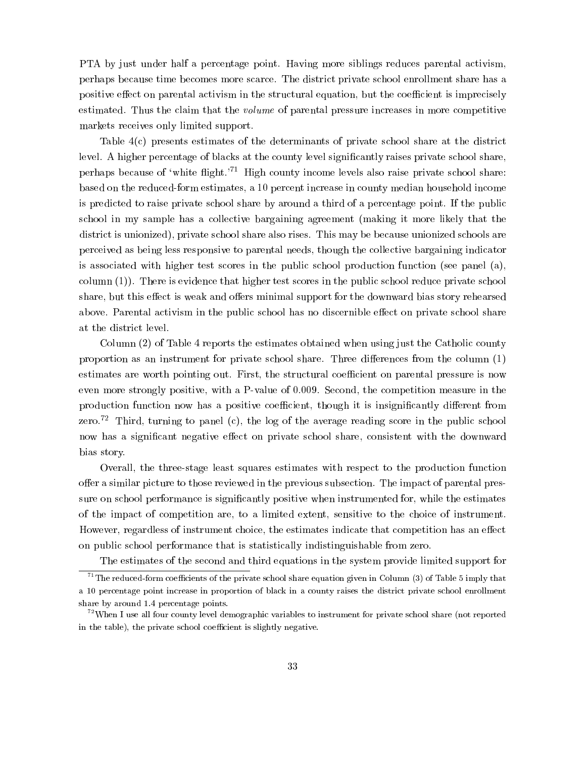PTA by just under half a percentage point. Having more siblings reduces parental activism, perhaps because time becomes more scarce. The district private school enrollment share has a positive effect on parental activism in the structural equation, but the coefficient is imprecisely estimated. Thus the claim that the *volume* of parental pressure increases in more competitive markets receives only limited support.

Table 4(c) presents estimates of the determinants of private school share at the district level. A higher percentage of blacks at the county level significantly raises private school share, perhaps because of 'white flight.'[71] High county income levels also raise private school share: based on the reduced-form estimates, a 10 percent increase in county median household income is predicted to raise private school share by around a third of a percentage point. If the public school in my sample has a collective bargaining agreement (making it more likely that the district is unionized), private school share also rises. This may be because unionized schools are perceived as being less responsive to parental needs, though the collective bargaining indicator is associated with higher test scores in the public school production function (see panel (a), column (1)). There is evidence that higher test scores in the public school reduce private school share, but this effect is weak and offers minimal support for the downward bias story rehearsed above. Parental activism in the public school has no discernible effect on private school share at the district level.

Column (2) of Table 4 reports the estimates obtained when using just the Catholic county proportion as an instrument for private school share. Three differences from the column (1) estimates are worth pointing out. First, the structural coefficient on parental pressure is now even more strongly positive, with a P-value of 0.009. Second, the competition measure in the production function now has a positive coefficient, though it is insignificantly different from zero.[72] Third, turning to panel (c), the log of the average reading score in the public school now has a significant negative effect on private school share, consistent with the downward bias story.

Overall, the three-stage least squares estimates with respect to the production function offer a similar picture to those reviewed in the previous subsection. The impact of parental pressure on school performance is significantly positive when instrumented for, while the estimates of the impact of competition are, to a limited extent, sensitive to the choice of instrument. However, regardless of instrument choice, the estimates indicate that competition has an effect on public school performance that is statistically indistinguishable from zero.

The estimates of the second and third equations in the system provide limited support for

---

[71] The reduced-form coefficients of the private school share equation given in Column (3) of Table 5 imply that a 10 percentage point increase in proportion of black in a county raises the district private school enrollment share by around 1.4 percentage points.

[72] When I use all four county level demographic variables to instrument for private school share (not reported in the table), the private school coefficient is slightly negative.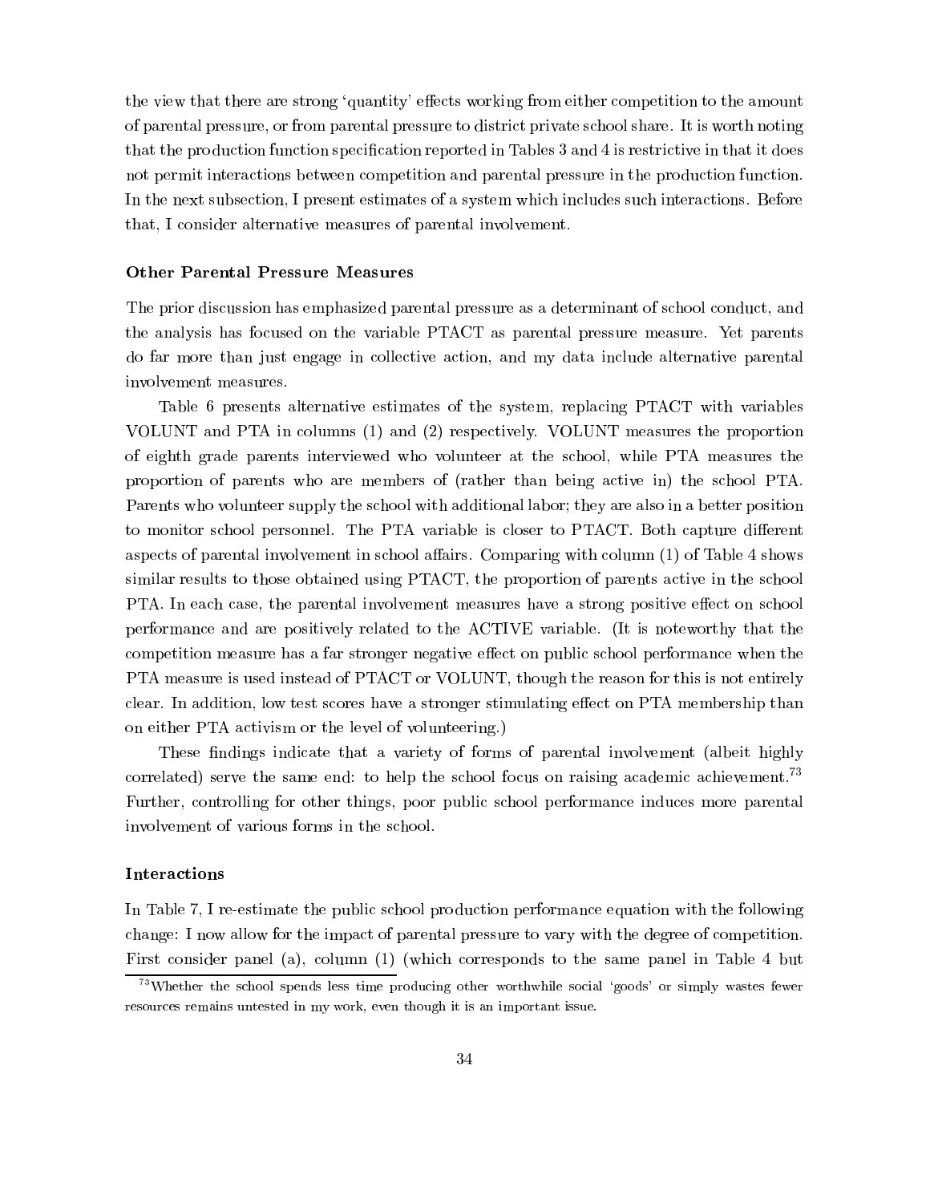the view that there are strong 'quantity' effects working from either competition to the amount of parental pressure, or from parental pressure to district private school share. It is worth noting that the production function specification reported in Tables 3 and 4 is restrictive in that it does not permit interactions between competition and parental pressure in the production function. In the next subsection, I present estimates of a system which includes such interactions. Before that, I consider alternative measures of parental involvement.

### Other Parental Pressure Measures

The prior discussion has emphasized parental pressure as a determinant of school conduct, and the analysis has focused on the variable PTACT as parental pressure measure. Yet parents do far more than just engage in collective action, and my data include alternative parental involvement measures.

Table 6 presents alternative estimates of the system, replacing PTACT with variables VOLUNT and PTA in columns (1) and (2) respectively. VOLUNT measures the proportion of eighth grade parents interviewed who volunteer at the school, while PTA measures the proportion of parents who are members of (rather than being active in) the school PTA. Parents who volunteer supply the school with additional labor; they are also in a better position to monitor school personnel. The PTA variable is closer to PTACT. Both capture different aspects of parental involvement in school affairs. Comparing with column (1) of Table 4 shows similar results to those obtained using PTACT, the proportion of parents active in the school PTA. In each case, the parental involvement measures have a strong positive effect on school performance and are positively related to the ACTIVE variable. (It is noteworthy that the competition measure has a far stronger negative effect on public school performance when the PTA measure is used instead of PTACT or VOLUNT, though the reason for this is not entirely clear. In addition, low test scores have a stronger stimulating effect on PTA membership than on either PTA activism or the level of volunteering.)

These findings indicate that a variety of forms of parental involvement (albeit highly correlated) serve the same end: to help the school focus on raising academic achievement.[73] Further, controlling for other things, poor public school performance induces more parental involvement of various forms in the school.

### Interactions

In Table 7, I re-estimate the public school production performance equation with the following change: I now allow for the impact of parental pressure to vary with the degree of competition. First consider panel (a), column (1) (which corresponds to the same panel in Table 4 but

[73] Whether the school spends less time producing other worthwhile social 'goods' or simply wastes fewer resources remains untested in my work, even though it is an important issue.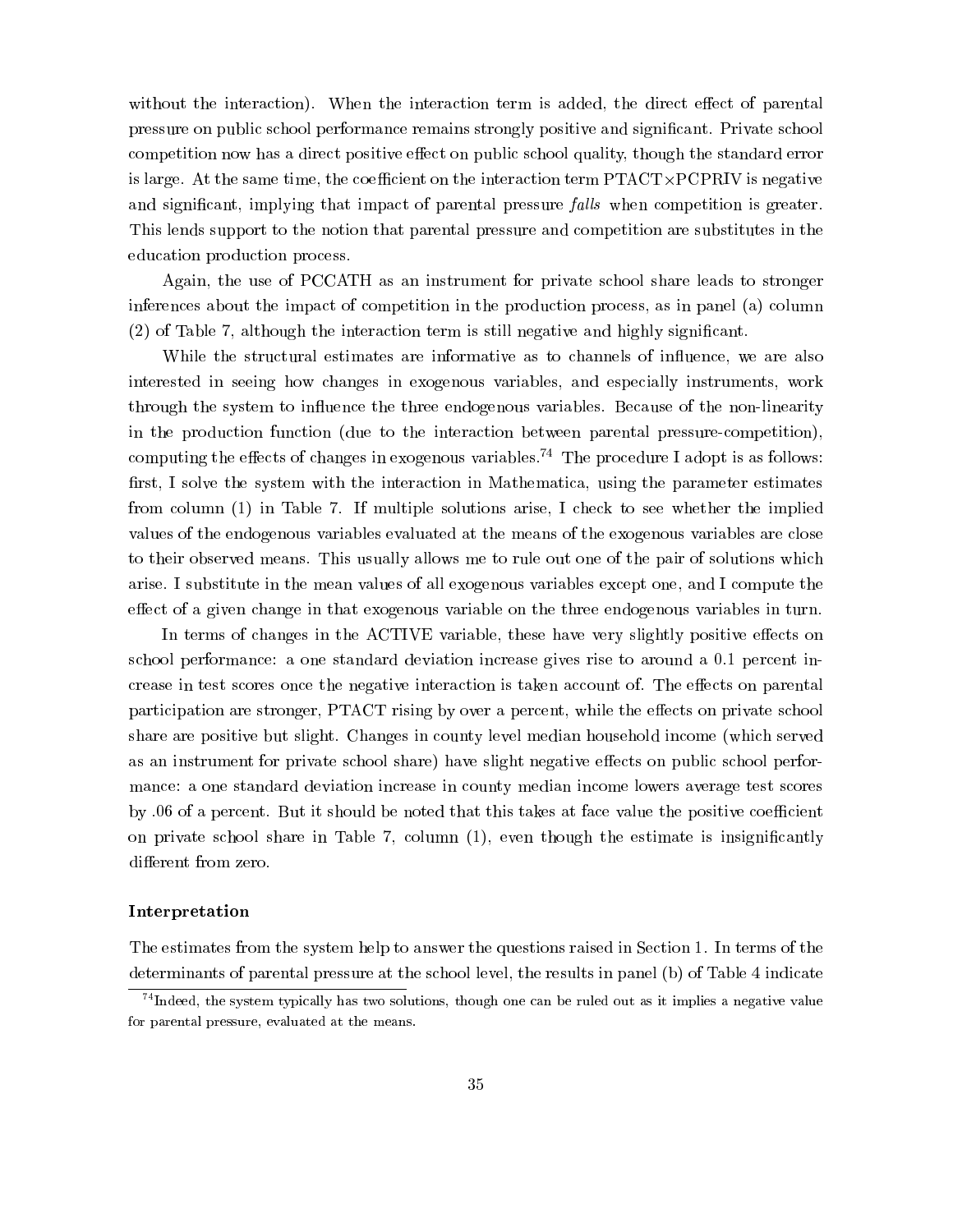without the interaction). When the interaction term is added, the direct effect of parental pressure on public school performance remains strongly positive and significant. Private school competition now has a direct positive effect on public school quality, though the standard error is large. At the same time, the coefficient on the interaction term PTACT×PCPRIV is negative and significant, implying that impact of parental pressure *falls* when competition is greater. This lends support to the notion that parental pressure and competition are substitutes in the education production process.

Again, the use of PCCATH as an instrument for private school share leads to stronger inferences about the impact of competition in the production process, as in panel (a) column (2) of Table 7, although the interaction term is still negative and highly significant.

While the structural estimates are informative as to channels of influence, we are also interested in seeing how changes in exogenous variables, and especially instruments, work through the system to influence the three endogenous variables. Because of the non-linearity in the production function (due to the interaction between parental pressure-competition), computing the effects of changes in exogenous variables.[74] The procedure I adopt is as follows: first, I solve the system with the interaction in Mathematica, using the parameter estimates from column (1) in Table 7. If multiple solutions arise, I check to see whether the implied values of the endogenous variables evaluated at the means of the exogenous variables are close to their observed means. This usually allows me to rule out one of the pair of solutions which arise. I substitute in the mean values of all exogenous variables except one, and I compute the effect of a given change in that exogenous variable on the three endogenous variables in turn.

In terms of changes in the ACTIVE variable, these have very slightly positive effects on school performance: a one standard deviation increase gives rise to around a 0.1 percent increase in test scores once the negative interaction is taken account of. The effects on parental participation are stronger, PTACT rising by over a percent, while the effects on private school share are positive but slight. Changes in county level median household income (which served as an instrument for private school share) have slight negative effects on public school performance: a one standard deviation increase in county median income lowers average test scores by .06 of a percent. But it should be noted that this takes at face value the positive coefficient on private school share in Table 7, column (1), even though the estimate is insignificantly different from zero.

### Interpretation

The estimates from the system help to answer the questions raised in Section 1. In terms of the determinants of parental pressure at the school level, the results in panel (b) of Table 4 indicate

[74] Indeed, the system typically has two solutions, though one can be ruled out as it implies a negative value for parental pressure, evaluated at the means.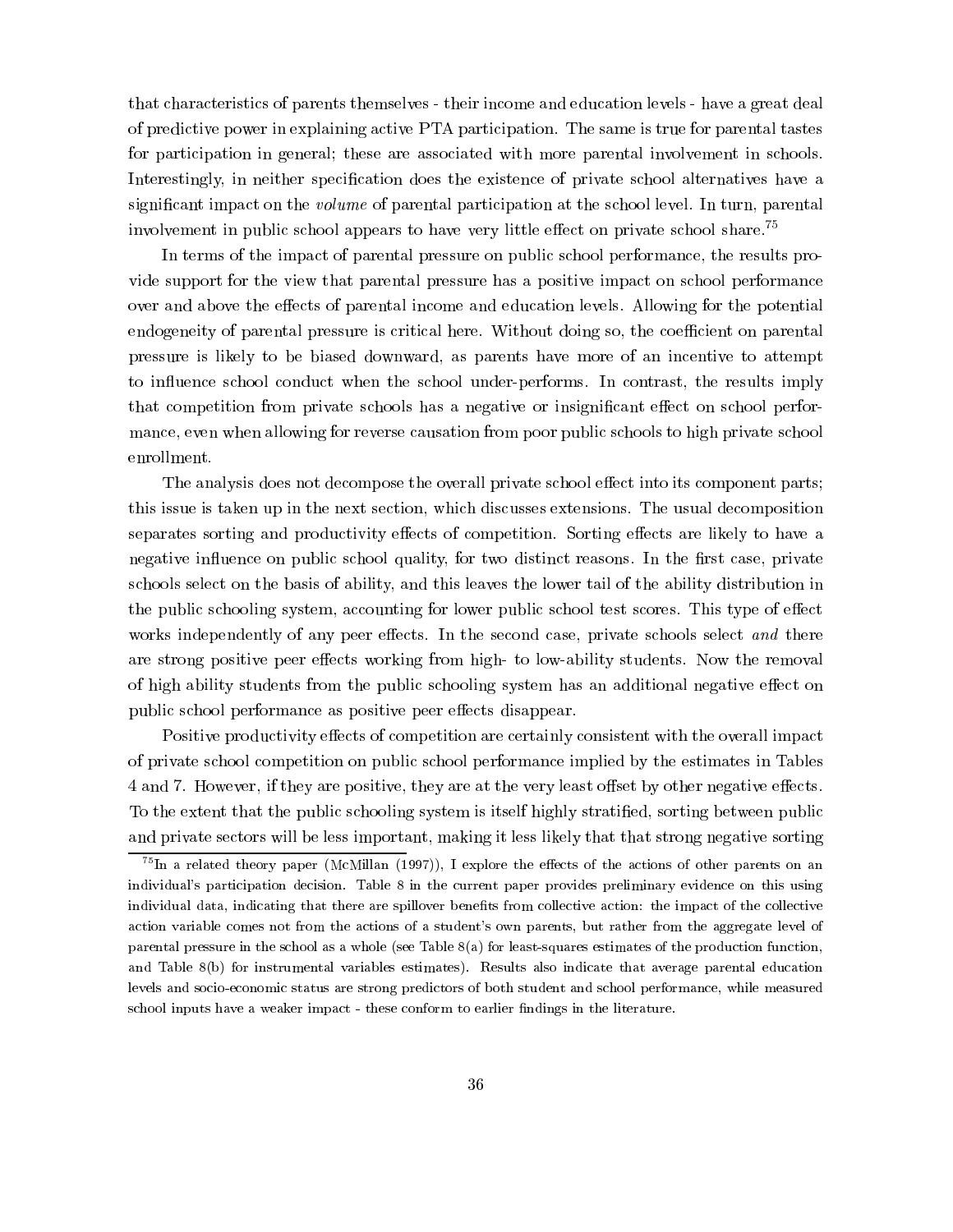that characteristics of parents themselves - their income and education levels - have a great deal of predictive power in explaining active PTA participation. The same is true for parental tastes for participation in general; these are associated with more parental involvement in schools. Interestingly, in neither specification does the existence of private school alternatives have a significant impact on the *volume* of parental participation at the school level. In turn, parental involvement in public school appears to have very little effect on private school share.[75]

In terms of the impact of parental pressure on public school performance, the results provide support for the view that parental pressure has a positive impact on school performance over and above the effects of parental income and education levels. Allowing for the potential endogeneity of parental pressure is critical here. Without doing so, the coefficient on parental pressure is likely to be biased downward, as parents have more of an incentive to attempt to influence school conduct when the school under-performs. In contrast, the results imply that competition from private schools has a negative or insignificant effect on school performance, even when allowing for reverse causation from poor public schools to high private school enrollment.

The analysis does not decompose the overall private school effect into its component parts; this issue is taken up in the next section, which discusses extensions. The usual decomposition separates sorting and productivity effects of competition. Sorting effects are likely to have a negative influence on public school quality, for two distinct reasons. In the first case, private schools select on the basis of ability, and this leaves the lower tail of the ability distribution in the public schooling system, accounting for lower public school test scores. This type of effect works independently of any peer effects. In the second case, private schools select *and* there are strong positive peer effects working from high- to low-ability students. Now the removal of high ability students from the public schooling system has an additional negative effect on public school performance as positive peer effects disappear.

Positive productivity effects of competition are certainly consistent with the overall impact of private school competition on public school performance implied by the estimates in Tables 4 and 7. However, if they are positive, they are at the very least offset by other negative effects. To the extent that the public schooling system is itself highly stratified, sorting between public and private sectors will be less important, making it less likely that that strong negative sorting

[75]In a related theory paper (McMillan (1997)), I explore the effects of the actions of other parents on an individual's participation decision. Table 8 in the current paper provides preliminary evidence on this using individual data, indicating that there are spillover benefits from collective action: the impact of the collective action variable comes not from the actions of a student's own parents, but rather from the aggregate level of parental pressure in the school as a whole (see Table 8(a) for least-squares estimates of the production function, and Table 8(b) for instrumental variables estimates). Results also indicate that average parental education levels and socio-economic status are strong predictors of both student and school performance, while measured school inputs have a weaker impact - these conform to earlier findings in the literature.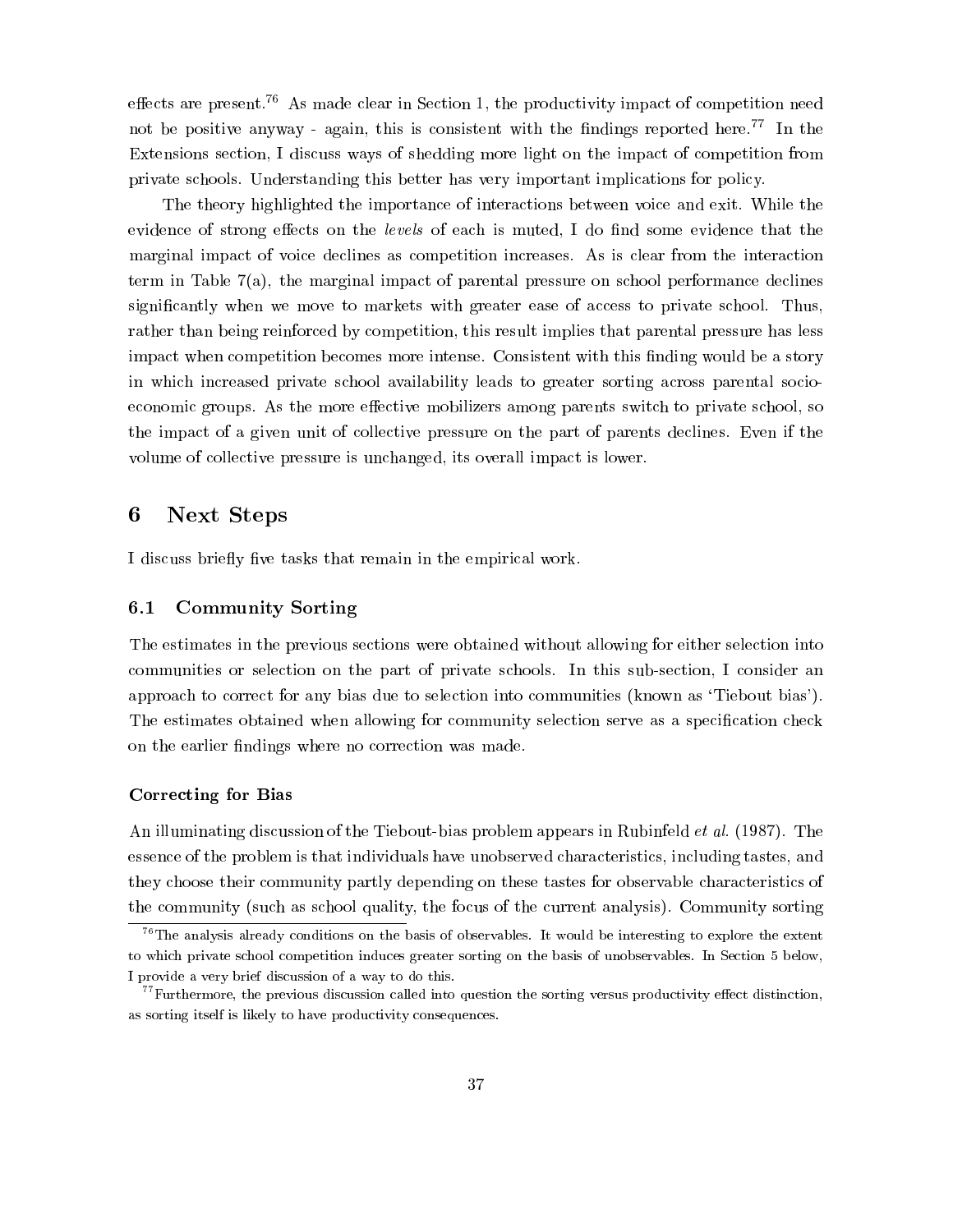effects are present.[76] As made clear in Section 1, the productivity impact of competition need not be positive anyway - again, this is consistent with the findings reported here.[77] In the Extensions section, I discuss ways of shedding more light on the impact of competition from private schools. Understanding this better has very important implications for policy.

The theory highlighted the importance of interactions between voice and exit. While the evidence of strong effects on the *levels* of each is muted, I do find some evidence that the marginal impact of voice declines as competition increases. As is clear from the interaction term in Table 7(a), the marginal impact of parental pressure on school performance declines significantly when we move to markets with greater ease of access to private school. Thus, rather than being reinforced by competition, this result implies that parental pressure has less impact when competition becomes more intense. Consistent with this finding would be a story in which increased private school availability leads to greater sorting across parental socio-economic groups. As the more effective mobilizers among parents switch to private school, so the impact of a given unit of collective pressure on the part of parents declines. Even if the volume of collective pressure is unchanged, its overall impact is lower.

# 6 Next Steps

I discuss briefly five tasks that remain in the empirical work.

## 6.1 Community Sorting

The estimates in the previous sections were obtained without allowing for either selection into communities or selection on the part of private schools. In this sub-section, I consider an approach to correct for any bias due to selection into communities (known as 'Tiebout bias'). The estimates obtained when allowing for community selection serve as a specification check on the earlier findings where no correction was made.

### Correcting for Bias

An illuminating discussion of the Tiebout-bias problem appears in Rubinfeld *et al.* (1987). The essence of the problem is that individuals have unobserved characteristics, including tastes, and they choose their community partly depending on these tastes for observable characteristics of the community (such as school quality, the focus of the current analysis). Community sorting

[76] The analysis already conditions on the basis of observables. It would be interesting to explore the extent to which private school competition induces greater sorting on the basis of unobservables. In Section 5 below, I provide a very brief discussion of a way to do this.

[77] Furthermore, the previous discussion called into question the sorting versus productivity effect distinction, as sorting itself is likely to have productivity consequences.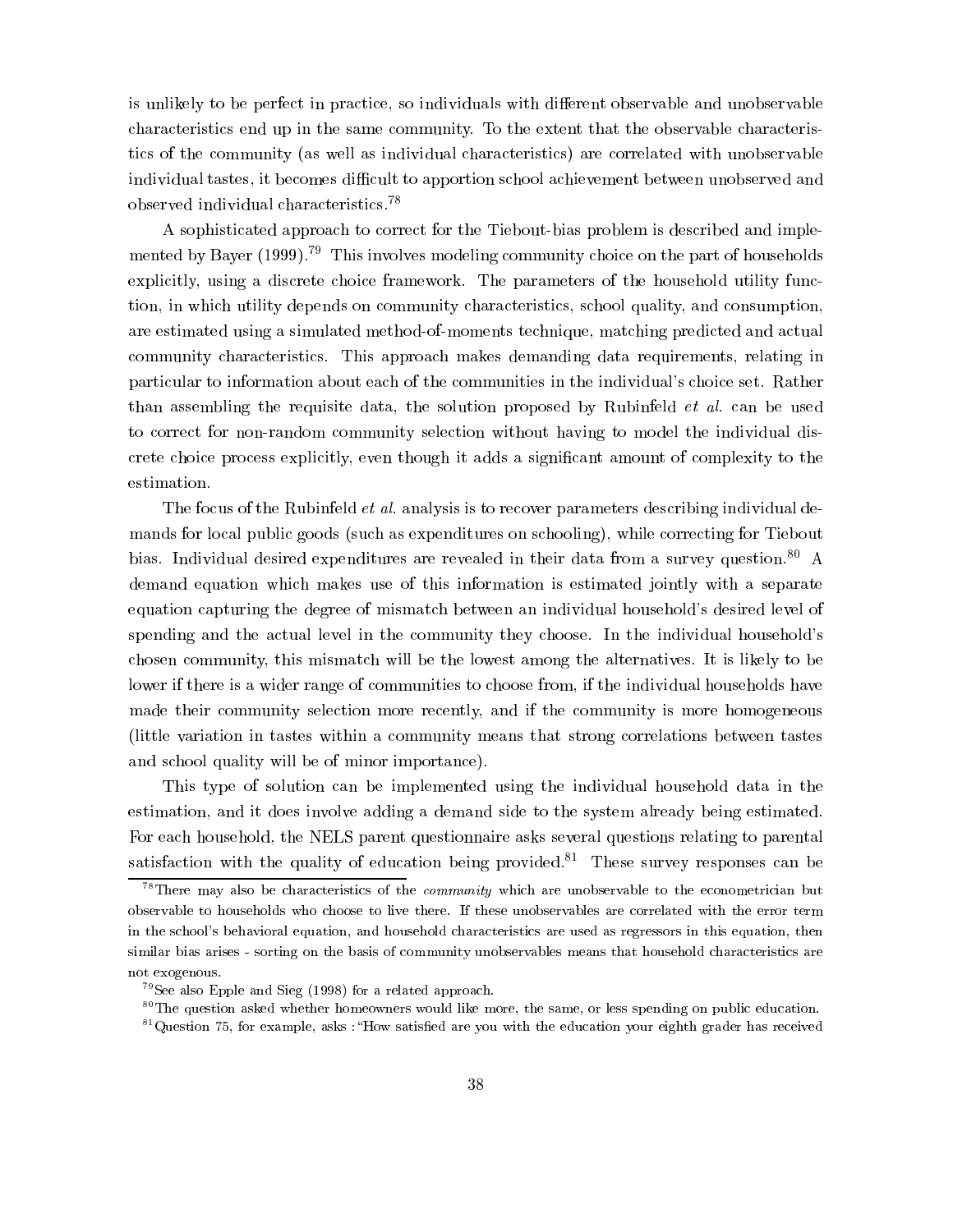is unlikely to be perfect in practice, so individuals with different observable and unobservable characteristics end up in the same community. To the extent that the observable characteristics of the community (as well as individual characteristics) are correlated with unobservable individual tastes, it becomes difficult to apportion school achievement between unobserved and observed individual characteristics.[78]

A sophisticated approach to correct for the Tiebout-bias problem is described and implemented by Bayer (1999).[79] This involves modeling community choice on the part of households explicitly, using a discrete choice framework. The parameters of the household utility function, in which utility depends on community characteristics, school quality, and consumption, are estimated using a simulated method-of-moments technique, matching predicted and actual community characteristics. This approach makes demanding data requirements, relating in particular to information about each of the communities in the individual's choice set. Rather than assembling the requisite data, the solution proposed by Rubinfeld *et al.* can be used to correct for non-random community selection without having to model the individual discrete choice process explicitly, even though it adds a significant amount of complexity to the estimation.

The focus of the Rubinfeld *et al.* analysis is to recover parameters describing individual demands for local public goods (such as expenditures on schooling), while correcting for Tiebout bias. Individual desired expenditures are revealed in their data from a survey question.[80] A demand equation which makes use of this information is estimated jointly with a separate equation capturing the degree of mismatch between an individual household's desired level of spending and the actual level in the community they choose. In the individual household's chosen community, this mismatch will be the lowest among the alternatives. It is likely to be lower if there is a wider range of communities to choose from, if the individual households have made their community selection more recently, and if the community is more homogeneous (little variation in tastes within a community means that strong correlations between tastes and school quality will be of minor importance).

This type of solution can be implemented using the individual household data in the estimation, and it does involve adding a demand side to the system already being estimated. For each household, the NELS parent questionnaire asks several questions relating to parental satisfaction with the quality of education being provided.[81] These survey responses can be

[78] There may also be characteristics of the *community* which are unobservable to the econometrician but observable to households who choose to live there. If these unobservables are correlated with the error term in the school's behavioral equation, and household characteristics are used as regressors in this equation, then similar bias arises - sorting on the basis of community unobservables means that household characteristics are not exogenous.

[79] See also Epple and Sieg (1998) for a related approach.

[80] The question asked whether homeowners would like more, the same, or less spending on public education.

[81] Question 75, for example, asks : "How satisfied are you with the education your eighth grader has received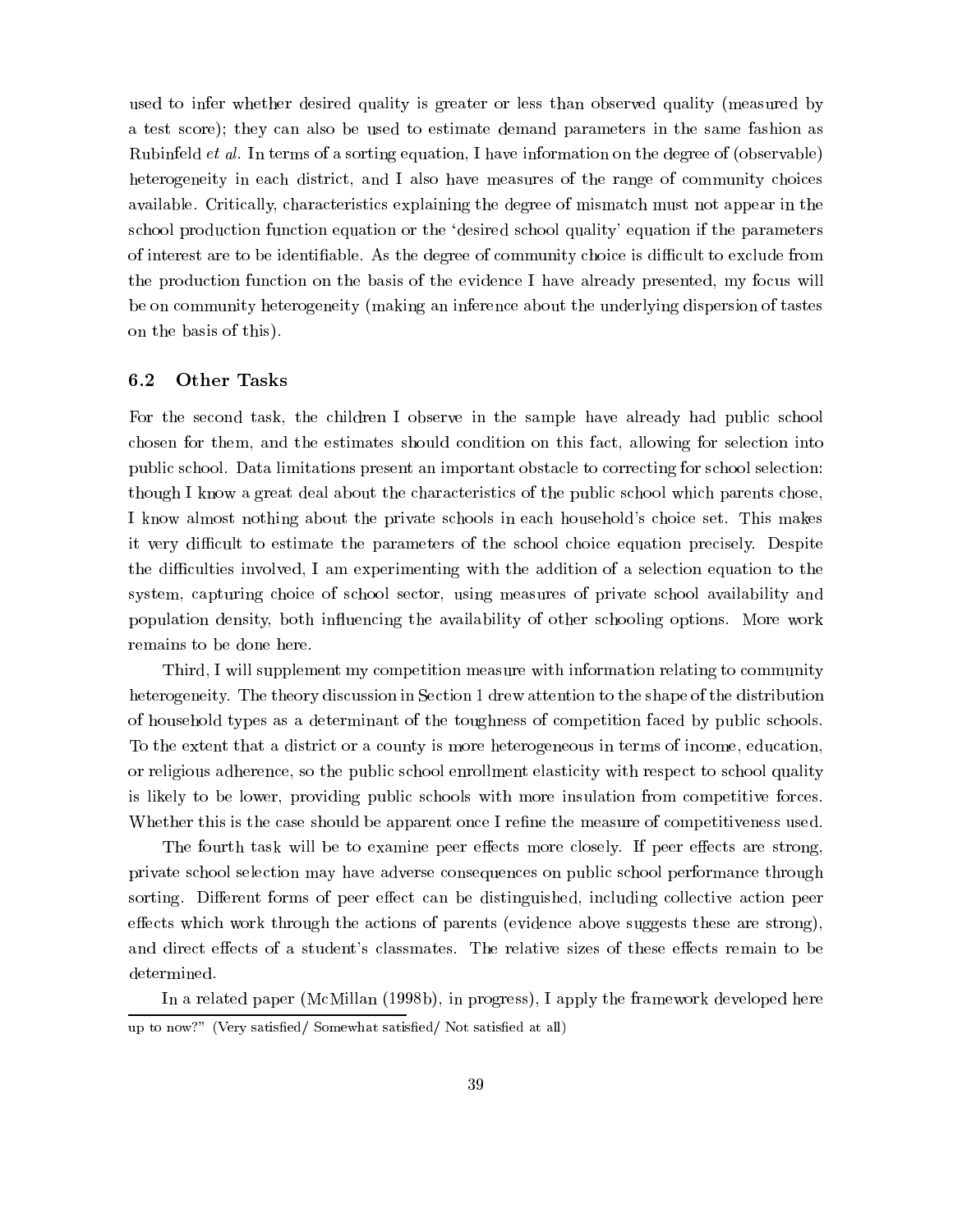used to infer whether desired quality is greater or less than observed quality (measured by a test score); they can also be used to estimate demand parameters in the same fashion as Rubinfeld *et al.* In terms of a sorting equation, I have information on the degree of (observable) heterogeneity in each district, and I also have measures of the range of community choices available. Critically, characteristics explaining the degree of mismatch must not appear in the school production function equation or the 'desired school quality' equation if the parameters of interest are to be identifiable. As the degree of community choice is difficult to exclude from the production function on the basis of the evidence I have already presented, my focus will be on community heterogeneity (making an inference about the underlying dispersion of tastes on the basis of this).

### 6.2 Other Tasks

For the second task, the children I observe in the sample have already had public school chosen for them, and the estimates should condition on this fact, allowing for selection into public school. Data limitations present an important obstacle to correcting for school selection: though I know a great deal about the characteristics of the public school which parents chose, I know almost nothing about the private schools in each household's choice set. This makes it very difficult to estimate the parameters of the school choice equation precisely. Despite the difficulties involved, I am experimenting with the addition of a selection equation to the system, capturing choice of school sector, using measures of private school availability and population density, both influencing the availability of other schooling options. More work remains to be done here.

Third, I will supplement my competition measure with information relating to community heterogeneity. The theory discussion in Section 1 drew attention to the shape of the distribution of household types as a determinant of the toughness of competition faced by public schools. To the extent that a district or a county is more heterogeneous in terms of income, education, or religious adherence, so the public school enrollment elasticity with respect to school quality is likely to be lower, providing public schools with more insulation from competitive forces. Whether this is the case should be apparent once I refine the measure of competitiveness used.

The fourth task will be to examine peer effects more closely. If peer effects are strong, private school selection may have adverse consequences on public school performance through sorting. Different forms of peer effect can be distinguished, including collective action peer effects which work through the actions of parents (evidence above suggests these are strong), and direct effects of a student's classmates. The relative sizes of these effects remain to be determined.

In a related paper (McMillan (1998b), in progress), I apply the framework developed here

---

up to now?" (Very satisfied/ Somewhat satisfied/ Not satisfied at all)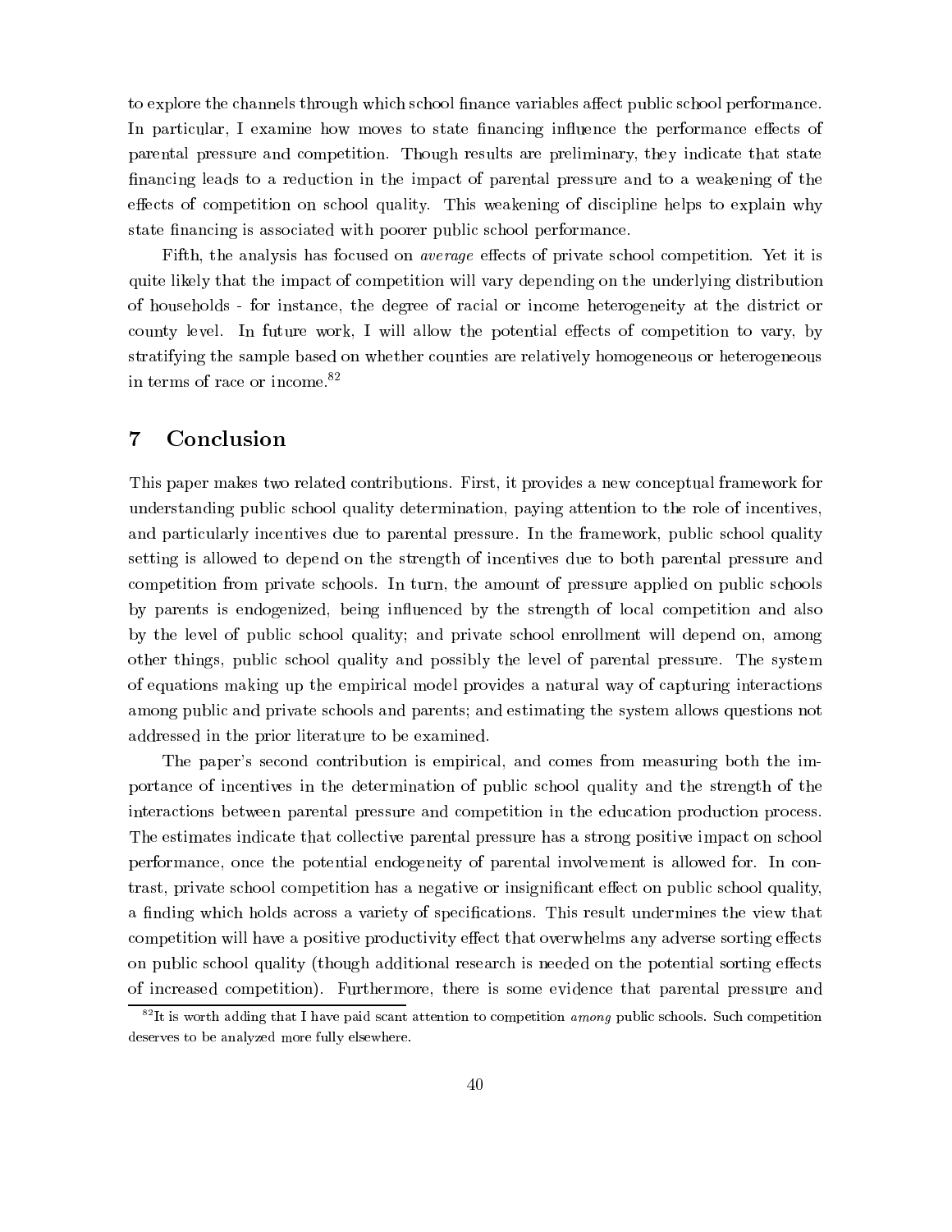to explore the channels through which school finance variables affect public school performance. In particular, I examine how moves to state financing influence the performance effects of parental pressure and competition. Though results are preliminary, they indicate that state financing leads to a reduction in the impact of parental pressure and to a weakening of the effects of competition on school quality. This weakening of discipline helps to explain why state financing is associated with poorer public school performance.

Fifth, the analysis has focused on *average* effects of private school competition. Yet it is quite likely that the impact of competition will vary depending on the underlying distribution of households - for instance, the degree of racial or income heterogeneity at the district or county level. In future work, I will allow the potential effects of competition to vary, by stratifying the sample based on whether counties are relatively homogeneous or heterogeneous in terms of race or income.[82]

## 7 Conclusion

This paper makes two related contributions. First, it provides a new conceptual framework for understanding public school quality determination, paying attention to the role of incentives, and particularly incentives due to parental pressure. In the framework, public school quality setting is allowed to depend on the strength of incentives due to both parental pressure and competition from private schools. In turn, the amount of pressure applied on public schools by parents is endogenized, being influenced by the strength of local competition and also by the level of public school quality; and private school enrollment will depend on, among other things, public school quality and possibly the level of parental pressure. The system of equations making up the empirical model provides a natural way of capturing interactions among public and private schools and parents; and estimating the system allows questions not addressed in the prior literature to be examined.

The paper's second contribution is empirical, and comes from measuring both the importance of incentives in the determination of public school quality and the strength of the interactions between parental pressure and competition in the education production process. The estimates indicate that collective parental pressure has a strong positive impact on school performance, once the potential endogeneity of parental involvement is allowed for. In contrast, private school competition has a negative or insignificant effect on public school quality, a finding which holds across a variety of specifications. This result undermines the view that competition will have a positive productivity effect that overwhelms any adverse sorting effects on public school quality (though additional research is needed on the potential sorting effects of increased competition). Furthermore, there is some evidence that parental pressure and

[82] It is worth adding that I have paid scant attention to competition *among* public schools. Such competition deserves to be analyzed more fully elsewhere.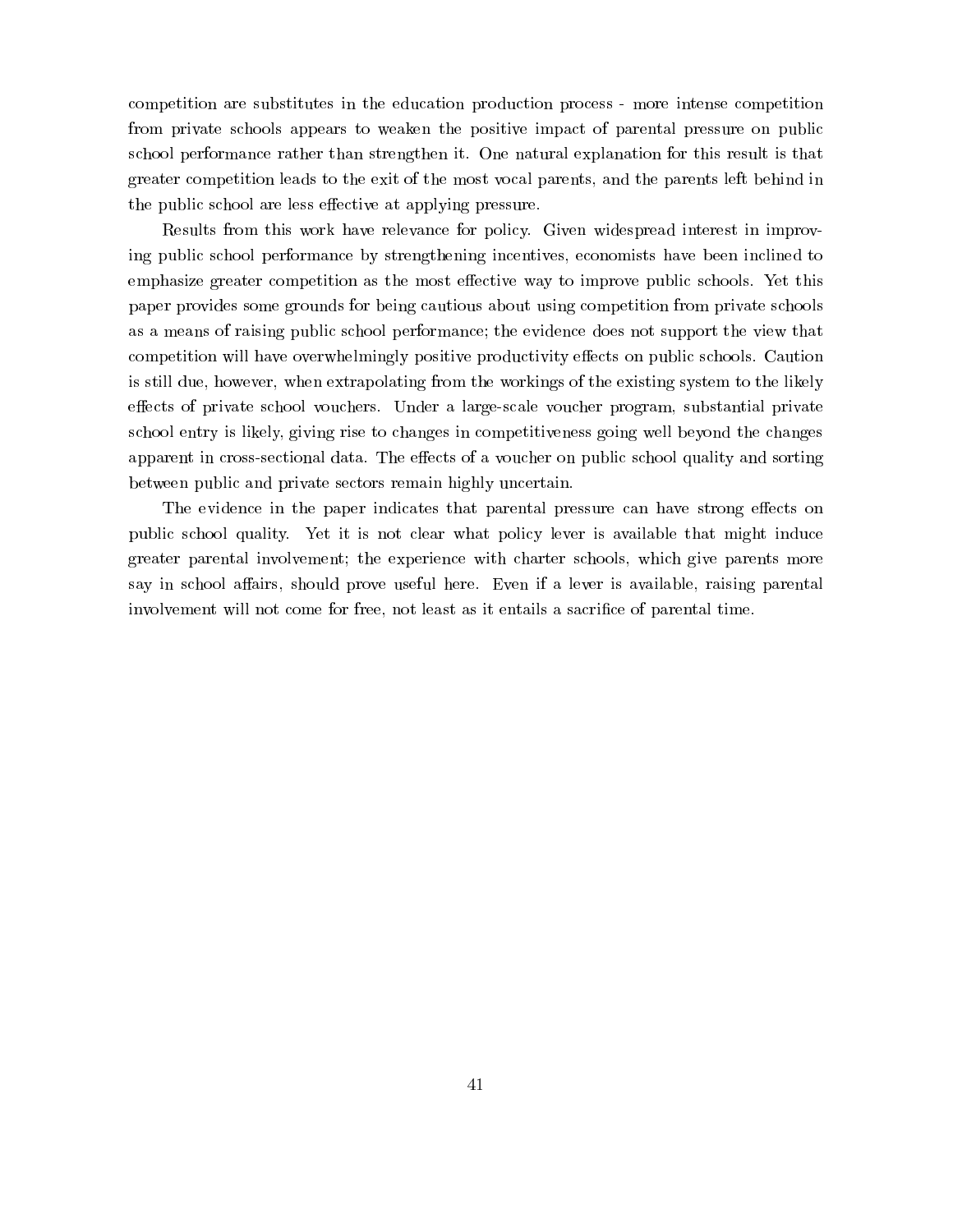competition are substitutes in the education production process - more intense competition from private schools appears to weaken the positive impact of parental pressure on public school performance rather than strengthen it. One natural explanation for this result is that greater competition leads to the exit of the most vocal parents, and the parents left behind in the public school are less effective at applying pressure.

Results from this work have relevance for policy. Given widespread interest in improving public school performance by strengthening incentives, economists have been inclined to emphasize greater competition as the most effective way to improve public schools. Yet this paper provides some grounds for being cautious about using competition from private schools as a means of raising public school performance; the evidence does not support the view that competition will have overwhelmingly positive productivity effects on public schools. Caution is still due, however, when extrapolating from the workings of the existing system to the likely effects of private school vouchers. Under a large-scale voucher program, substantial private school entry is likely, giving rise to changes in competitiveness going well beyond the changes apparent in cross-sectional data. The effects of a voucher on public school quality and sorting between public and private sectors remain highly uncertain.

The evidence in the paper indicates that parental pressure can have strong effects on public school quality. Yet it is not clear what policy lever is available that might induce greater parental involvement; the experience with charter schools, which give parents more say in school affairs, should prove useful here. Even if a lever is available, raising parental involvement will not come for free, not least as it entails a sacrifice of parental time.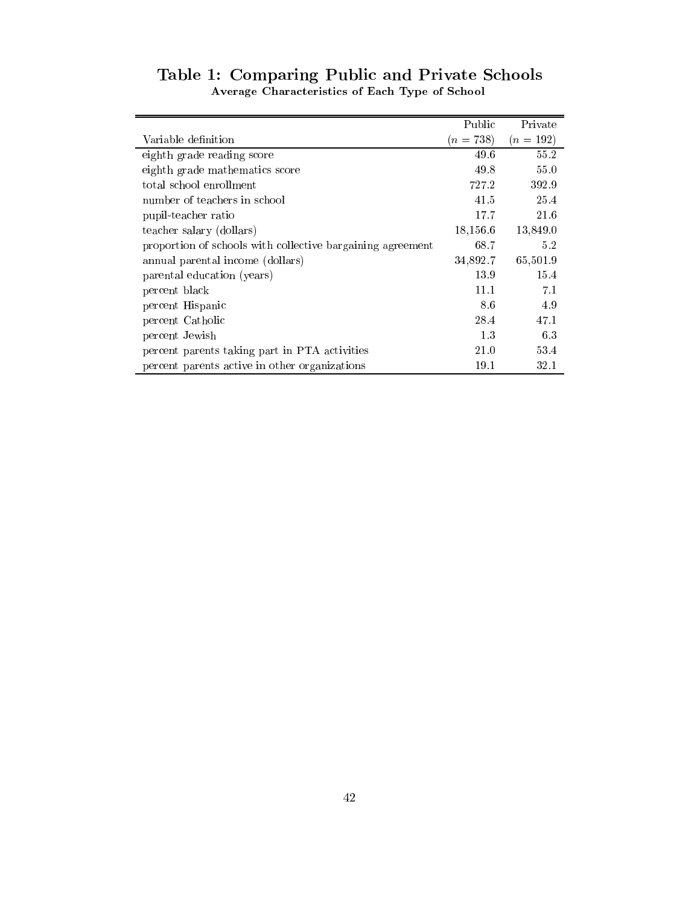# Table 1: Comparing Public and Private Schools

**Average Characteristics of Each Type of School**

| Variable definition | Public ($n = 738$) | Private ($n = 192$) |
|---|---|---|
| eighth grade reading score | 49.6 | 55.2 |
| eighth grade mathematics score | 49.8 | 55.0 |
| total school enrollment | 727.2 | 392.9 |
| number of teachers in school | 41.5 | 25.4 |
| pupil-teacher ratio | 17.7 | 21.6 |
| teacher salary (dollars) | 18,156.6 | 13,849.0 |
| proportion of schools with collective bargaining agreement | 68.7 | 5.2 |
| annual parental income (dollars) | 34,892.7 | 65,501.9 |
| parental education (years) | 13.9 | 15.4 |
| percent black | 11.1 | 7.1 |
| percent Hispanic | 8.6 | 4.9 |
| percent Catholic | 28.4 | 47.1 |
| percent Jewish | 1.3 | 6.3 |
| percent parents taking part in PTA activities | 21.0 | 53.4 |
| percent parents active in other organizations | 19.1 | 32.1 |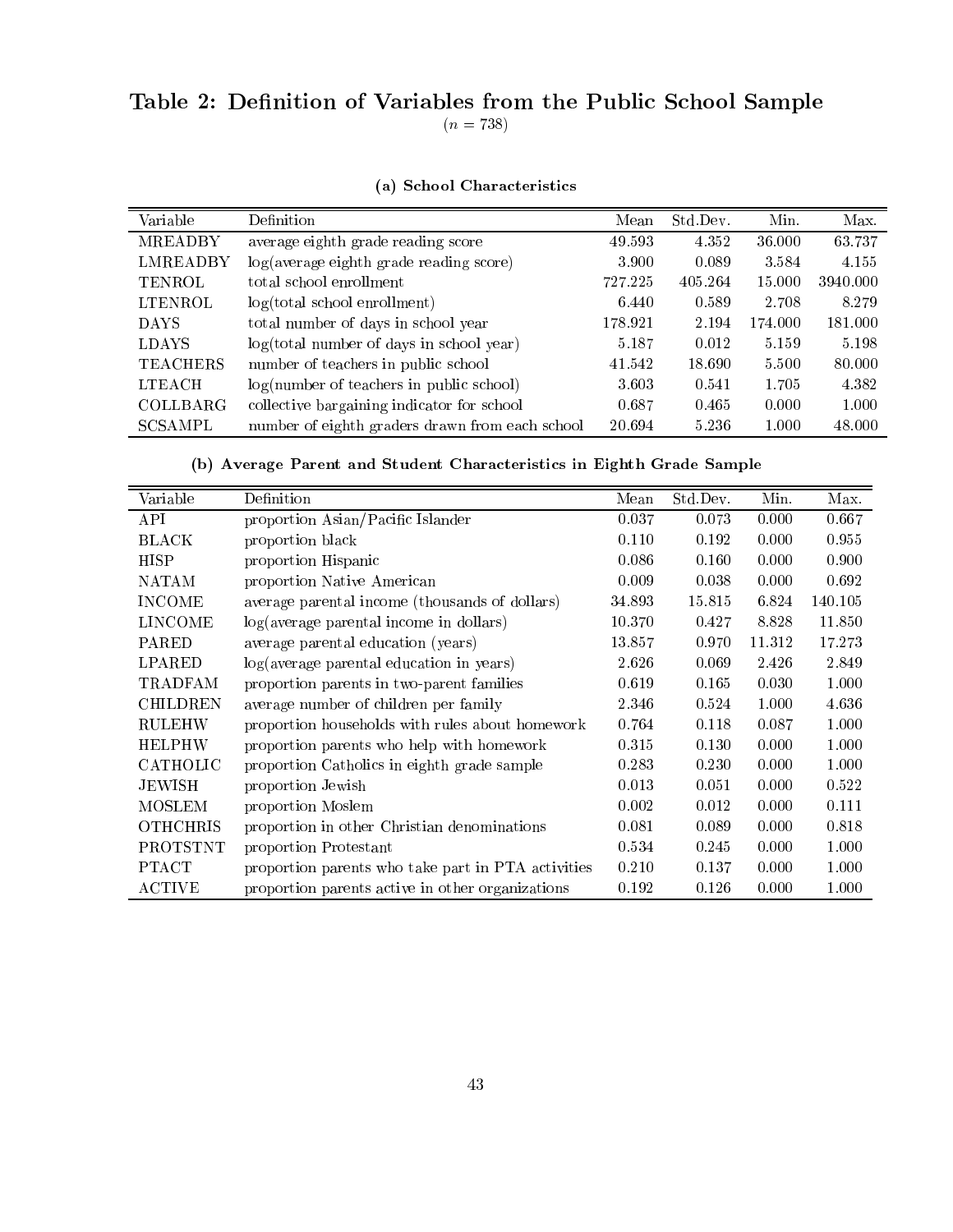# Table 2: Definition of Variables from the Public School Sample

$(n = 738)$

### (a) School Characteristics

| Variable | Definition | Mean | Std.Dev. | Min. | Max. |
|---|---|---|---|---|---|
| MREADBY | average eighth grade reading score | 49.593 | 4.352 | 36.000 | 63.737 |
| LMREADBY | log(average eighth grade reading score) | 3.900 | 0.089 | 3.584 | 4.155 |
| TENROL | total school enrollment | 727.225 | 405.264 | 15.000 | 3940.000 |
| LTENROL | log(total school enrollment) | 6.440 | 0.589 | 2.708 | 8.279 |
| DAYS | total number of days in school year | 178.921 | 2.194 | 174.000 | 181.000 |
| LDAYS | log(total number of days in school year) | 5.187 | 0.012 | 5.159 | 5.198 |
| TEACHERS | number of teachers in public school | 41.542 | 18.690 | 5.500 | 80.000 |
| LTEACH | log(number of teachers in public school) | 3.603 | 0.541 | 1.705 | 4.382 |
| COLLBARG | collective bargaining indicator for school | 0.687 | 0.465 | 0.000 | 1.000 |
| SCSAMPL | number of eighth graders drawn from each school | 20.694 | 5.236 | 1.000 | 48.000 |

### (b) Average Parent and Student Characteristics in Eighth Grade Sample

| Variable | Definition | Mean | Std.Dev. | Min. | Max. |
|---|---|---|---|---|---|
| API | proportion Asian/Pacific Islander | 0.037 | 0.073 | 0.000 | 0.667 |
| BLACK | proportion black | 0.110 | 0.192 | 0.000 | 0.955 |
| HISP | proportion Hispanic | 0.086 | 0.160 | 0.000 | 0.900 |
| NATAM | proportion Native American | 0.009 | 0.038 | 0.000 | 0.692 |
| INCOME | average parental income (thousands of dollars) | 34.893 | 15.815 | 6.824 | 140.105 |
| LINCOME | log(average parental income in dollars) | 10.370 | 0.427 | 8.828 | 11.850 |
| PARED | average parental education (years) | 13.857 | 0.970 | 11.312 | 17.273 |
| LPARED | log(average parental education in years) | 2.626 | 0.069 | 2.426 | 2.849 |
| TRADFAM | proportion parents in two-parent families | 0.619 | 0.165 | 0.030 | 1.000 |
| CHILDREN | average number of children per family | 2.346 | 0.524 | 1.000 | 4.636 |
| RULEHW | proportion households with rules about homework | 0.764 | 0.118 | 0.087 | 1.000 |
| HELPHW | proportion parents who help with homework | 0.315 | 0.130 | 0.000 | 1.000 |
| CATHOLIC | proportion Catholics in eighth grade sample | 0.283 | 0.230 | 0.000 | 1.000 |
| JEWISH | proportion Jewish | 0.013 | 0.051 | 0.000 | 0.522 |
| MOSLEM | proportion Moslem | 0.002 | 0.012 | 0.000 | 0.111 |
| OTHCHRIS | proportion in other Christian denominations | 0.081 | 0.089 | 0.000 | 0.818 |
| PROTSTNT | proportion Protestant | 0.534 | 0.245 | 0.000 | 1.000 |
| PTACT | proportion parents who take part in PTA activities | 0.210 | 0.137 | 0.000 | 1.000 |
| ACTIVE | proportion parents active in other organizations | 0.192 | 0.126 | 0.000 | 1.000 |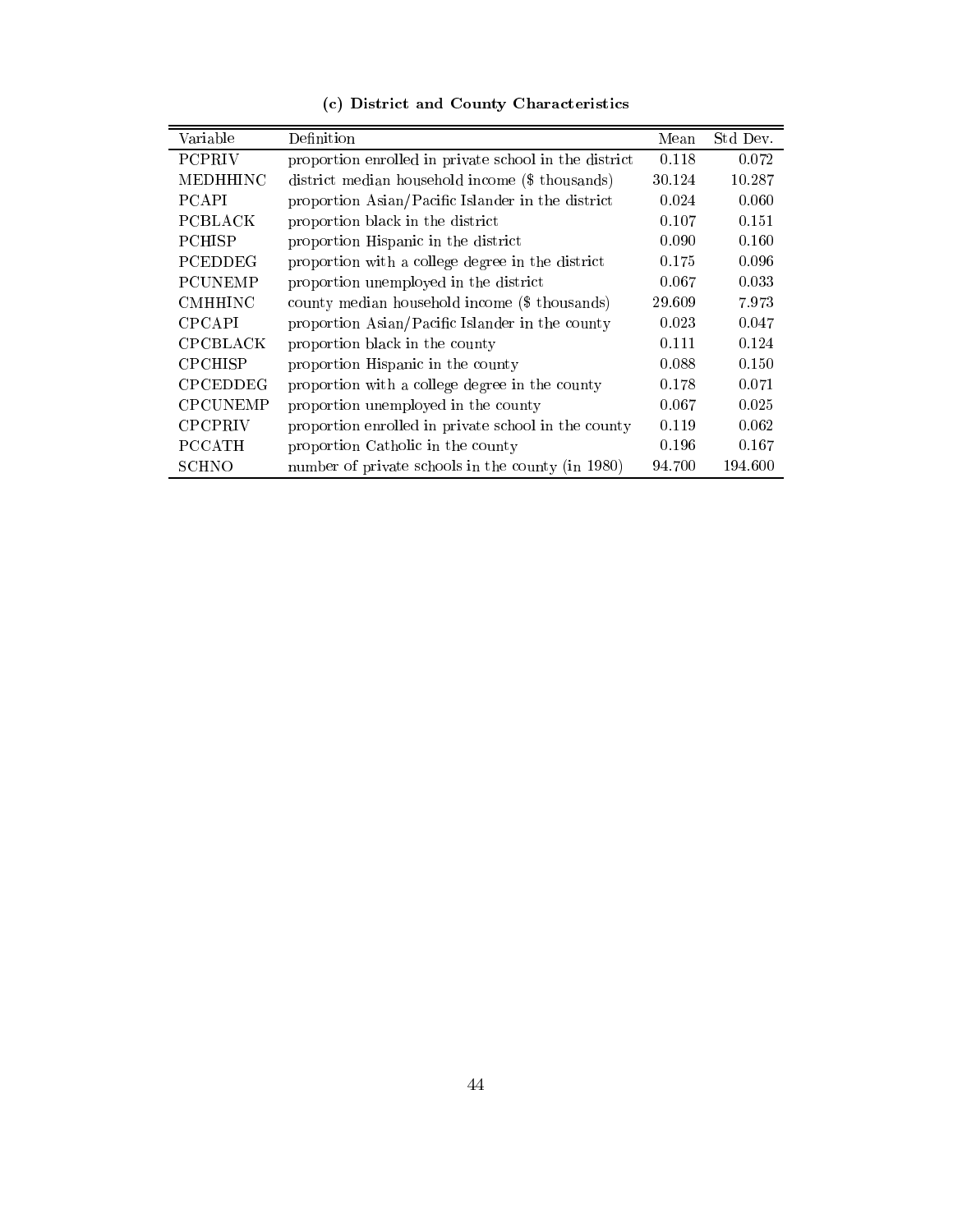### (c) District and County Characteristics

| Variable | Definition | Mean | Std Dev. |
|---|---|---|---|
| PCPRIV | proportion enrolled in private school in the district | 0.118 | 0.072 |
| MEDHHINC | district median household income ($ thousands) | 30.124 | 10.287 |
| PCAPI | proportion Asian/Pacific Islander in the district | 0.024 | 0.060 |
| PCBLACK | proportion black in the district | 0.107 | 0.151 |
| PCHISP | proportion Hispanic in the district | 0.090 | 0.160 |
| PCEDDEG | proportion with a college degree in the district | 0.175 | 0.096 |
| PCUNEMP | proportion unemployed in the district | 0.067 | 0.033 |
| CMHHINC | county median household income ($ thousands) | 29.609 | 7.973 |
| CPCAPI | proportion Asian/Pacific Islander in the county | 0.023 | 0.047 |
| CPCBLACK | proportion black in the county | 0.111 | 0.124 |
| CPCHISP | proportion Hispanic in the county | 0.088 | 0.150 |
| CPCEDDEG | proportion with a college degree in the county | 0.178 | 0.071 |
| CPCUNEMP | proportion unemployed in the county | 0.067 | 0.025 |
| CPCPRIV | proportion enrolled in private school in the county | 0.119 | 0.062 |
| PCCATH | proportion Catholic in the county | 0.196 | 0.167 |
| SCHNO | number of private schools in the county (in 1980) | 94.700 | 194.600 |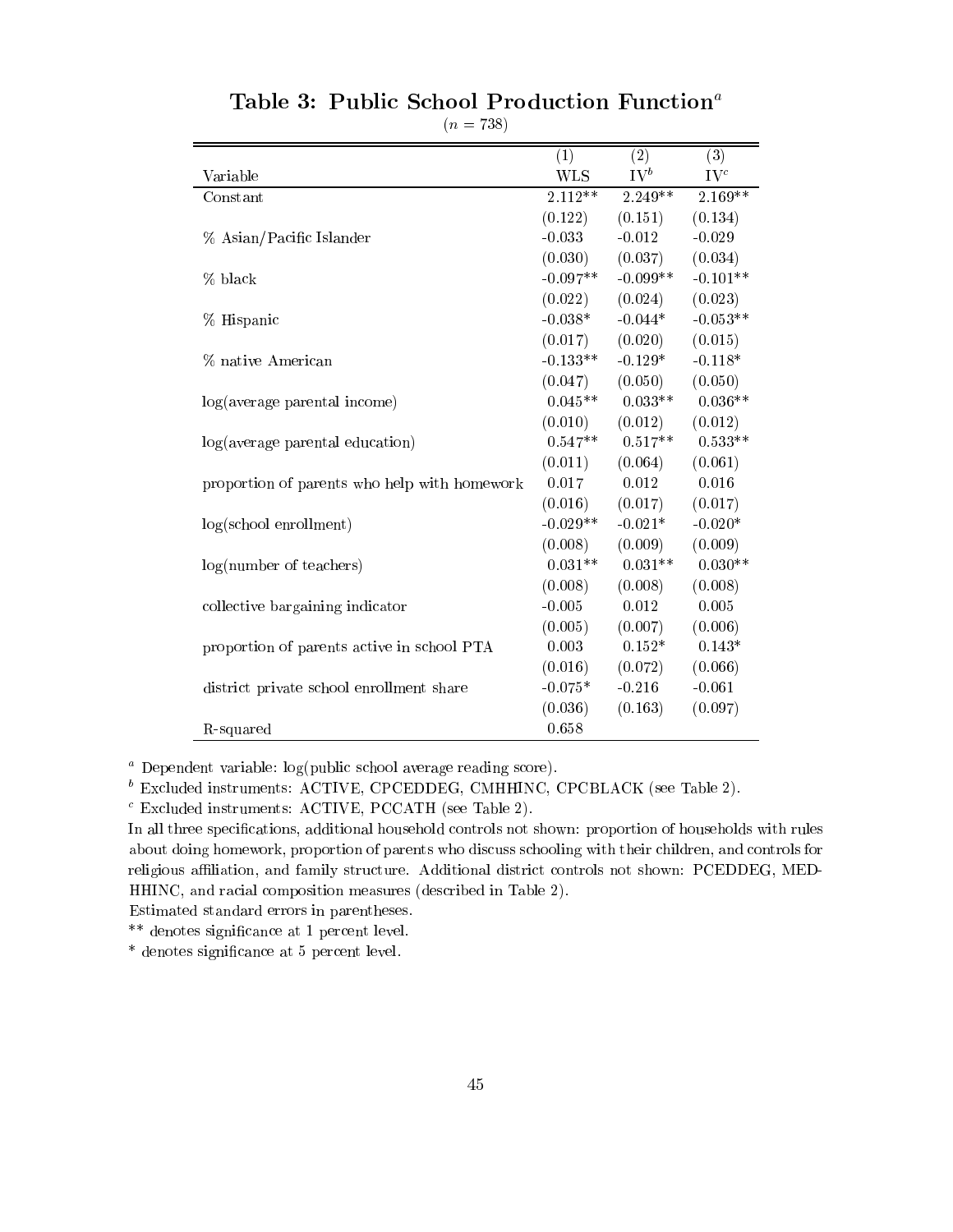# Table 3: Public School Production Function[a]

($n = 738$)

| Variable | (1) WLS | (2) IV[b] | (3) IV[c] |
|---|---|---|---|
| Constant | 2.112** | 2.249** | 2.169** |
| | (0.122) | (0.151) | (0.134) |
| % Asian/Pacific Islander | -0.033 | -0.012 | -0.029 |
| | (0.030) | (0.037) | (0.034) |
| % black | -0.097** | -0.099** | -0.101** |
| | (0.022) | (0.024) | (0.023) |
| % Hispanic | -0.038* | -0.044* | -0.053** |
| | (0.017) | (0.020) | (0.015) |
| % native American | -0.133** | -0.129* | -0.118* |
| | (0.047) | (0.050) | (0.050) |
| log(average parental income) | 0.045** | 0.033** | 0.036** |
| | (0.010) | (0.012) | (0.012) |
| log(average parental education) | 0.547** | 0.517** | 0.533** |
| | (0.011) | (0.064) | (0.061) |
| proportion of parents who help with homework | 0.017 | 0.012 | 0.016 |
| | (0.016) | (0.017) | (0.017) |
| log(school enrollment) | -0.029** | -0.021* | -0.020* |
| | (0.008) | (0.009) | (0.009) |
| log(number of teachers) | 0.031** | 0.031** | 0.030** |
| | (0.008) | (0.008) | (0.008) |
| collective bargaining indicator | -0.005 | 0.012 | 0.005 |
| | (0.005) | (0.007) | (0.006) |
| proportion of parents active in school PTA | 0.003 | 0.152* | 0.143* |
| | (0.016) | (0.072) | (0.066) |
| district private school enrollment share | -0.075* | -0.216 | -0.061 |
| | (0.036) | (0.163) | (0.097) |
| R-squared | 0.658 | | |

[a] Dependent variable: log(public school average reading score).

[b] Excluded instruments: ACTIVE, CPCEDDEG, CMHHINC, CPCBLACK (see Table 2).

[c] Excluded instruments: ACTIVE, PCCATH (see Table 2).

In all three specifications, additional household controls not shown: proportion of households with rules about doing homework, proportion of parents who discuss schooling with their children, and controls for religious affiliation, and family structure. Additional district controls not shown: PCEDDEG, MEDHHINC, and racial composition measures (described in Table 2).

Estimated standard errors in parentheses.

** denotes significance at 1 percent level.

* denotes significance at 5 percent level.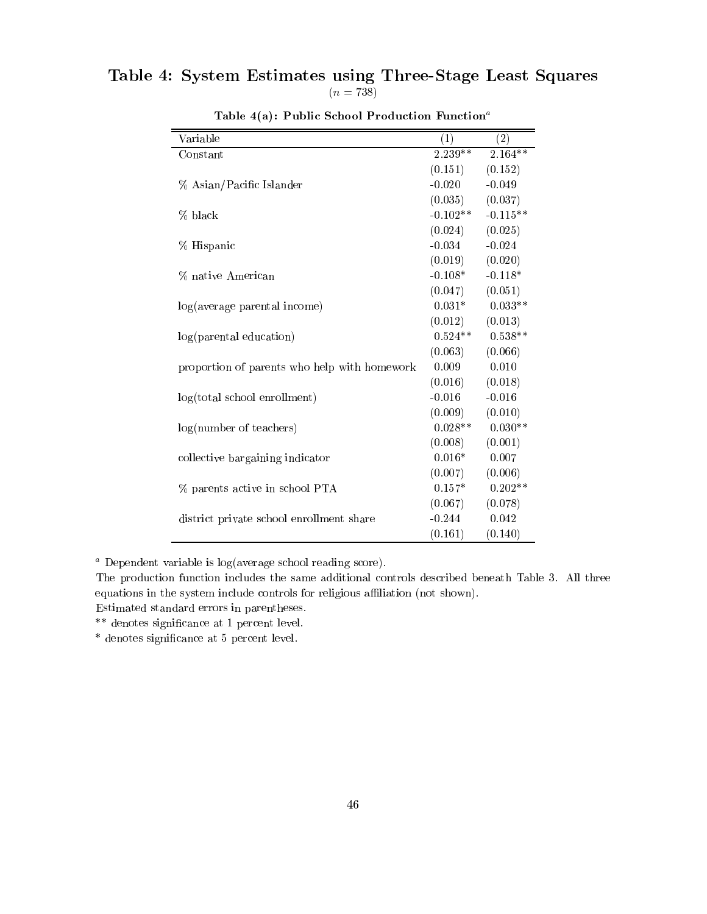# Table 4: System Estimates using Three-Stage Least Squares

($n = 738$)

**Table 4(a): Public School Production Function**[a]

| Variable | (1) | (2) |
|---|---|---|
| Constant | 2.239** | 2.164** |
| | (0.151) | (0.152) |
| % Asian/Pacific Islander | -0.020 | -0.049 |
| | (0.035) | (0.037) |
| % black | -0.102** | -0.115** |
| | (0.024) | (0.025) |
| % Hispanic | -0.034 | -0.024 |
| | (0.019) | (0.020) |
| % native American | -0.108* | -0.118* |
| | (0.047) | (0.051) |
| log(average parental income) | 0.031* | 0.033** |
| | (0.012) | (0.013) |
| log(parental education) | 0.524** | 0.538** |
| | (0.063) | (0.066) |
| proportion of parents who help with homework | 0.009 | 0.010 |
| | (0.016) | (0.018) |
| log(total school enrollment) | -0.016 | -0.016 |
| | (0.009) | (0.010) |
| log(number of teachers) | 0.028** | 0.030** |
| | (0.008) | (0.001) |
| collective bargaining indicator | 0.016* | 0.007 |
| | (0.007) | (0.006) |
| % parents active in school PTA | 0.157* | 0.202** |
| | (0.067) | (0.078) |
| district private school enrollment share | -0.244 | 0.042 |
| | (0.161) | (0.140) |

[a] Dependent variable is log(average school reading score).

The production function includes the same additional controls described beneath Table 3. All three equations in the system include controls for religious affiliation (not shown).

Estimated standard errors in parentheses.

** denotes significance at 1 percent level.

* denotes significance at 5 percent level.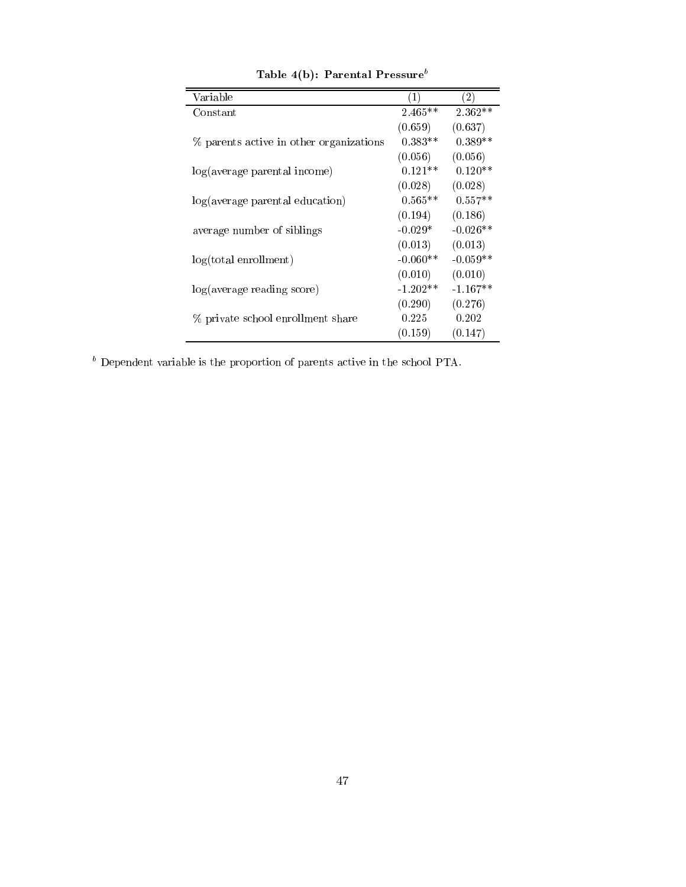**Table 4(b): Parental Pressure[b]**

| Variable | (1) | (2) |
|---|---|---|
| Constant | 2.465** | 2.362** |
| | (0.659) | (0.637) |
| % parents active in other organizations | 0.383** | 0.389** |
| | (0.056) | (0.056) |
| log(average parental income) | 0.121** | 0.120** |
| | (0.028) | (0.028) |
| log(average parental education) | 0.565** | 0.557** |
| | (0.194) | (0.186) |
| average number of siblings | -0.029* | -0.026** |
| | (0.013) | (0.013) |
| log(total enrollment) | -0.060** | -0.059** |
| | (0.010) | (0.010) |
| log(average reading score) | -1.202** | -1.167** |
| | (0.290) | (0.276) |
| % private school enrollment share | 0.225 | 0.202 |
| | (0.159) | (0.147) |

[b] Dependent variable is the proportion of parents active in the school PTA.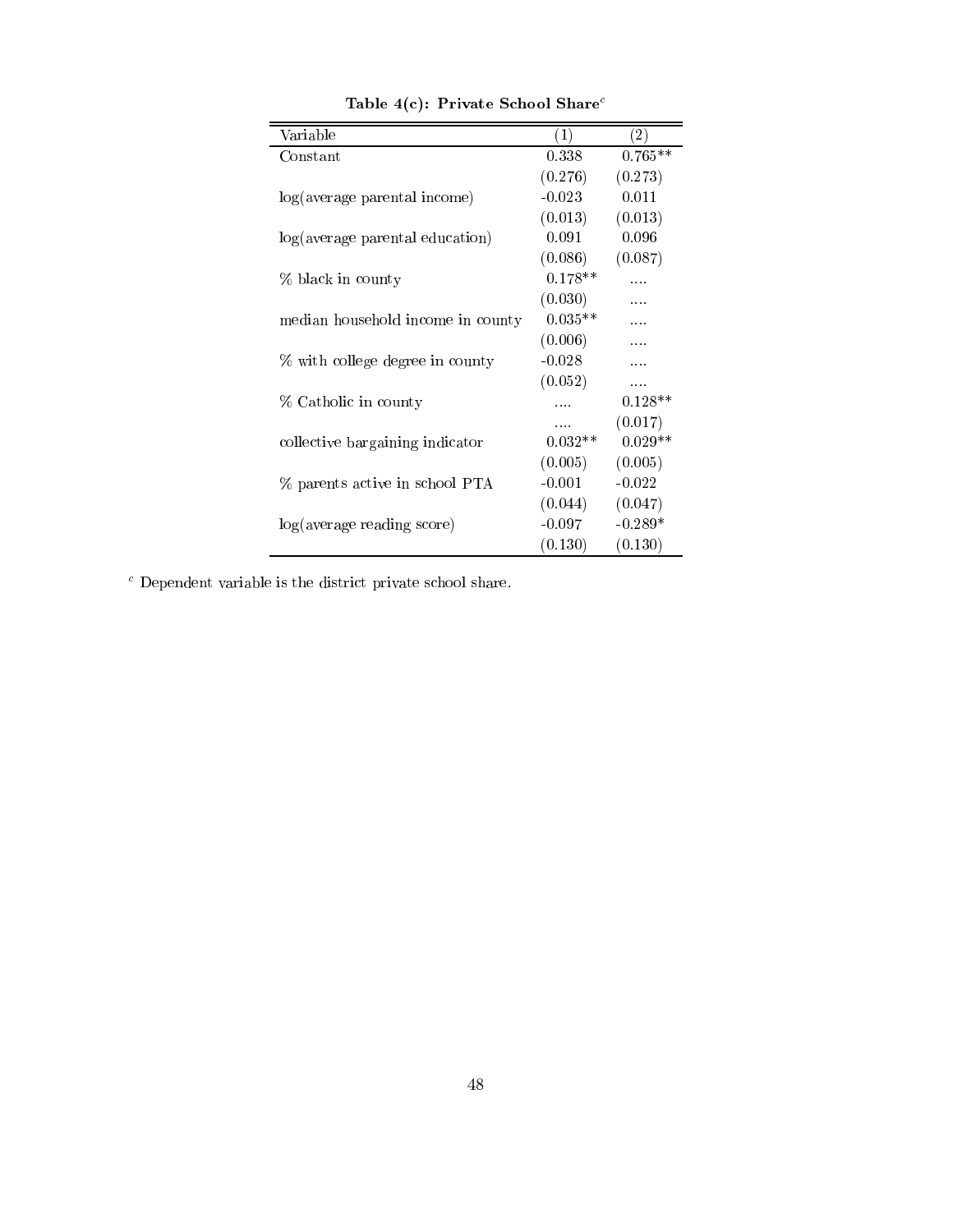**Table 4(c): Private School Share[c]**

| Variable | (1) | (2) |
|---|---|---|
| Constant | 0.338 | 0.765** |
| | (0.276) | (0.273) |
| log(average parental income) | -0.023 | 0.011 |
| | (0.013) | (0.013) |
| log(average parental education) | 0.091 | 0.096 |
| | (0.086) | (0.087) |
| % black in county | 0.178** | .... |
| | (0.030) | .... |
| median household income in county | 0.035** | .... |
| | (0.006) | .... |
| % with college degree in county | -0.028 | .... |
| | (0.052) | .... |
| % Catholic in county | .... | 0.128** |
| | .... | (0.017) |
| collective bargaining indicator | 0.032** | 0.029** |
| | (0.005) | (0.005) |
| % parents active in school PTA | -0.001 | -0.022 |
| | (0.044) | (0.047) |
| log(average reading score) | -0.097 | -0.289* |
| | (0.130) | (0.130) |

[c] Dependent variable is the district private school share.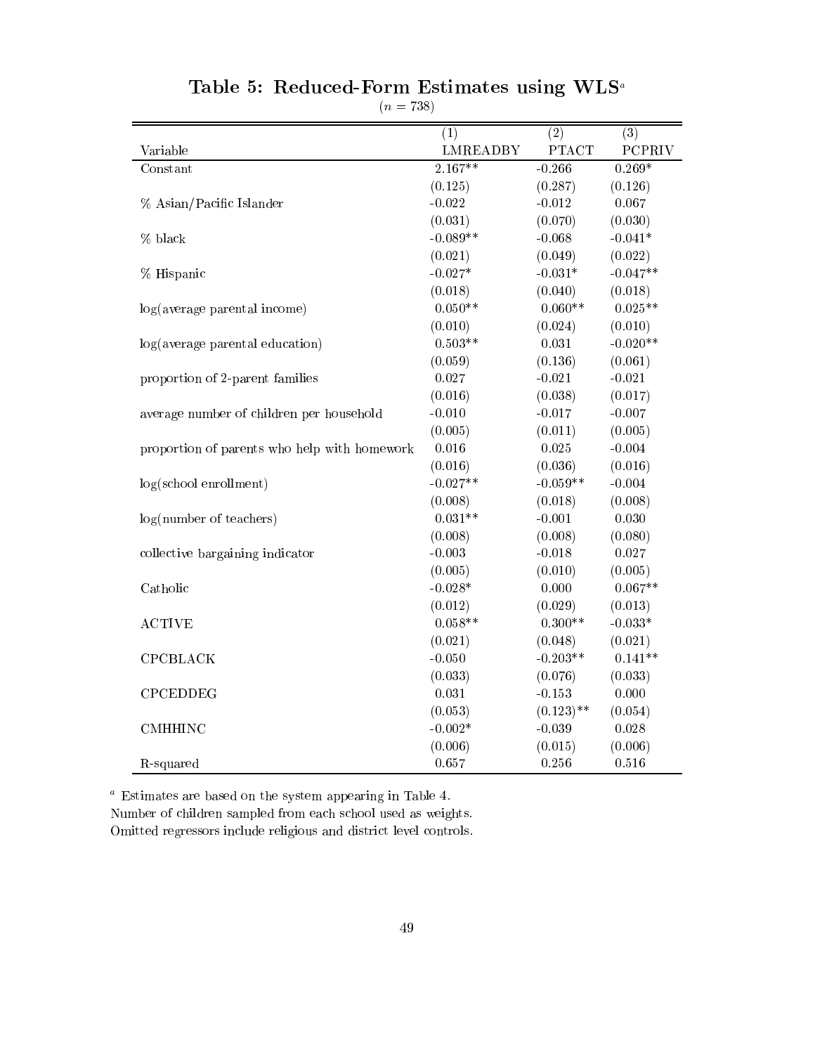# Table 5: Reduced-Form Estimates using WLS[a]

($n = 738$)

| Variable | (1) LMREADBY | (2) PTACT | (3) PCPRIV |
|---|---|---|---|
| Constant | 2.167** | -0.266 | 0.269* |
| | (0.125) | (0.287) | (0.126) |
| % Asian/Pacific Islander | -0.022 | -0.012 | 0.067 |
| | (0.031) | (0.070) | (0.030) |
| % black | -0.089** | -0.068 | -0.041* |
| | (0.021) | (0.049) | (0.022) |
| % Hispanic | -0.027* | -0.031* | -0.047** |
| | (0.018) | (0.040) | (0.018) |
| log(average parental income) | 0.050** | 0.060** | 0.025** |
| | (0.010) | (0.024) | (0.010) |
| log(average parental education) | 0.503** | 0.031 | -0.020** |
| | (0.059) | (0.136) | (0.061) |
| proportion of 2-parent families | 0.027 | -0.021 | -0.021 |
| | (0.016) | (0.038) | (0.017) |
| average number of children per household | -0.010 | -0.017 | -0.007 |
| | (0.005) | (0.011) | (0.005) |
| proportion of parents who help with homework | 0.016 | 0.025 | -0.004 |
| | (0.016) | (0.036) | (0.016) |
| log(school enrollment) | -0.027** | -0.059** | -0.004 |
| | (0.008) | (0.018) | (0.008) |
| log(number of teachers) | 0.031** | -0.001 | 0.030 |
| | (0.008) | (0.008) | (0.080) |
| collective bargaining indicator | -0.003 | -0.018 | 0.027 |
| | (0.005) | (0.010) | (0.005) |
| Catholic | -0.028* | 0.000 | 0.067** |
| | (0.012) | (0.029) | (0.013) |
| ACTIVE | 0.058** | 0.300** | -0.033* |
| | (0.021) | (0.048) | (0.021) |
| CPCBLACK | -0.050 | -0.203** | 0.141** |
| | (0.033) | (0.076) | (0.033) |
| CPCEDDEG | 0.031 | -0.153 | 0.000 |
| | (0.053) | (0.123)** | (0.054) |
| CMHHINC | -0.002* | -0.039 | 0.028 |
| | (0.006) | (0.015) | (0.006) |
| R-squared | 0.657 | 0.256 | 0.516 |

[a] Estimates are based on the system appearing in Table 4.
Number of children sampled from each school used as weights.
Omitted regressors include religious and district level controls.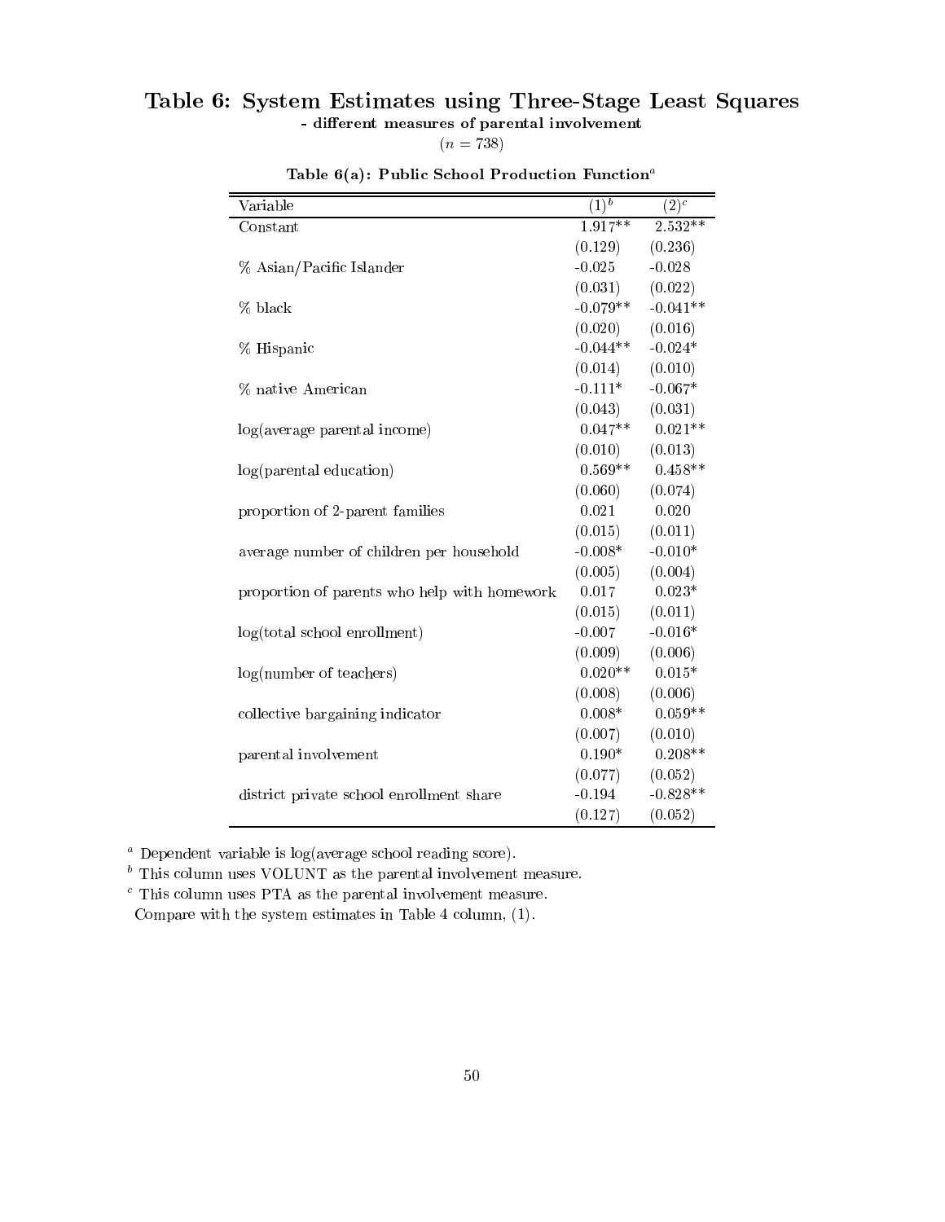# Table 6: System Estimates using Three-Stage Least Squares

**- different measures of parental involvement**

($n = 738$)

**Table 6(a): Public School Production Function**[a]

| Variable | (1)[b] | (2)[c] |
|---|---|---|
| Constant | 1.917** | 2.532** |
| | (0.129) | (0.236) |
| % Asian/Pacific Islander | -0.025 | -0.028 |
| | (0.031) | (0.022) |
| % black | -0.079** | -0.041** |
| | (0.020) | (0.016) |
| % Hispanic | -0.044** | -0.024* |
| | (0.014) | (0.010) |
| % native American | -0.111* | -0.067* |
| | (0.043) | (0.031) |
| log(average parental income) | 0.047** | 0.021** |
| | (0.010) | (0.013) |
| log(parental education) | 0.569** | 0.458** |
| | (0.060) | (0.074) |
| proportion of 2-parent families | 0.021 | 0.020 |
| | (0.015) | (0.011) |
| average number of children per household | -0.008* | -0.010* |
| | (0.005) | (0.004) |
| proportion of parents who help with homework | 0.017 | 0.023* |
| | (0.015) | (0.011) |
| log(total school enrollment) | -0.007 | -0.016* |
| | (0.009) | (0.006) |
| log(number of teachers) | 0.020** | 0.015* |
| | (0.008) | (0.006) |
| collective bargaining indicator | 0.008* | 0.059** |
| | (0.007) | (0.010) |
| parental involvement | 0.190* | 0.208** |
| | (0.077) | (0.052) |
| district private school enrollment share | -0.194 | -0.828** |
| | (0.127) | (0.052) |

[a] Dependent variable is log(average school reading score).

[b] This column uses VOLUNT as the parental involvement measure.

[c] This column uses PTA as the parental involvement measure.

Compare with the system estimates in Table 4 column, (1).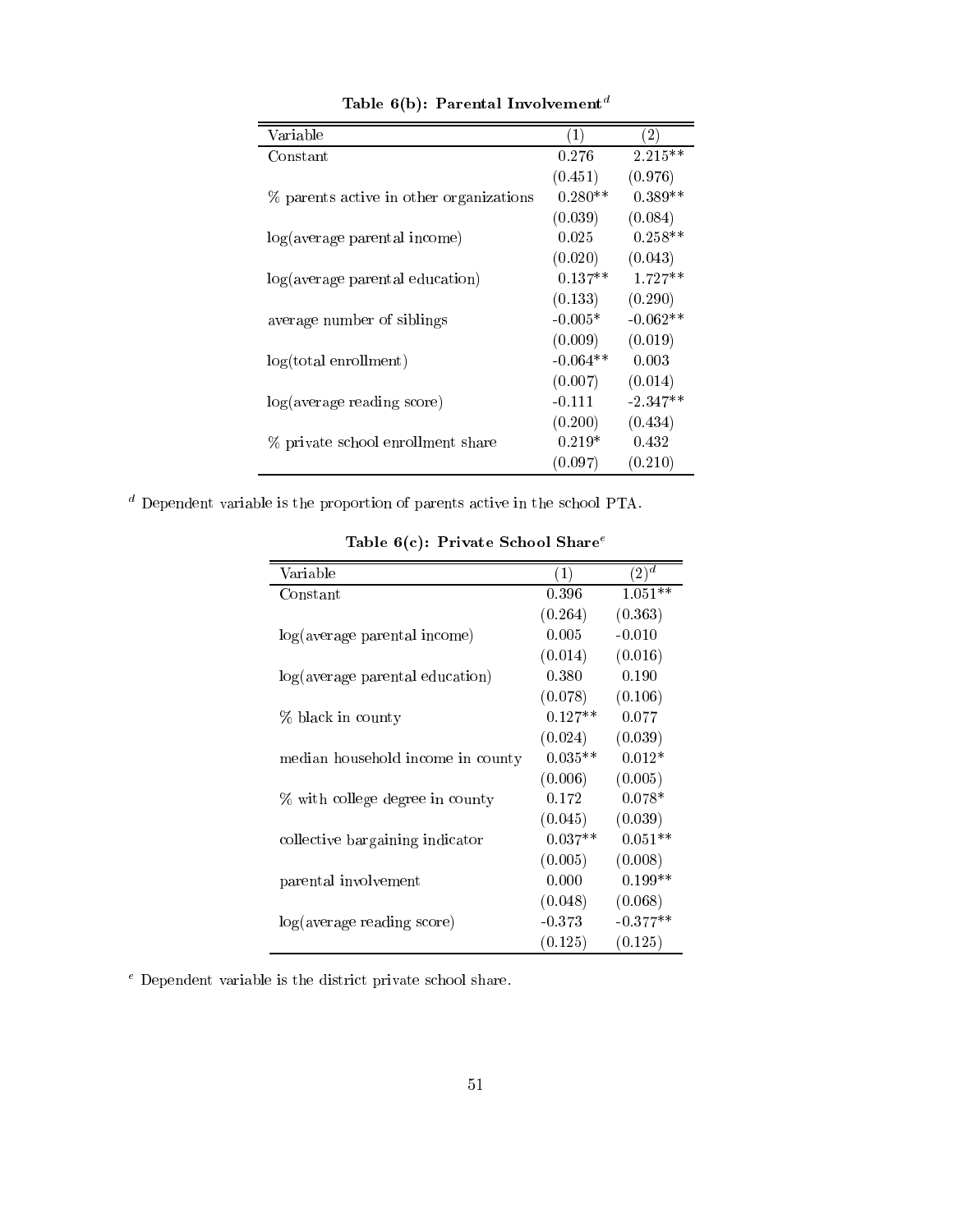**Table 6(b): Parental Involvement**[d]

| Variable | (1) | (2) |
|---|---|---|
| Constant | 0.276 | 2.215** |
| | (0.451) | (0.976) |
| % parents active in other organizations | 0.280** | 0.389** |
| | (0.039) | (0.084) |
| log(average parental income) | 0.025 | 0.258** |
| | (0.020) | (0.043) |
| log(average parental education) | 0.137** | 1.727** |
| | (0.133) | (0.290) |
| average number of siblings | -0.005* | -0.062** |
| | (0.009) | (0.019) |
| log(total enrollment) | -0.064** | 0.003 |
| | (0.007) | (0.014) |
| log(average reading score) | -0.111 | -2.347** |
| | (0.200) | (0.434) |
| % private school enrollment share | 0.219* | 0.432 |
| | (0.097) | (0.210) |

[d] Dependent variable is the proportion of parents active in the school PTA.

**Table 6(c): Private School Share**[e]

| Variable | (1) | (2)[d] |
|---|---|---|
| Constant | 0.396 | 1.051** |
| | (0.264) | (0.363) |
| log(average parental income) | 0.005 | -0.010 |
| | (0.014) | (0.016) |
| log(average parental education) | 0.380 | 0.190 |
| | (0.078) | (0.106) |
| % black in county | 0.127** | 0.077 |
| | (0.024) | (0.039) |
| median household income in county | 0.035** | 0.012* |
| | (0.006) | (0.005) |
| % with college degree in county | 0.172 | 0.078* |
| | (0.045) | (0.039) |
| collective bargaining indicator | 0.037** | 0.051** |
| | (0.005) | (0.008) |
| parental involvement | 0.000 | 0.199** |
| | (0.048) | (0.068) |
| log(average reading score) | -0.373 | -0.377** |
| | (0.125) | (0.125) |

[e] Dependent variable is the district private school share.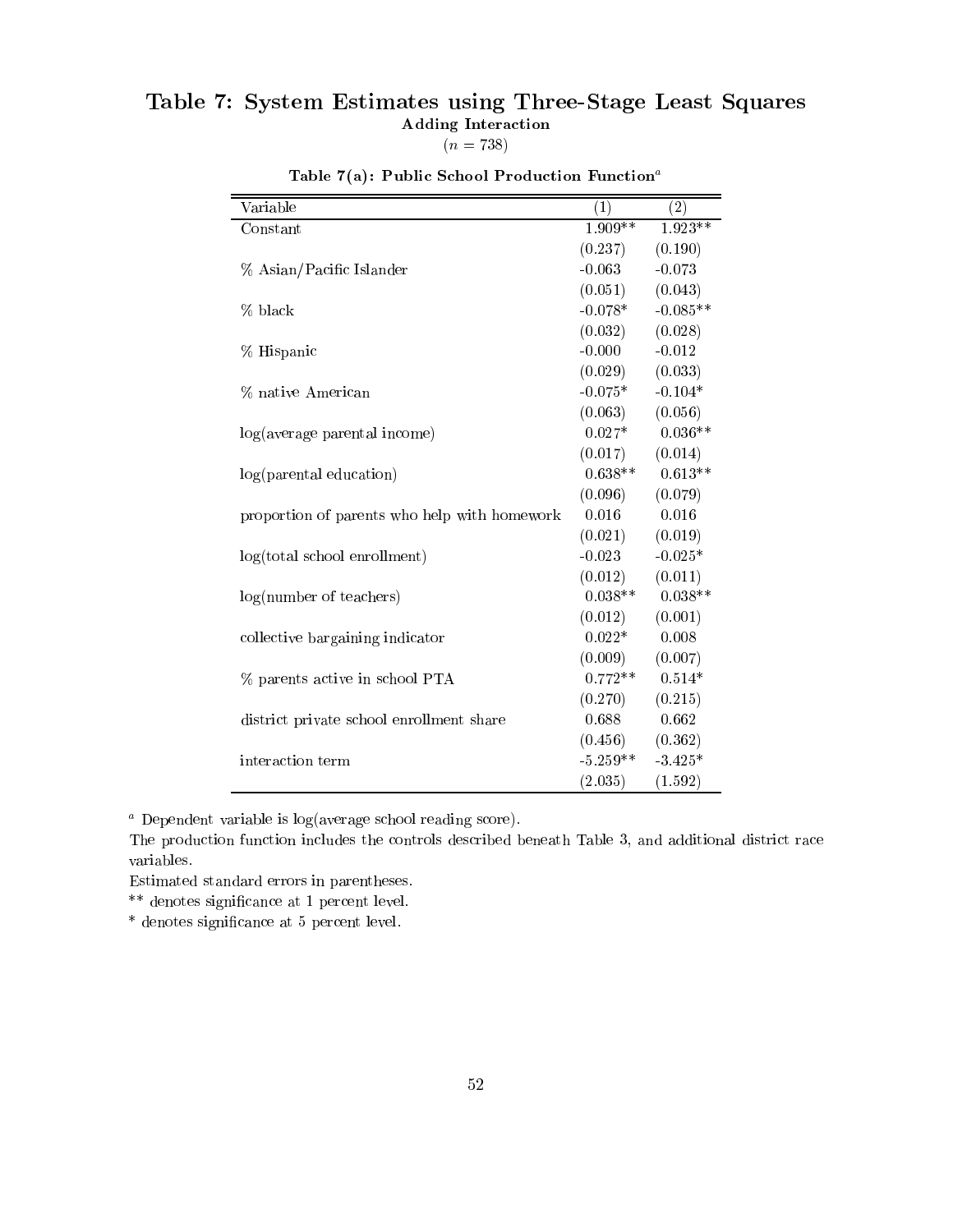# Table 7: System Estimates using Three-Stage Least Squares

**Adding Interaction**

($n = 738$)

**Table 7(a): Public School Production Function**[a]

| Variable | (1) | (2) |
|---|---|---|
| Constant | 1.909** | 1.923** |
| | (0.237) | (0.190) |
| % Asian/Pacific Islander | -0.063 | -0.073 |
| | (0.051) | (0.043) |
| % black | -0.078* | -0.085** |
| | (0.032) | (0.028) |
| % Hispanic | -0.000 | -0.012 |
| | (0.029) | (0.033) |
| % native American | -0.075* | -0.104* |
| | (0.063) | (0.056) |
| log(average parental income) | 0.027* | 0.036** |
| | (0.017) | (0.014) |
| log(parental education) | 0.638** | 0.613** |
| | (0.096) | (0.079) |
| proportion of parents who help with homework | 0.016 | 0.016 |
| | (0.021) | (0.019) |
| log(total school enrollment) | -0.023 | -0.025* |
| | (0.012) | (0.011) |
| log(number of teachers) | 0.038** | 0.038** |
| | (0.012) | (0.001) |
| collective bargaining indicator | 0.022* | 0.008 |
| | (0.009) | (0.007) |
| % parents active in school PTA | 0.772** | 0.514* |
| | (0.270) | (0.215) |
| district private school enrollment share | 0.688 | 0.662 |
| | (0.456) | (0.362) |
| interaction term | -5.259** | -3.425* |
| | (2.035) | (1.592) |

[a] Dependent variable is log(average school reading score).

The production function includes the controls described beneath Table 3, and additional district race variables.

Estimated standard errors in parentheses.

** denotes significance at 1 percent level.

* denotes significance at 5 percent level.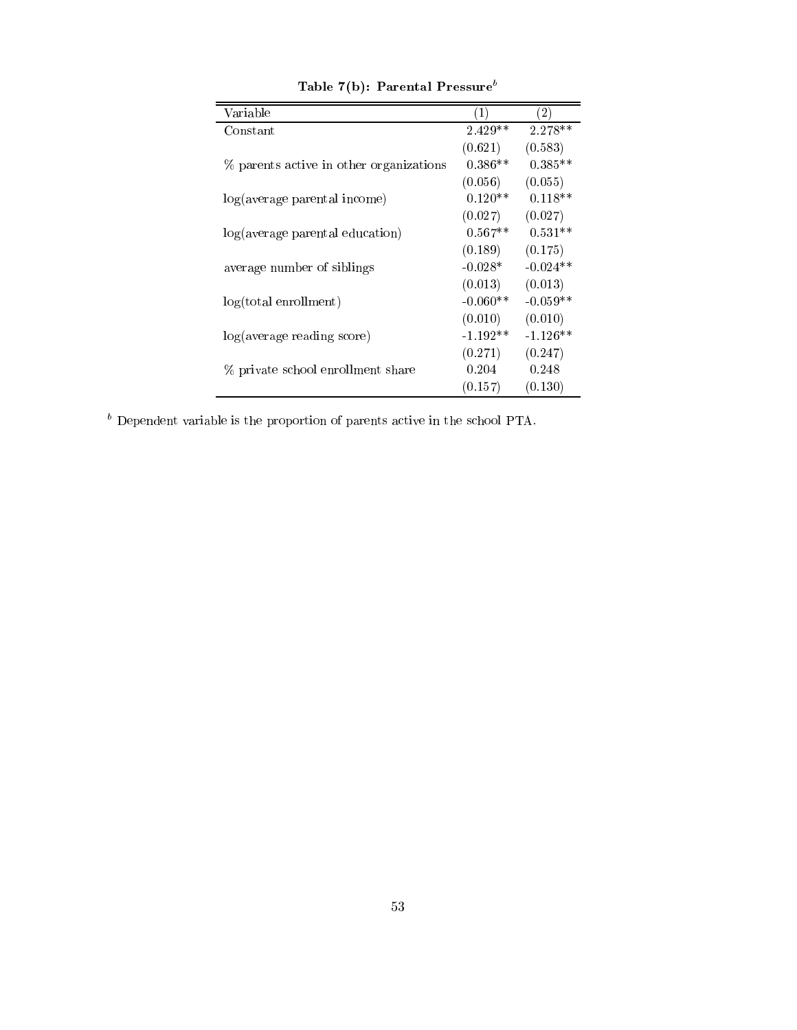**Table 7(b): Parental Pressure[b]**

| Variable | (1) | (2) |
|---|---|---|
| Constant | 2.429** | 2.278** |
| | (0.621) | (0.583) |
| % parents active in other organizations | 0.386** | 0.385** |
| | (0.056) | (0.055) |
| log(average parental income) | 0.120** | 0.118** |
| | (0.027) | (0.027) |
| log(average parental education) | 0.567** | 0.531** |
| | (0.189) | (0.175) |
| average number of siblings | -0.028* | -0.024** |
| | (0.013) | (0.013) |
| log(total enrollment) | -0.060** | -0.059** |
| | (0.010) | (0.010) |
| log(average reading score) | -1.192** | -1.126** |
| | (0.271) | (0.247) |
| % private school enrollment share | 0.204 | 0.248 |
| | (0.157) | (0.130) |

[b] Dependent variable is the proportion of parents active in the school PTA.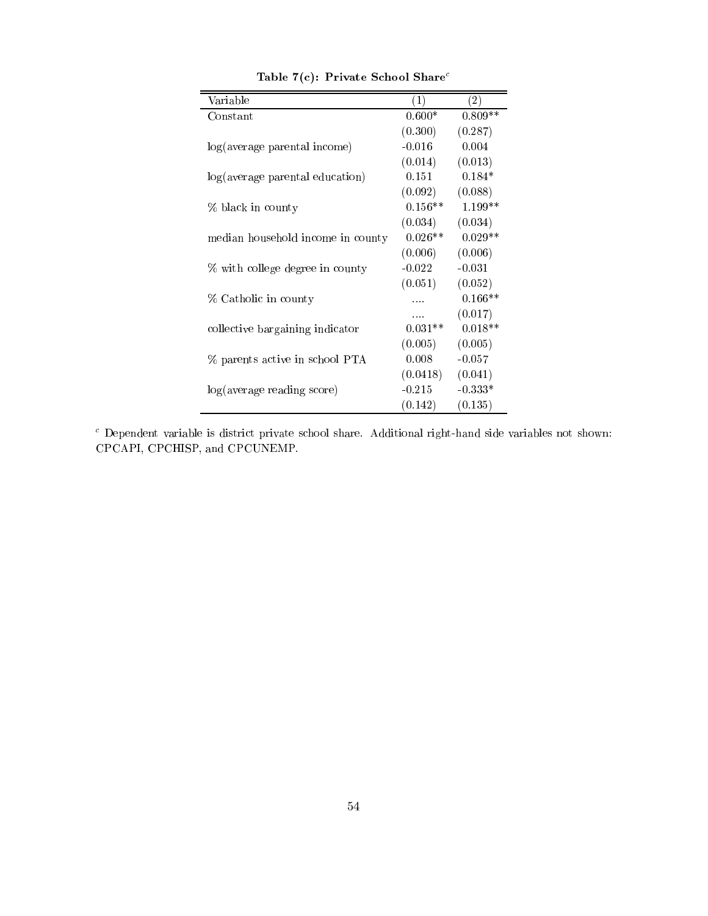**Table 7(c): Private School Share[c]**

| Variable | (1) | (2) |
|---|---|---|
| Constant | 0.600* | 0.809** |
| | (0.300) | (0.287) |
| log(average parental income) | -0.016 | 0.004 |
| | (0.014) | (0.013) |
| log(average parental education) | 0.151 | 0.184* |
| | (0.092) | (0.088) |
| % black in county | 0.156** | 1.199** |
| | (0.034) | (0.034) |
| median household income in county | 0.026** | 0.029** |
| | (0.006) | (0.006) |
| % with college degree in county | -0.022 | -0.031 |
| | (0.051) | (0.052) |
| % Catholic in county | .... | 0.166** |
| | .... | (0.017) |
| collective bargaining indicator | 0.031** | 0.018** |
| | (0.005) | (0.005) |
| % parents active in school PTA | 0.008 | -0.057 |
| | (0.0418) | (0.041) |
| log(average reading score) | -0.215 | -0.333* |
| | (0.142) | (0.135) |

[c] Dependent variable is district private school share. Additional right-hand side variables not shown: CPCAPI, CPCHISP, and CPCUNEMP.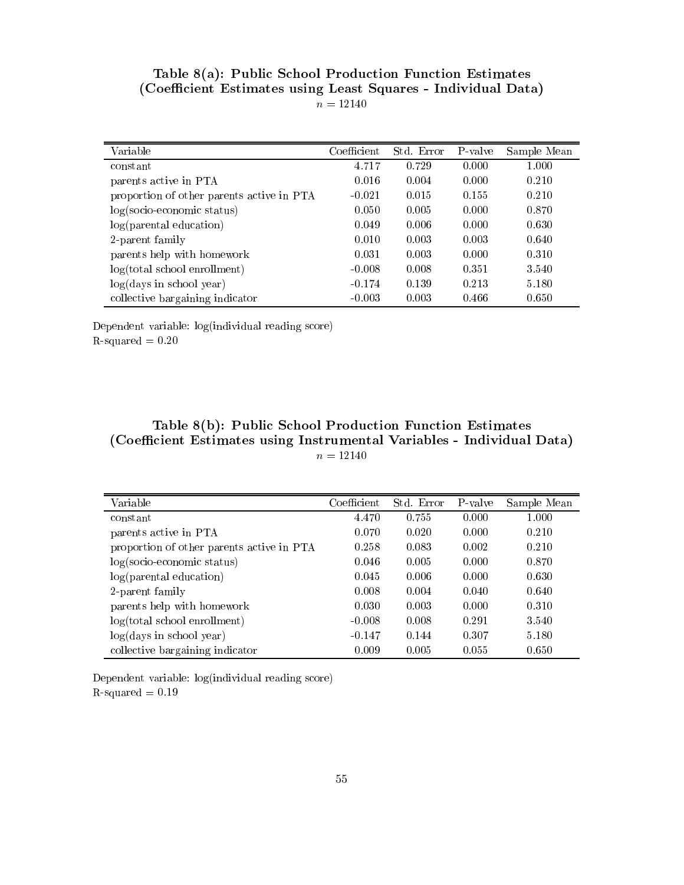## Table 8(a): Public School Production Function Estimates (Coefficient Estimates using Least Squares - Individual Data)

$n = 12140$

| Variable | Coefficient | Std. Error | P-valve | Sample Mean |
|---|---|---|---|---|
| constant | 4.717 | 0.729 | 0.000 | 1.000 |
| parents active in PTA | 0.016 | 0.004 | 0.000 | 0.210 |
| proportion of other parents active in PTA | -0.021 | 0.015 | 0.155 | 0.210 |
| log(socio-economic status) | 0.050 | 0.005 | 0.000 | 0.870 |
| log(parental education) | 0.049 | 0.006 | 0.000 | 0.630 |
| 2-parent family | 0.010 | 0.003 | 0.003 | 0.640 |
| parents help with homework | 0.031 | 0.003 | 0.000 | 0.310 |
| log(total school enrollment) | -0.008 | 0.008 | 0.351 | 3.540 |
| log(days in school year) | -0.174 | 0.139 | 0.213 | 5.180 |
| collective bargaining indicator | -0.003 | 0.003 | 0.466 | 0.650 |

Dependent variable: log(individual reading score)
R-squared = 0.20

## Table 8(b): Public School Production Function Estimates (Coefficient Estimates using Instrumental Variables - Individual Data)

$n = 12140$

| Variable | Coefficient | Std. Error | P-valve | Sample Mean |
|---|---|---|---|---|
| constant | 4.470 | 0.755 | 0.000 | 1.000 |
| parents active in PTA | 0.070 | 0.020 | 0.000 | 0.210 |
| proportion of other parents active in PTA | 0.258 | 0.083 | 0.002 | 0.210 |
| log(socio-economic status) | 0.046 | 0.005 | 0.000 | 0.870 |
| log(parental education) | 0.045 | 0.006 | 0.000 | 0.630 |
| 2-parent family | 0.008 | 0.004 | 0.040 | 0.640 |
| parents help with homework | 0.030 | 0.003 | 0.000 | 0.310 |
| log(total school enrollment) | -0.008 | 0.008 | 0.291 | 3.540 |
| log(days in school year) | -0.147 | 0.144 | 0.307 | 5.180 |
| collective bargaining indicator | 0.009 | 0.005 | 0.055 | 0.650 |

Dependent variable: log(individual reading score)
R-squared = 0.19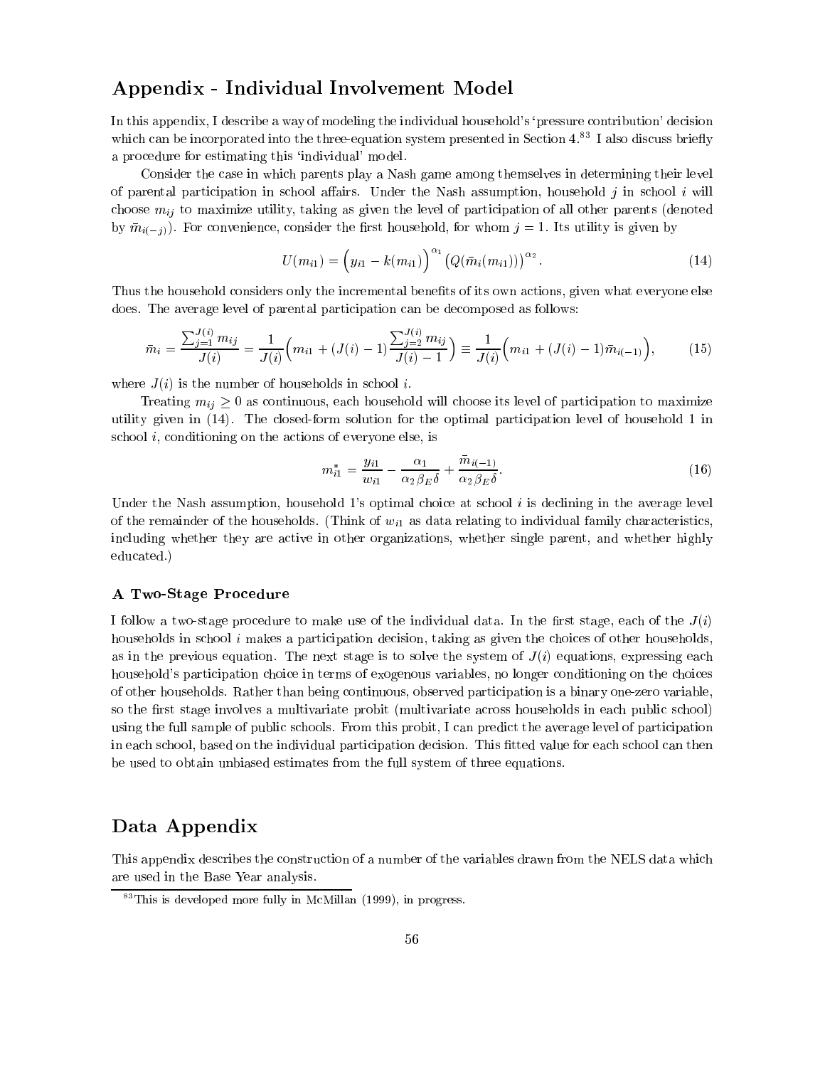## Appendix - Individual Involvement Model

In this appendix, I describe a way of modeling the individual household's 'pressure contribution' decision which can be incorporated into the three-equation system presented in Section 4.[83] I also discuss briefly a procedure for estimating this 'individual' model.

Consider the case in which parents play a Nash game among themselves in determining their level of parental participation in school affairs. Under the Nash assumption, household $j$ in school $i$ will choose $m_{ij}$ to maximize utility, taking as given the level of participation of all other parents (denoted by $\bar{m}_{i(-j)}$). For convenience, consider the first household, for whom $j = 1$. Its utility is given by

$$U(m_{i1}) = \Big(y_{i1} - k(m_{i1})\Big)^{\alpha_1} \left(Q(\bar{m}_i(m_{i1}))\right)^{\alpha_2}. \tag{14}$$

Thus the household considers only the incremental benefits of its own actions, given what everyone else does. The average level of parental participation can be decomposed as follows:

$$\bar{m}_i = \frac{\sum_{j=1}^{J(i)} m_{ij}}{J(i)} = \frac{1}{J(i)}\Big(m_{i1} + (J(i)-1)\frac{\sum_{j=2}^{J(i)} m_{ij}}{J(i)-1}\Big) \equiv \frac{1}{J(i)}\Big(m_{i1} + (J(i)-1)\bar{m}_{i(-1)}\Big), \tag{15}$$

where $J(i)$ is the number of households in school $i$.

Treating $m_{ij} \geq 0$ as continuous, each household will choose its level of participation to maximize utility given in (14). The closed-form solution for the optimal participation level of household 1 in school $i$, conditioning on the actions of everyone else, is

$$m_{i1}^{*} = \frac{y_{i1}}{w_{i1}} - \frac{\alpha_1}{\alpha_2 \beta_E \delta} + \frac{\bar{m}_{i(-1)}}{\alpha_2 \beta_E \delta}. \tag{16}$$

Under the Nash assumption, household 1's optimal choice at school $i$ is declining in the average level of the remainder of the households. (Think of $w_{i1}$ as data relating to individual family characteristics, including whether they are active in other organizations, whether single parent, and whether highly educated.)

### A Two-Stage Procedure

I follow a two-stage procedure to make use of the individual data. In the first stage, each of the $J(i)$ households in school $i$ makes a participation decision, taking as given the choices of other households, as in the previous equation. The next stage is to solve the system of $J(i)$ equations, expressing each household's participation choice in terms of exogenous variables, no longer conditioning on the choices of other households. Rather than being continuous, observed participation is a binary one-zero variable, so the first stage involves a multivariate probit (multivariate across households in each public school) using the full sample of public schools. From this probit, I can predict the average level of participation in each school, based on the individual participation decision. This fitted value for each school can then be used to obtain unbiased estimates from the full system of three equations.

## Data Appendix

This appendix describes the construction of a number of the variables drawn from the NELS data which are used in the Base Year analysis.

[83] This is developed more fully in McMillan (1999), in progress.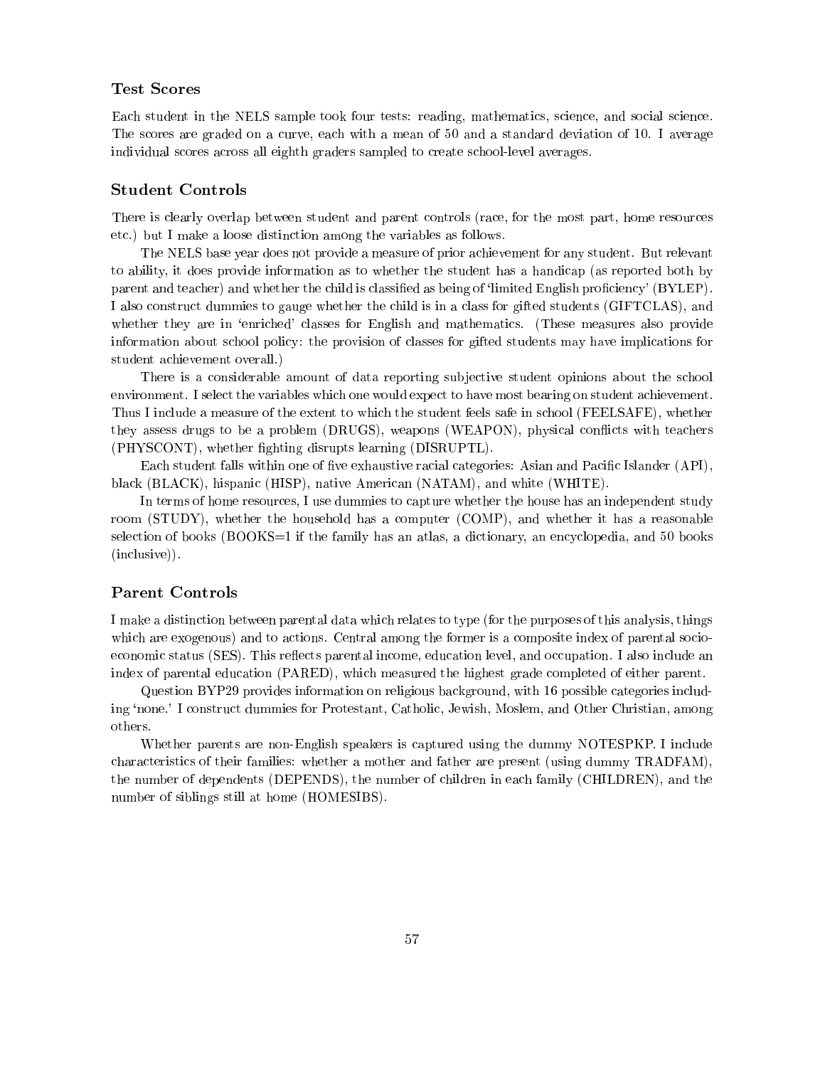### Test Scores

Each student in the NELS sample took four tests: reading, mathematics, science, and social science. The scores are graded on a curve, each with a mean of 50 and a standard deviation of 10. I average individual scores across all eighth graders sampled to create school-level averages.

### Student Controls

There is clearly overlap between student and parent controls (race, for the most part, home resources etc.) but I make a loose distinction among the variables as follows.

The NELS base year does not provide a measure of prior achievement for any student. But relevant to ability, it does provide information as to whether the student has a handicap (as reported both by parent and teacher) and whether the child is classified as being of 'limited English proficiency' (BYLEP). I also construct dummies to gauge whether the child is in a class for gifted students (GIFTCLAS), and whether they are in 'enriched' classes for English and mathematics. (These measures also provide information about school policy: the provision of classes for gifted students may have implications for student achievement overall.)

There is a considerable amount of data reporting subjective student opinions about the school environment. I select the variables which one would expect to have most bearing on student achievement. Thus I include a measure of the extent to which the student feels safe in school (FEELSAFE), whether they assess drugs to be a problem (DRUGS), weapons (WEAPON), physical conflicts with teachers (PHYSCONT), whether fighting disrupts learning (DISRUPTL).

Each student falls within one of five exhaustive racial categories: Asian and Pacific Islander (API), black (BLACK), hispanic (HISP), native American (NATAM), and white (WHITE).

In terms of home resources, I use dummies to capture whether the house has an independent study room (STUDY), whether the household has a computer (COMP), and whether it has a reasonable selection of books (BOOKS=1 if the family has an atlas, a dictionary, an encyclopedia, and 50 books (inclusive)).

### Parent Controls

I make a distinction between parental data which relates to type (for the purposes of this analysis, things which are exogenous) and to actions. Central among the former is a composite index of parental socio-economic status (SES). This reflects parental income, education level, and occupation. I also include an index of parental education (PARED), which measured the highest grade completed of either parent.

Question BYP29 provides information on religious background, with 16 possible categories including 'none.' I construct dummies for Protestant, Catholic, Jewish, Moslem, and Other Christian, among others.

Whether parents are non-English speakers is captured using the dummy NOTESPKP. I include characteristics of their families: whether a mother and father are present (using dummy TRADFAM), the number of dependents (DEPENDS), the number of children in each family (CHILDREN), and the number of siblings still at home (HOMESIBS).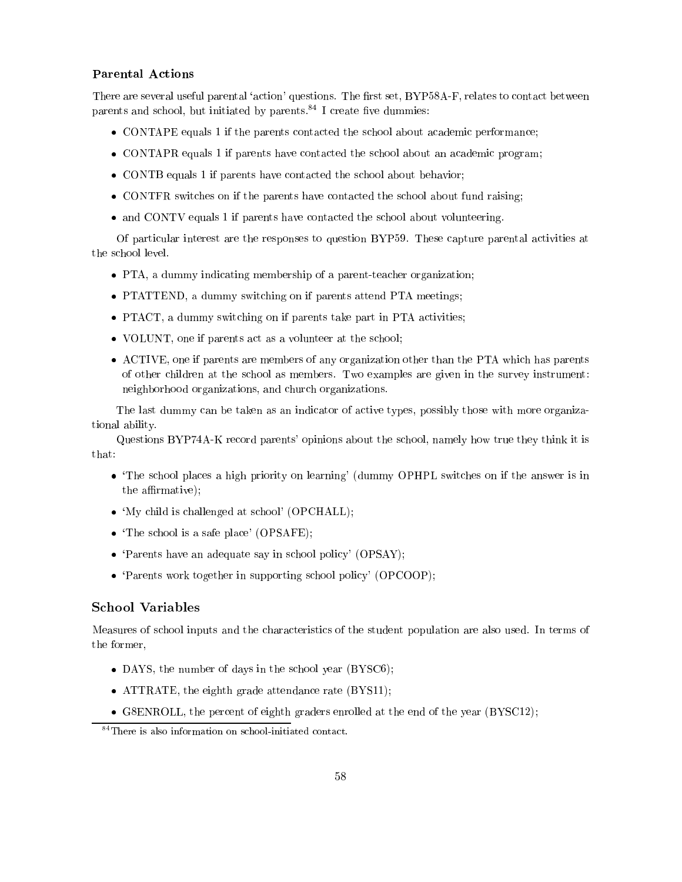### Parental Actions

There are several useful parental 'action' questions. The first set, BYP58A-F, relates to contact between parents and school, but initiated by parents.[84] I create five dummies:

- CONTAPE equals 1 if the parents contacted the school about academic performance;
- CONTAPR equals 1 if parents have contacted the school about an academic program;
- CONTB equals 1 if parents have contacted the school about behavior;
- CONTFR switches on if the parents have contacted the school about fund raising;
- and CONTV equals 1 if parents have contacted the school about volunteering.

Of particular interest are the responses to question BYP59. These capture parental activities at the school level.

- PTA, a dummy indicating membership of a parent-teacher organization;
- PTATTEND, a dummy switching on if parents attend PTA meetings;
- PTACT, a dummy switching on if parents take part in PTA activities;
- VOLUNT, one if parents act as a volunteer at the school;
- ACTIVE, one if parents are members of any organization other than the PTA which has parents of other children at the school as members. Two examples are given in the survey instrument: neighborhood organizations, and church organizations.

The last dummy can be taken as an indicator of active types, possibly those with more organizational ability.

Questions BYP74A-K record parents' opinions about the school, namely how true they think it is that:

- 'The school places a high priority on learning' (dummy OPHPL switches on if the answer is in the affirmative);
- 'My child is challenged at school' (OPCHALL);
- 'The school is a safe place' (OPSAFE);
- 'Parents have an adequate say in school policy' (OPSAY);
- 'Parents work together in supporting school policy' (OPCOOP);

### School Variables

Measures of school inputs and the characteristics of the student population are also used. In terms of the former,

- DAYS, the number of days in the school year (BYSC6);
- ATTRATE, the eighth grade attendance rate (BYS11);
- G8ENROLL, the percent of eighth graders enrolled at the end of the year (BYSC12);

[84] There is also information on school-initiated contact.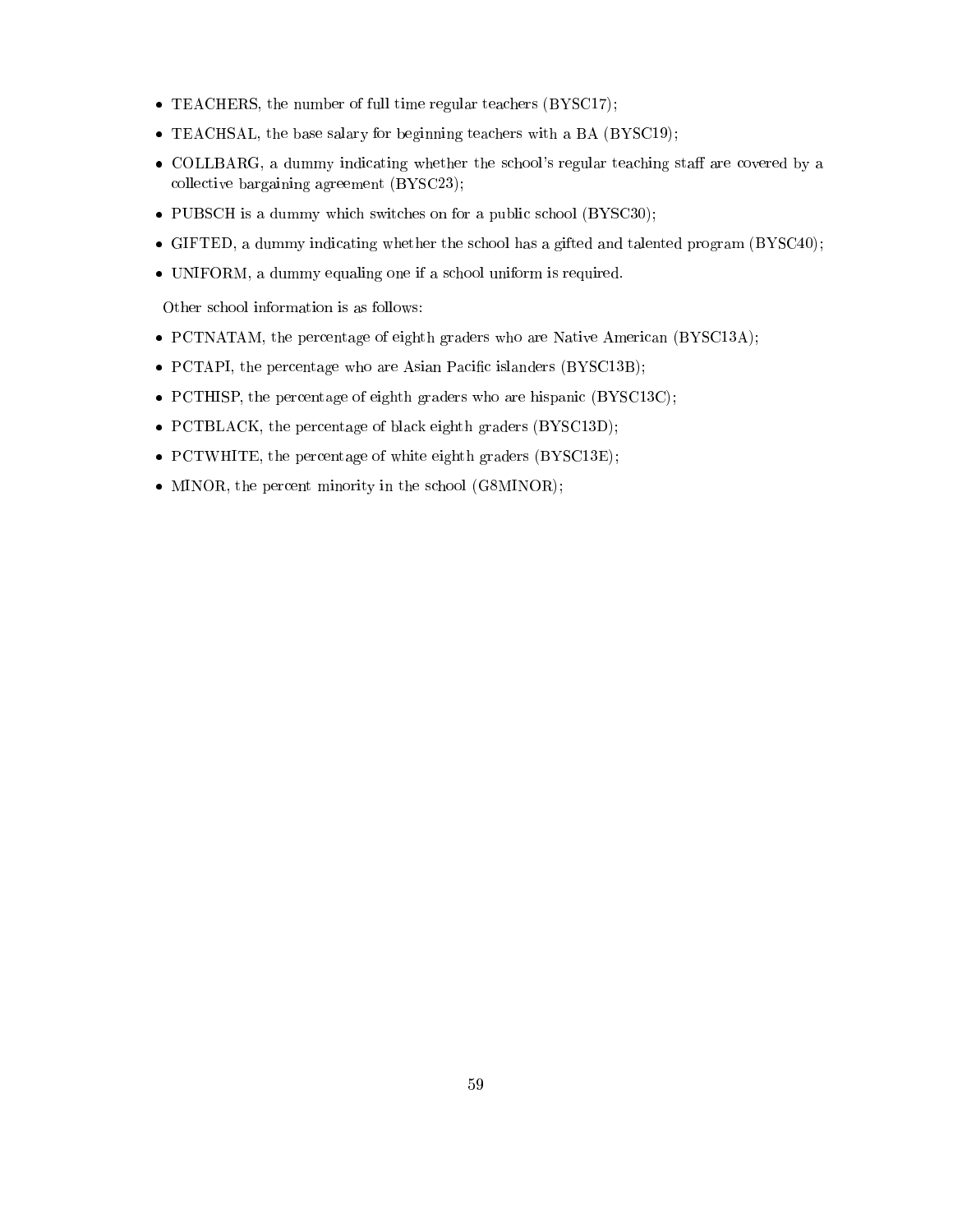- TEACHERS, the number of full time regular teachers (BYSC17);
- TEACHSAL, the base salary for beginning teachers with a BA (BYSC19);
- COLLBARG, a dummy indicating whether the school's regular teaching staff are covered by a collective bargaining agreement (BYSC23);
- PUBSCH is a dummy which switches on for a public school (BYSC30);
- GIFTED, a dummy indicating whether the school has a gifted and talented program (BYSC40);
- UNIFORM, a dummy equaling one if a school uniform is required.

Other school information is as follows:

- PCTNATAM, the percentage of eighth graders who are Native American (BYSC13A);
- PCTAPI, the percentage who are Asian Pacific islanders (BYSC13B);
- PCTHISP, the percentage of eighth graders who are hispanic (BYSC13C);
- PCTBLACK, the percentage of black eighth graders (BYSC13D);
- PCTWHITE, the percentage of white eighth graders (BYSC13E);
- MINOR, the percent minority in the school (G8MINOR);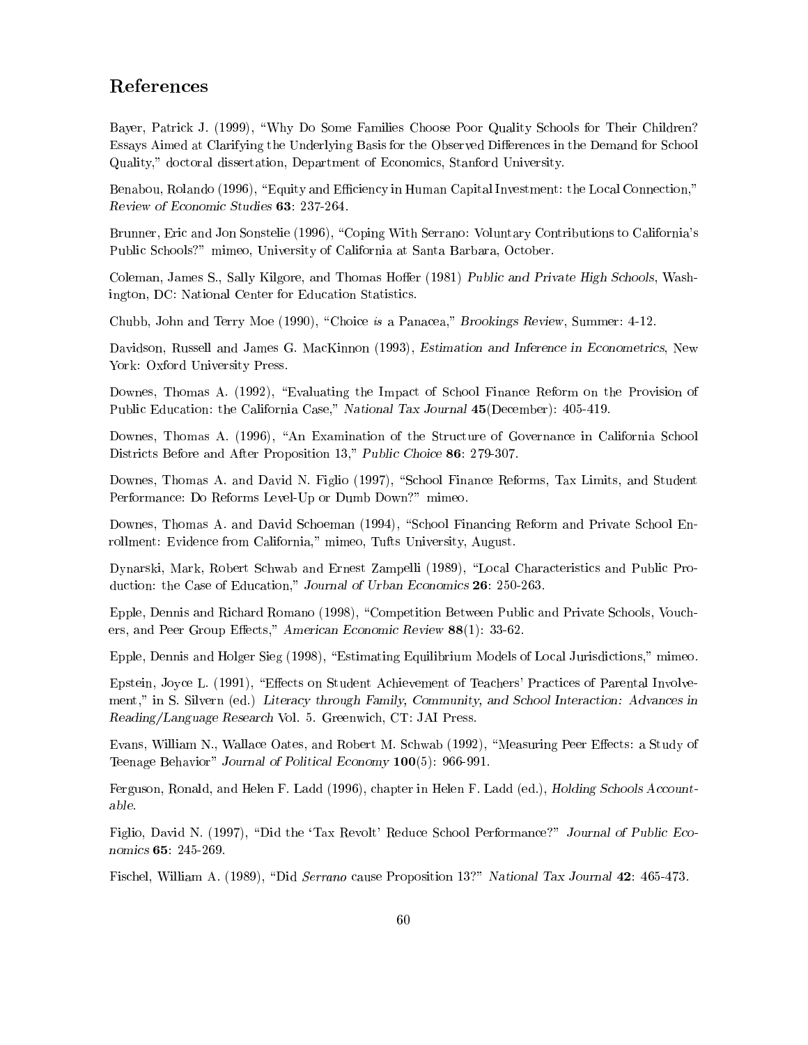## References

Bayer, Patrick J. (1999), "Why Do Some Families Choose Poor Quality Schools for Their Children? Essays Aimed at Clarifying the Underlying Basis for the Observed Differences in the Demand for School Quality," doctoral dissertation, Department of Economics, Stanford University.

Benabou, Rolando (1996), "Equity and Efficiency in Human Capital Investment: the Local Connection," *Review of Economic Studies* **63**: 237-264.

Brunner, Eric and Jon Sonstelie (1996), "Coping With Serrano: Voluntary Contributions to California's Public Schools?" mimeo, University of California at Santa Barbara, October.

Coleman, James S., Sally Kilgore, and Thomas Hoffer (1981) *Public and Private High Schools*, Washington, DC: National Center for Education Statistics.

Chubb, John and Terry Moe (1990), "Choice *is* a Panacea," *Brookings Review*, Summer: 4-12.

Davidson, Russell and James G. MacKinnon (1993), *Estimation and Inference in Econometrics*, New York: Oxford University Press.

Downes, Thomas A. (1992), "Evaluating the Impact of School Finance Reform on the Provision of Public Education: the California Case," *National Tax Journal* **45**(December): 405-419.

Downes, Thomas A. (1996), "An Examination of the Structure of Governance in California School Districts Before and After Proposition 13," *Public Choice* **86**: 279-307.

Downes, Thomas A. and David N. Figlio (1997), "School Finance Reforms, Tax Limits, and Student Performance: Do Reforms Level-Up or Dumb Down?" mimeo.

Downes, Thomas A. and David Schoeman (1994), "School Financing Reform and Private School Enrollment: Evidence from California," mimeo, Tufts University, August.

Dynarski, Mark, Robert Schwab and Ernest Zampelli (1989), "Local Characteristics and Public Production: the Case of Education," *Journal of Urban Economics* **26**: 250-263.

Epple, Dennis and Richard Romano (1998), "Competition Between Public and Private Schools, Vouchers, and Peer Group Effects," *American Economic Review* **88**(1): 33-62.

Epple, Dennis and Holger Sieg (1998), "Estimating Equilibrium Models of Local Jurisdictions," mimeo.

Epstein, Joyce L. (1991), "Effects on Student Achievement of Teachers' Practices of Parental Involvement," in S. Silvern (ed.) *Literacy through Family, Community, and School Interaction: Advances in Reading/Language Research* Vol. 5. Greenwich, CT: JAI Press.

Evans, William N., Wallace Oates, and Robert M. Schwab (1992), "Measuring Peer Effects: a Study of Teenage Behavior" *Journal of Political Economy* **100**(5): 966-991.

Ferguson, Ronald, and Helen F. Ladd (1996), chapter in Helen F. Ladd (ed.), *Holding Schools Accountable*.

Figlio, David N. (1997), "Did the 'Tax Revolt' Reduce School Performance?" *Journal of Public Economics* **65**: 245-269.

Fischel, William A. (1989), "Did *Serrano* cause Proposition 13?" *National Tax Journal* **42**: 465-473.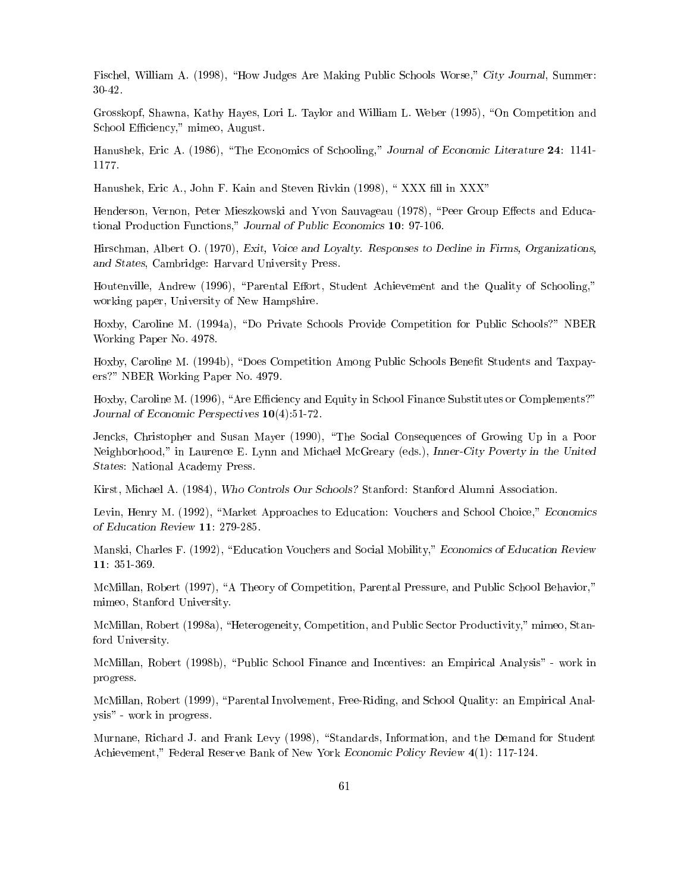Fischel, William A. (1998), "How Judges Are Making Public Schools Worse," *City Journal*, Summer: 30-42.

Grosskopf, Shawna, Kathy Hayes, Lori L. Taylor and William L. Weber (1995), "On Competition and School Efficiency," mimeo, August.

Hanushek, Eric A. (1986), "The Economics of Schooling," *Journal of Economic Literature* **24**: 1141-1177.

Hanushek, Eric A., John F. Kain and Steven Rivkin (1998), " XXX fill in XXX"

Henderson, Vernon, Peter Mieszkowski and Yvon Sauvageau (1978), "Peer Group Effects and Educational Production Functions," *Journal of Public Economics* **10**: 97-106.

Hirschman, Albert O. (1970), *Exit, Voice and Loyalty. Responses to Decline in Firms, Organizations, and States*, Cambridge: Harvard University Press.

Houtenville, Andrew (1996), "Parental Effort, Student Achievement and the Quality of Schooling," working paper, University of New Hampshire.

Hoxby, Caroline M. (1994a), "Do Private Schools Provide Competition for Public Schools?" NBER Working Paper No. 4978.

Hoxby, Caroline M. (1994b), "Does Competition Among Public Schools Benefit Students and Taxpayers?" NBER Working Paper No. 4979.

Hoxby, Caroline M. (1996), "Are Efficiency and Equity in School Finance Substitutes or Complements?" *Journal of Economic Perspectives* **10**(4):51-72.

Jencks, Christopher and Susan Mayer (1990), "The Social Consequences of Growing Up in a Poor Neighborhood," in Laurence E. Lynn and Michael McGreary (eds.), *Inner-City Poverty in the United States*: National Academy Press.

Kirst, Michael A. (1984), *Who Controls Our Schools?* Stanford: Stanford Alumni Association.

Levin, Henry M. (1992), "Market Approaches to Education: Vouchers and School Choice," *Economics of Education Review* **11**: 279-285.

Manski, Charles F. (1992), "Education Vouchers and Social Mobility," *Economics of Education Review* **11**: 351-369.

McMillan, Robert (1997), "A Theory of Competition, Parental Pressure, and Public School Behavior," mimeo, Stanford University.

McMillan, Robert (1998a), "Heterogeneity, Competition, and Public Sector Productivity," mimeo, Stanford University.

McMillan, Robert (1998b), "Public School Finance and Incentives: an Empirical Analysis" - work in progress.

McMillan, Robert (1999), "Parental Involvement, Free-Riding, and School Quality: an Empirical Analysis" - work in progress.

Murnane, Richard J. and Frank Levy (1998), "Standards, Information, and the Demand for Student Achievement," Federal Reserve Bank of New York *Economic Policy Review* **4**(1): 117-124.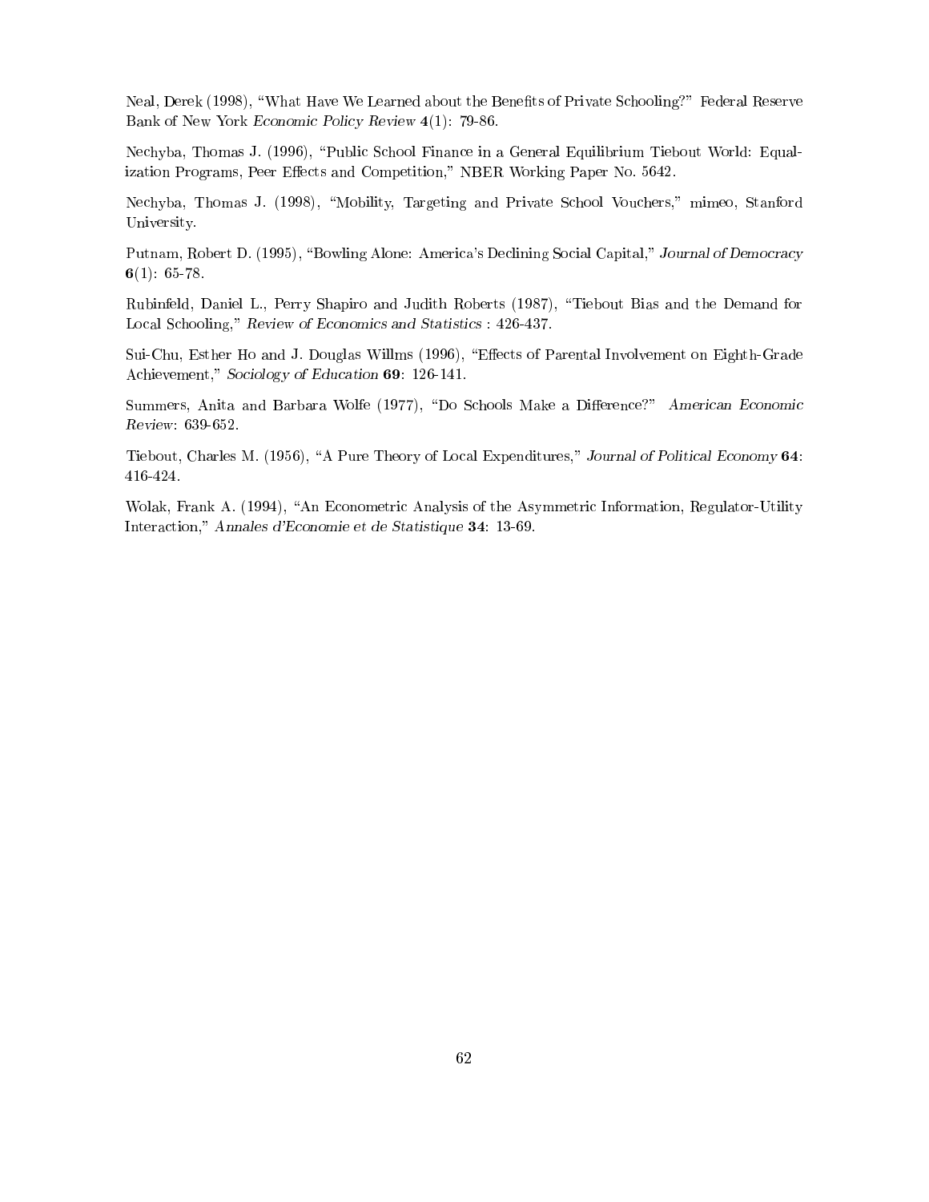Neal, Derek (1998), "What Have We Learned about the Benefits of Private Schooling?" Federal Reserve Bank of New York *Economic Policy Review* **4**(1): 79-86.

Nechyba, Thomas J. (1996), "Public School Finance in a General Equilibrium Tiebout World: Equalization Programs, Peer Effects and Competition," NBER Working Paper No. 5642.

Nechyba, Thomas J. (1998), "Mobility, Targeting and Private School Vouchers," mimeo, Stanford University.

Putnam, Robert D. (1995), "Bowling Alone: America's Declining Social Capital," *Journal of Democracy* **6**(1): 65-78.

Rubinfeld, Daniel L., Perry Shapiro and Judith Roberts (1987), "Tiebout Bias and the Demand for Local Schooling," *Review of Economics and Statistics* : 426-437.

Sui-Chu, Esther Ho and J. Douglas Willms (1996), "Effects of Parental Involvement on Eighth-Grade Achievement," *Sociology of Education* **69**: 126-141.

Summers, Anita and Barbara Wolfe (1977), "Do Schools Make a Difference?" *American Economic Review*: 639-652.

Tiebout, Charles M. (1956), "A Pure Theory of Local Expenditures," *Journal of Political Economy* **64**: 416-424.

Wolak, Frank A. (1994), "An Econometric Analysis of the Asymmetric Information, Regulator-Utility Interaction," *Annales d'Economie et de Statistique* **34**: 13-69.